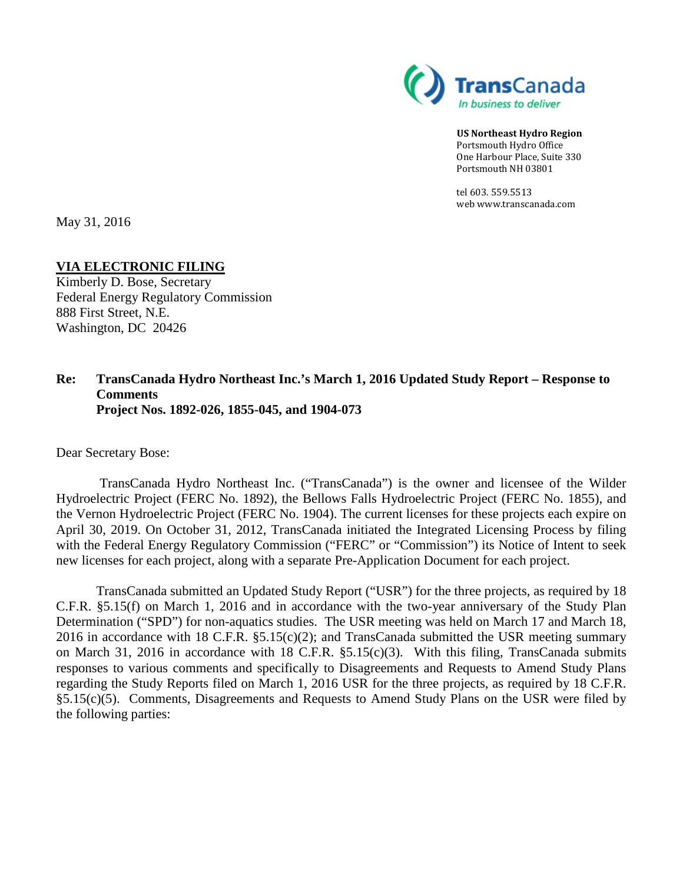TransCanada
*In business to deliver*

**US Northeast Hydro Region**
Portsmouth Hydro Office
One Harbour Place, Suite 330
Portsmouth NH 03801

tel 603. 559.5513
web www.transcanada.com

May 31, 2016

**VIA ELECTRONIC FILING**
Kimberly D. Bose, Secretary
Federal Energy Regulatory Commission
888 First Street, N.E.
Washington, DC 20426

**Re: TransCanada Hydro Northeast Inc.'s March 1, 2016 Updated Study Report – Response to Comments**
**Project Nos. 1892-026, 1855-045, and 1904-073**

Dear Secretary Bose:

TransCanada Hydro Northeast Inc. ("TransCanada") is the owner and licensee of the Wilder Hydroelectric Project (FERC No. 1892), the Bellows Falls Hydroelectric Project (FERC No. 1855), and the Vernon Hydroelectric Project (FERC No. 1904). The current licenses for these projects each expire on April 30, 2019. On October 31, 2012, TransCanada initiated the Integrated Licensing Process by filing with the Federal Energy Regulatory Commission ("FERC" or "Commission") its Notice of Intent to seek new licenses for each project, along with a separate Pre-Application Document for each project.

TransCanada submitted an Updated Study Report ("USR") for the three projects, as required by 18 C.F.R. §5.15(f) on March 1, 2016 and in accordance with the two-year anniversary of the Study Plan Determination ("SPD") for non-aquatics studies. The USR meeting was held on March 17 and March 18, 2016 in accordance with 18 C.F.R. §5.15(c)(2); and TransCanada submitted the USR meeting summary on March 31, 2016 in accordance with 18 C.F.R. §5.15(c)(3). With this filing, TransCanada submits responses to various comments and specifically to Disagreements and Requests to Amend Study Plans regarding the Study Reports filed on March 1, 2016 USR for the three projects, as required by 18 C.F.R. §5.15(c)(5). Comments, Disagreements and Requests to Amend Study Plans on the USR were filed by the following parties: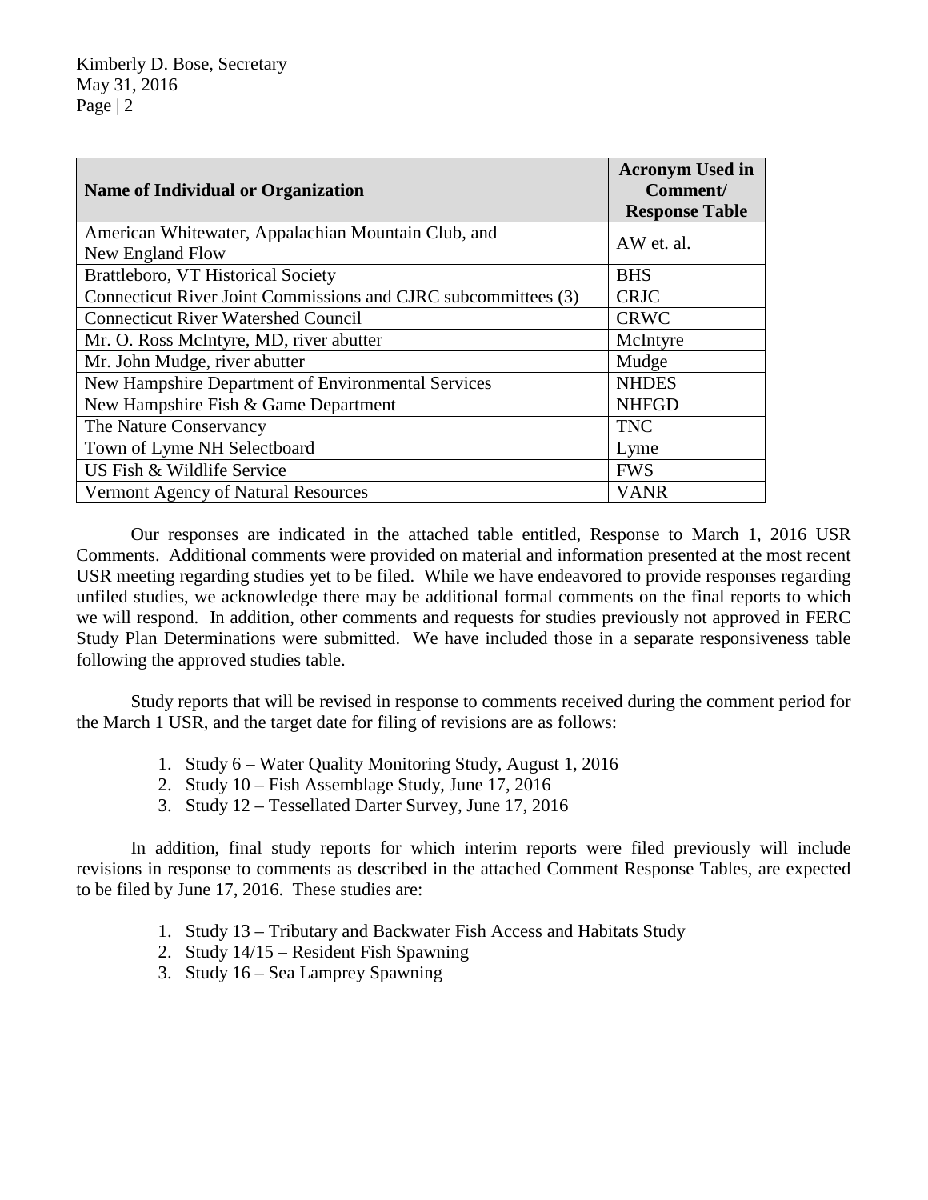| Name of Individual or Organization | Acronym Used in Comment/ Response Table |
|---|---|
| American Whitewater, Appalachian Mountain Club, and New England Flow | AW et. al. |
| Brattleboro, VT Historical Society | BHS |
| Connecticut River Joint Commissions and CJRC subcommittees (3) | CRJC |
| Connecticut River Watershed Council | CRWC |
| Mr. O. Ross McIntyre, MD, river abutter | McIntyre |
| Mr. John Mudge, river abutter | Mudge |
| New Hampshire Department of Environmental Services | NHDES |
| New Hampshire Fish & Game Department | NHFGD |
| The Nature Conservancy | TNC |
| Town of Lyme NH Selectboard | Lyme |
| US Fish & Wildlife Service | FWS |
| Vermont Agency of Natural Resources | VANR |

Our responses are indicated in the attached table entitled, Response to March 1, 2016 USR Comments. Additional comments were provided on material and information presented at the most recent USR meeting regarding studies yet to be filed. While we have endeavored to provide responses regarding unfiled studies, we acknowledge there may be additional formal comments on the final reports to which we will respond. In addition, other comments and requests for studies previously not approved in FERC Study Plan Determinations were submitted. We have included those in a separate responsiveness table following the approved studies table.

Study reports that will be revised in response to comments received during the comment period for the March 1 USR, and the target date for filing of revisions are as follows:

1. Study 6 – Water Quality Monitoring Study, August 1, 2016
2. Study 10 – Fish Assemblage Study, June 17, 2016
3. Study 12 – Tessellated Darter Survey, June 17, 2016

In addition, final study reports for which interim reports were filed previously will include revisions in response to comments as described in the attached Comment Response Tables, are expected to be filed by June 17, 2016. These studies are:

1. Study 13 – Tributary and Backwater Fish Access and Habitats Study
2. Study 14/15 – Resident Fish Spawning
3. Study 16 – Sea Lamprey Spawning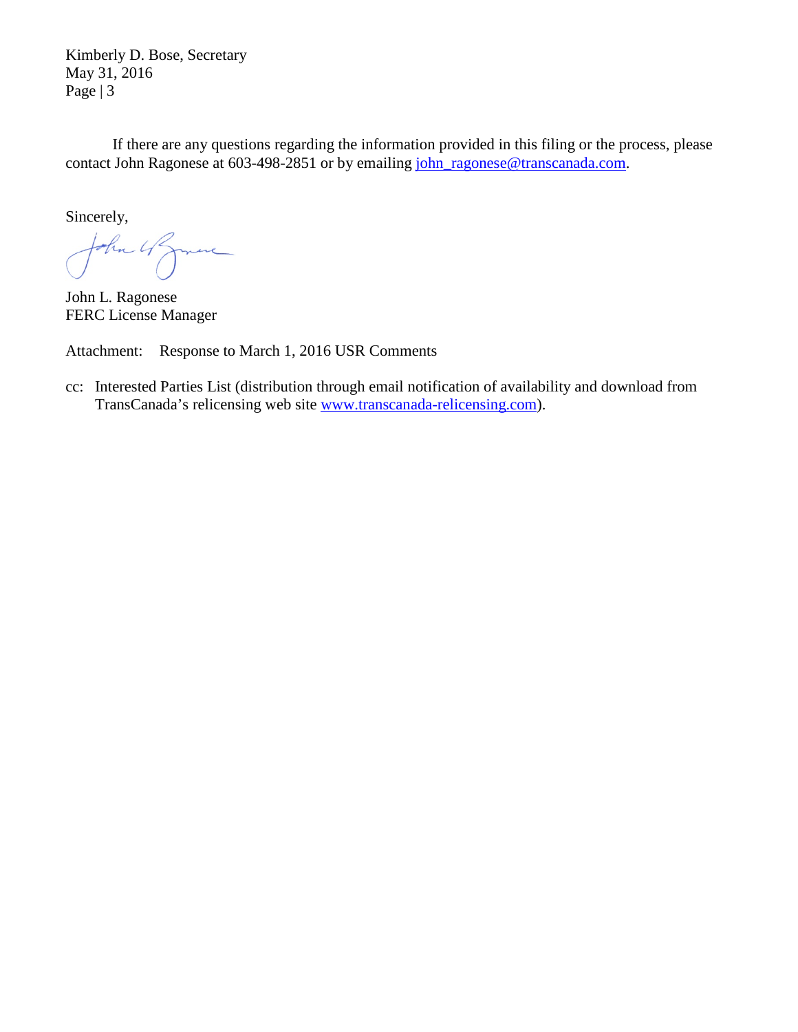If there are any questions regarding the information provided in this filing or the process, please contact John Ragonese at 603-498-2851 or by emailing john_ragonese@transcanada.com.

Sincerely,

John L. Ragonese
FERC License Manager

Attachment: Response to March 1, 2016 USR Comments

cc: Interested Parties List (distribution through email notification of availability and download from TransCanada's relicensing web site www.transcanada-relicensing.com).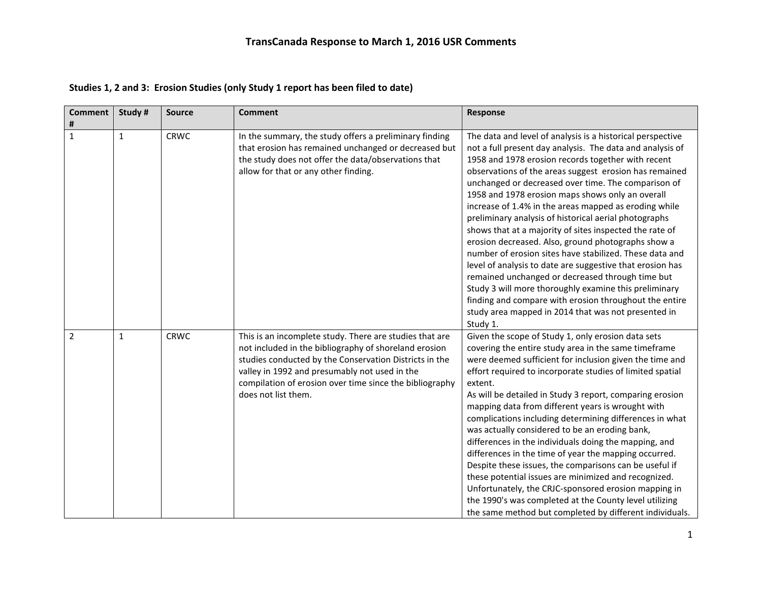# TransCanada Response to March 1, 2016 USR Comments

## Studies 1, 2 and 3: Erosion Studies (only Study 1 report has been filed to date)

| Comment # | Study # | Source | Comment | Response |
|---|---|---|---|---|
| 1 | 1 | CRWC | In the summary, the study offers a preliminary finding that erosion has remained unchanged or decreased but the study does not offer the data/observations that allow for that or any other finding. | The data and level of analysis is a historical perspective not a full present day analysis. The data and analysis of 1958 and 1978 erosion records together with recent observations of the areas suggest erosion has remained unchanged or decreased over time. The comparison of 1958 and 1978 erosion maps shows only an overall increase of 1.4% in the areas mapped as eroding while preliminary analysis of historical aerial photographs shows that at a majority of sites inspected the rate of erosion decreased. Also, ground photographs show a number of erosion sites have stabilized. These data and level of analysis to date are suggestive that erosion has remained unchanged or decreased through time but Study 3 will more thoroughly examine this preliminary finding and compare with erosion throughout the entire study area mapped in 2014 that was not presented in Study 1. |
| 2 | 1 | CRWC | This is an incomplete study. There are studies that are not included in the bibliography of shoreland erosion studies conducted by the Conservation Districts in the valley in 1992 and presumably not used in the compilation of erosion over time since the bibliography does not list them. | Given the scope of Study 1, only erosion data sets covering the entire study area in the same timeframe were deemed sufficient for inclusion given the time and effort required to incorporate studies of limited spatial extent.<br>As will be detailed in Study 3 report, comparing erosion mapping data from different years is wrought with complications including determining differences in what was actually considered to be an eroding bank, differences in the individuals doing the mapping, and differences in the time of year the mapping occurred. Despite these issues, the comparisons can be useful if these potential issues are minimized and recognized. Unfortunately, the CRJC-sponsored erosion mapping in the 1990's was completed at the County level utilizing the same method but completed by different individuals. |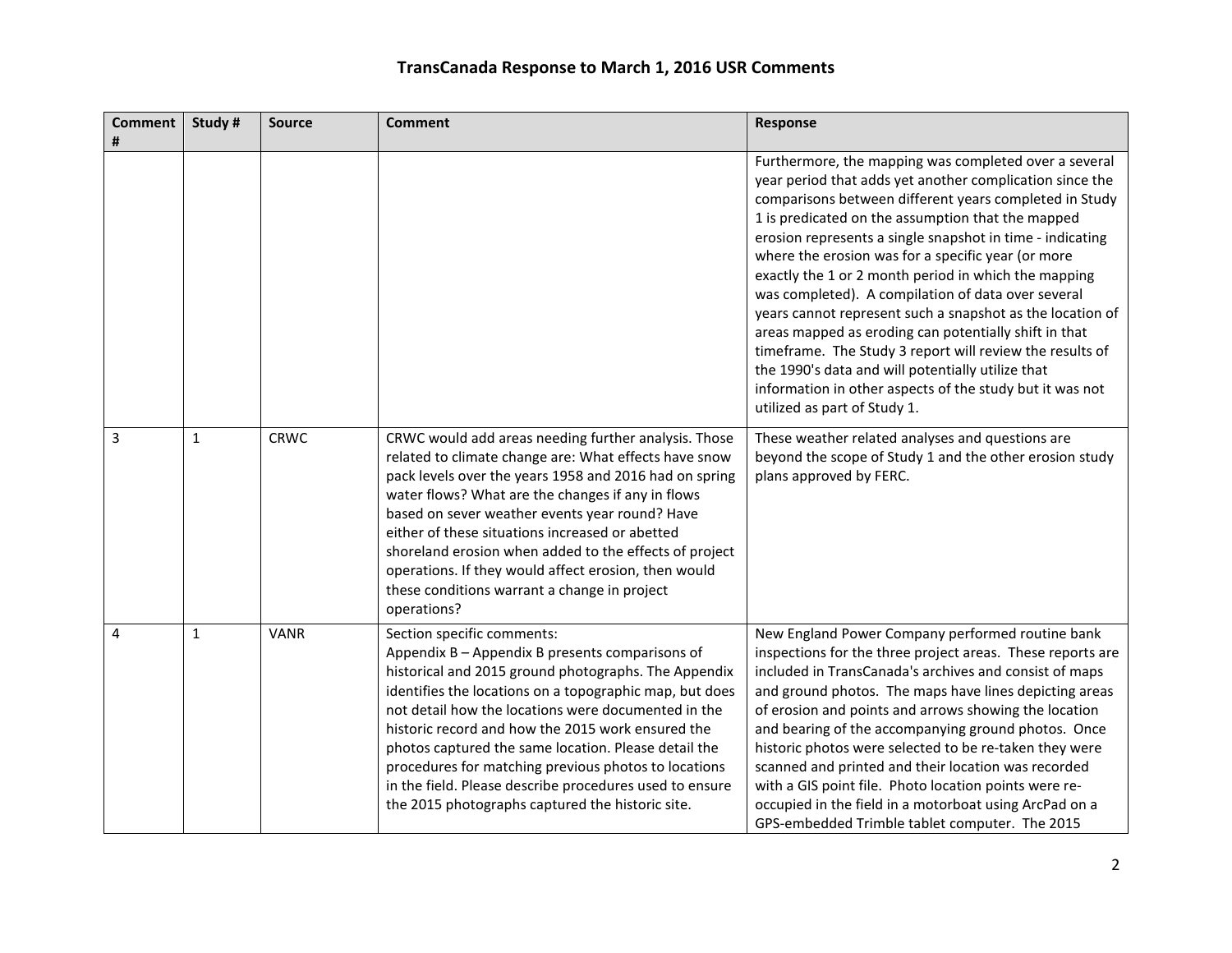# TransCanada Response to March 1, 2016 USR Comments

| Comment # | Study # | Source | Comment | Response |
|---|---|---|---|---|
| | | | | Furthermore, the mapping was completed over a several year period that adds yet another complication since the comparisons between different years completed in Study 1 is predicated on the assumption that the mapped erosion represents a single snapshot in time - indicating where the erosion was for a specific year (or more exactly the 1 or 2 month period in which the mapping was completed). A compilation of data over several years cannot represent such a snapshot as the location of areas mapped as eroding can potentially shift in that timeframe. The Study 3 report will review the results of the 1990's data and will potentially utilize that information in other aspects of the study but it was not utilized as part of Study 1. |
| 3 | 1 | CRWC | CRWC would add areas needing further analysis. Those related to climate change are: What effects have snow pack levels over the years 1958 and 2016 had on spring water flows? What are the changes if any in flows based on sever weather events year round? Have either of these situations increased or abetted shoreland erosion when added to the effects of project operations. If they would affect erosion, then would these conditions warrant a change in project operations? | These weather related analyses and questions are beyond the scope of Study 1 and the other erosion study plans approved by FERC. |
| 4 | 1 | VANR | Section specific comments:<br>Appendix B – Appendix B presents comparisons of historical and 2015 ground photographs. The Appendix identifies the locations on a topographic map, but does not detail how the locations were documented in the historic record and how the 2015 work ensured the photos captured the same location. Please detail the procedures for matching previous photos to locations in the field. Please describe procedures used to ensure the 2015 photographs captured the historic site. | New England Power Company performed routine bank inspections for the three project areas. These reports are included in TransCanada's archives and consist of maps and ground photos. The maps have lines depicting areas of erosion and points and arrows showing the location and bearing of the accompanying ground photos. Once historic photos were selected to be re-taken they were scanned and printed and their location was recorded with a GIS point file. Photo location points were re-occupied in the field in a motorboat using ArcPad on a GPS-embedded Trimble tablet computer. The 2015 |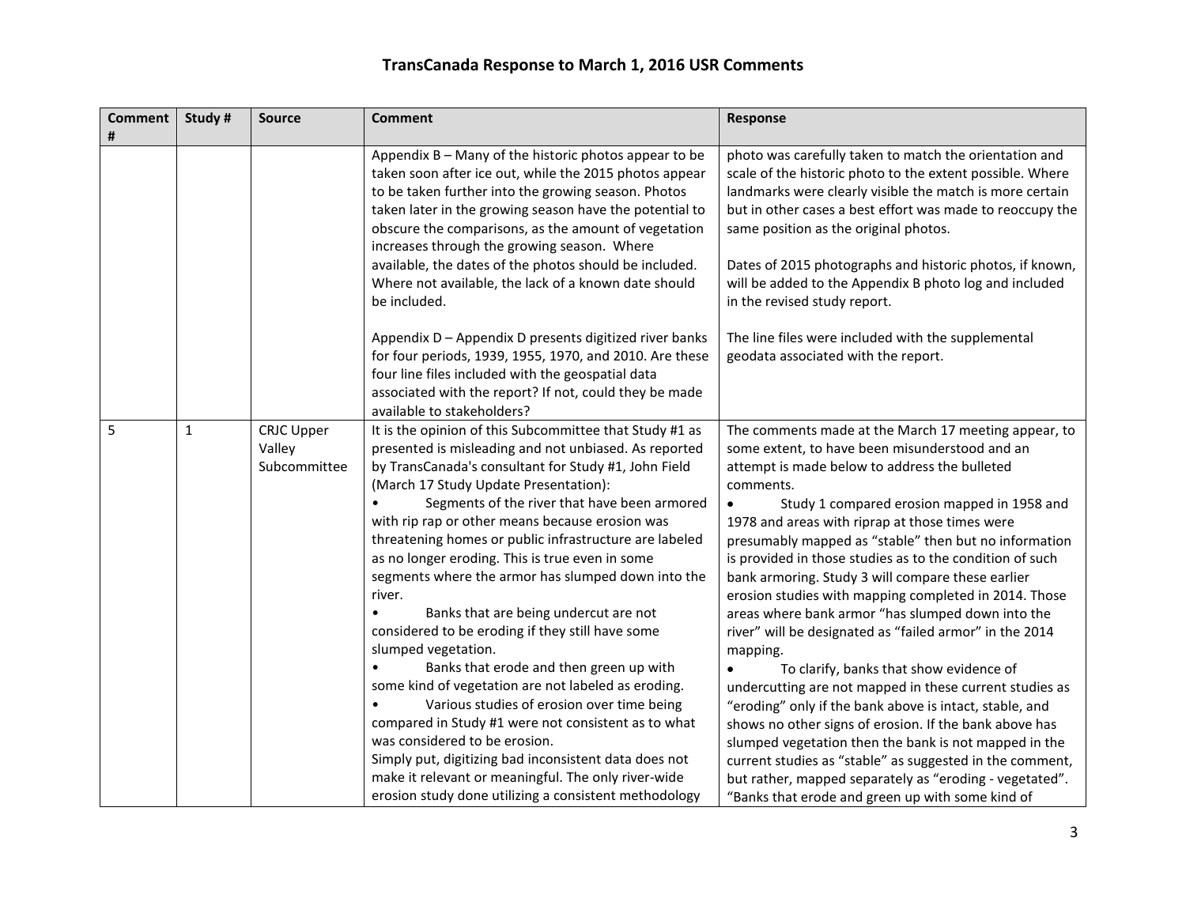# TransCanada Response to March 1, 2016 USR Comments

| Comment # | Study # | Source | Comment | Response |
|---|---|---|---|---|
| | | | Appendix B – Many of the historic photos appear to be taken soon after ice out, while the 2015 photos appear to be taken further into the growing season. Photos taken later in the growing season have the potential to obscure the comparisons, as the amount of vegetation increases through the growing season. Where available, the dates of the photos should be included. Where not available, the lack of a known date should be included.<br><br>Appendix D – Appendix D presents digitized river banks for four periods, 1939, 1955, 1970, and 2010. Are these four line files included with the geospatial data associated with the report? If not, could they be made available to stakeholders? | photo was carefully taken to match the orientation and scale of the historic photo to the extent possible. Where landmarks were clearly visible the match is more certain but in other cases a best effort was made to reoccupy the same position as the original photos.<br><br>Dates of 2015 photographs and historic photos, if known, will be added to the Appendix B photo log and included in the revised study report.<br><br>The line files were included with the supplemental geodata associated with the report. |
| 5 | 1 | CRJC Upper Valley Subcommittee | It is the opinion of this Subcommittee that Study #1 as presented is misleading and not unbiased. As reported by TransCanada's consultant for Study #1, John Field (March 17 Study Update Presentation):<br>• Segments of the river that have been armored with rip rap or other means because erosion was threatening homes or public infrastructure are labeled as no longer eroding. This is true even in some segments where the armor has slumped down into the river.<br>• Banks that are being undercut are not considered to be eroding if they still have some slumped vegetation.<br>• Banks that erode and then green up with some kind of vegetation are not labeled as eroding.<br>• Various studies of erosion over time being compared in Study #1 were not consistent as to what was considered to be erosion.<br>Simply put, digitizing bad inconsistent data does not make it relevant or meaningful. The only river-wide erosion study done utilizing a consistent methodology | The comments made at the March 17 meeting appear, to some extent, to have been misunderstood and an attempt is made below to address the bulleted comments.<br>• Study 1 compared erosion mapped in 1958 and 1978 and areas with riprap at those times were presumably mapped as "stable" then but no information is provided in those studies as to the condition of such bank armoring. Study 3 will compare these earlier erosion studies with mapping completed in 2014. Those areas where bank armor "has slumped down into the river" will be designated as "failed armor" in the 2014 mapping.<br>• To clarify, banks that show evidence of undercutting are not mapped in these current studies as "eroding" only if the bank above is intact, stable, and shows no other signs of erosion. If the bank above has slumped vegetation then the bank is not mapped in the current studies as "stable" as suggested in the comment, but rather, mapped separately as "eroding - vegetated". "Banks that erode and green up with some kind of |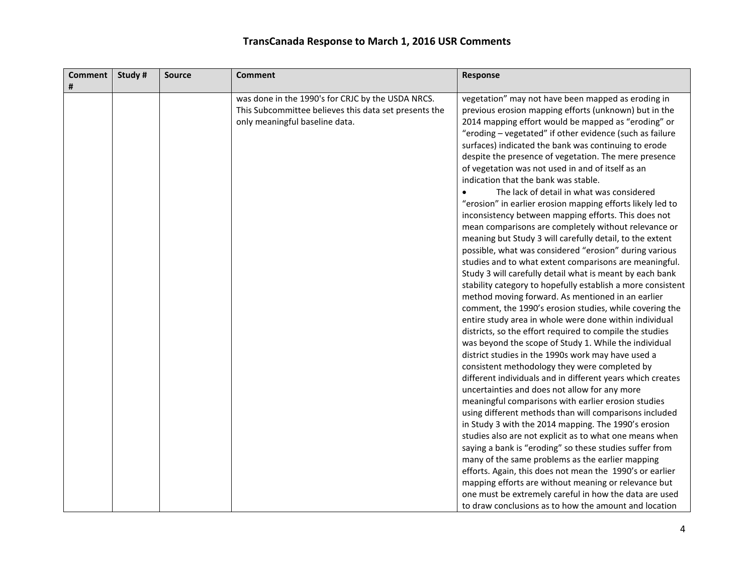# TransCanada Response to March 1, 2016 USR Comments

| Comment # | Study # | Source | Comment | Response |
|---|---|---|---|---|
| | | | was done in the 1990's for CRJC by the USDA NRCS. This Subcommittee believes this data set presents the only meaningful baseline data. | vegetation" may not have been mapped as eroding in previous erosion mapping efforts (unknown) but in the 2014 mapping effort would be mapped as "eroding" or "eroding – vegetated" if other evidence (such as failure surfaces) indicated the bank was continuing to erode despite the presence of vegetation. The mere presence of vegetation was not used in and of itself as an indication that the bank was stable.<br>• The lack of detail in what was considered "erosion" in earlier erosion mapping efforts likely led to inconsistency between mapping efforts. This does not mean comparisons are completely without relevance or meaning but Study 3 will carefully detail, to the extent possible, what was considered "erosion" during various studies and to what extent comparisons are meaningful. Study 3 will carefully detail what is meant by each bank stability category to hopefully establish a more consistent method moving forward. As mentioned in an earlier comment, the 1990's erosion studies, while covering the entire study area in whole were done within individual districts, so the effort required to compile the studies was beyond the scope of Study 1. While the individual district studies in the 1990s work may have used a consistent methodology they were completed by different individuals and in different years which creates uncertainties and does not allow for any more meaningful comparisons with earlier erosion studies using different methods than will comparisons included in Study 3 with the 2014 mapping. The 1990's erosion studies also are not explicit as to what one means when saying a bank is "eroding" so these studies suffer from many of the same problems as the earlier mapping efforts. Again, this does not mean the 1990's or earlier mapping efforts are without meaning or relevance but one must be extremely careful in how the data are used to draw conclusions as to how the amount and location |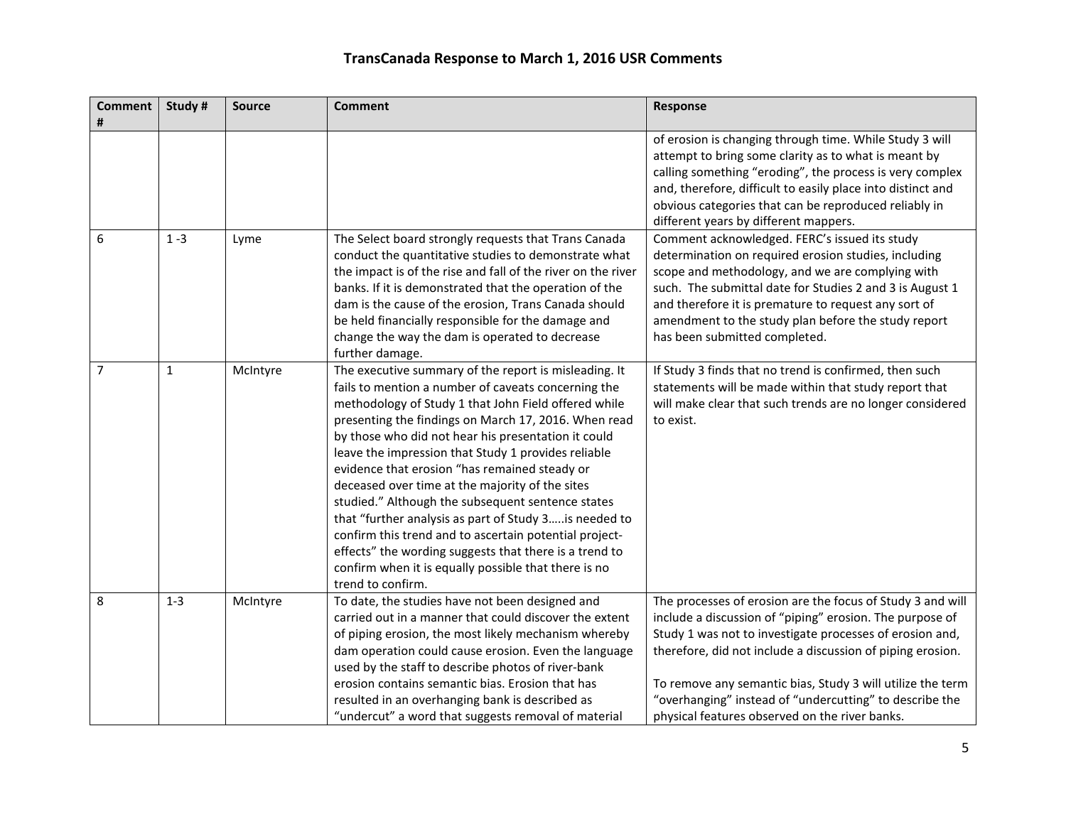# TransCanada Response to March 1, 2016 USR Comments

| Comment # | Study # | Source | Comment | Response |
|---|---|---|---|---|
| | | | | of erosion is changing through time. While Study 3 will attempt to bring some clarity as to what is meant by calling something "eroding", the process is very complex and, therefore, difficult to easily place into distinct and obvious categories that can be reproduced reliably in different years by different mappers. |
| 6 | 1 -3 | Lyme | The Select board strongly requests that Trans Canada conduct the quantitative studies to demonstrate what the impact is of the rise and fall of the river on the river banks. If it is demonstrated that the operation of the dam is the cause of the erosion, Trans Canada should be held financially responsible for the damage and change the way the dam is operated to decrease further damage. | Comment acknowledged. FERC's issued its study determination on required erosion studies, including scope and methodology, and we are complying with such. The submittal date for Studies 2 and 3 is August 1 and therefore it is premature to request any sort of amendment to the study plan before the study report has been submitted completed. |
| 7 | 1 | McIntyre | The executive summary of the report is misleading. It fails to mention a number of caveats concerning the methodology of Study 1 that John Field offered while presenting the findings on March 17, 2016. When read by those who did not hear his presentation it could leave the impression that Study 1 provides reliable evidence that erosion "has remained steady or deceased over time at the majority of the sites studied." Although the subsequent sentence states that "further analysis as part of Study 3…..is needed to confirm this trend and to ascertain potential project-effects" the wording suggests that there is a trend to confirm when it is equally possible that there is no trend to confirm. | If Study 3 finds that no trend is confirmed, then such statements will be made within that study report that will make clear that such trends are no longer considered to exist. |
| 8 | 1-3 | McIntyre | To date, the studies have not been designed and carried out in a manner that could discover the extent of piping erosion, the most likely mechanism whereby dam operation could cause erosion. Even the language used by the staff to describe photos of river-bank erosion contains semantic bias. Erosion that has resulted in an overhanging bank is described as "undercut" a word that suggests removal of material | The processes of erosion are the focus of Study 3 and will include a discussion of "piping" erosion. The purpose of Study 1 was not to investigate processes of erosion and, therefore, did not include a discussion of piping erosion.<br><br>To remove any semantic bias, Study 3 will utilize the term "overhanging" instead of "undercutting" to describe the physical features observed on the river banks. |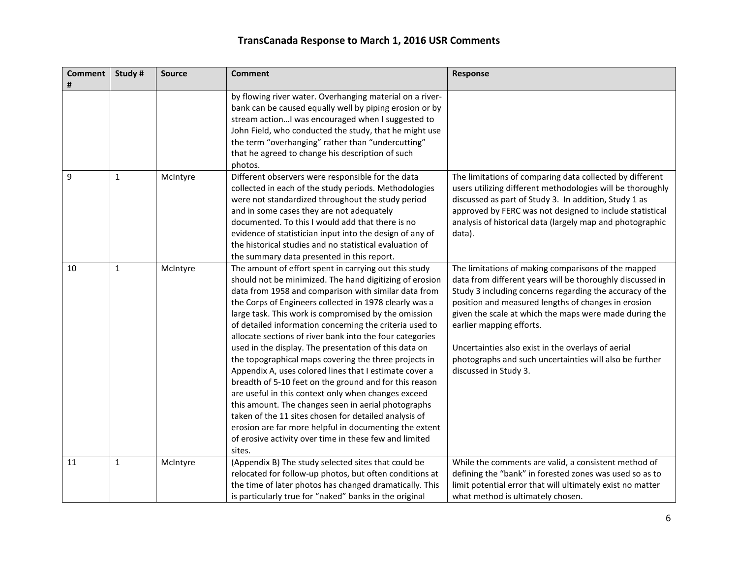# TransCanada Response to March 1, 2016 USR Comments

| Comment # | Study # | Source | Comment | Response |
|---|---|---|---|---|
| | | | by flowing river water. Overhanging material on a river-bank can be caused equally well by piping erosion or by stream action…I was encouraged when I suggested to John Field, who conducted the study, that he might use the term "overhanging" rather than "undercutting" that he agreed to change his description of such photos. | |
| 9 | 1 | McIntyre | Different observers were responsible for the data collected in each of the study periods. Methodologies were not standardized throughout the study period and in some cases they are not adequately documented. To this I would add that there is no evidence of statistician input into the design of any of the historical studies and no statistical evaluation of the summary data presented in this report. | The limitations of comparing data collected by different users utilizing different methodologies will be thoroughly discussed as part of Study 3. In addition, Study 1 as approved by FERC was not designed to include statistical analysis of historical data (largely map and photographic data). |
| 10 | 1 | McIntyre | The amount of effort spent in carrying out this study should not be minimized. The hand digitizing of erosion data from 1958 and comparison with similar data from the Corps of Engineers collected in 1978 clearly was a large task. This work is compromised by the omission of detailed information concerning the criteria used to allocate sections of river bank into the four categories used in the display. The presentation of this data on the topographical maps covering the three projects in Appendix A, uses colored lines that I estimate cover a breadth of 5-10 feet on the ground and for this reason are useful in this context only when changes exceed this amount. The changes seen in aerial photographs taken of the 11 sites chosen for detailed analysis of erosion are far more helpful in documenting the extent of erosive activity over time in these few and limited sites. | The limitations of making comparisons of the mapped data from different years will be thoroughly discussed in Study 3 including concerns regarding the accuracy of the position and measured lengths of changes in erosion given the scale at which the maps were made during the earlier mapping efforts.<br><br>Uncertainties also exist in the overlays of aerial photographs and such uncertainties will also be further discussed in Study 3. |
| 11 | 1 | McIntyre | (Appendix B) The study selected sites that could be relocated for follow-up photos, but often conditions at the time of later photos has changed dramatically. This is particularly true for "naked" banks in the original | While the comments are valid, a consistent method of defining the "bank" in forested zones was used so as to limit potential error that will ultimately exist no matter what method is ultimately chosen. |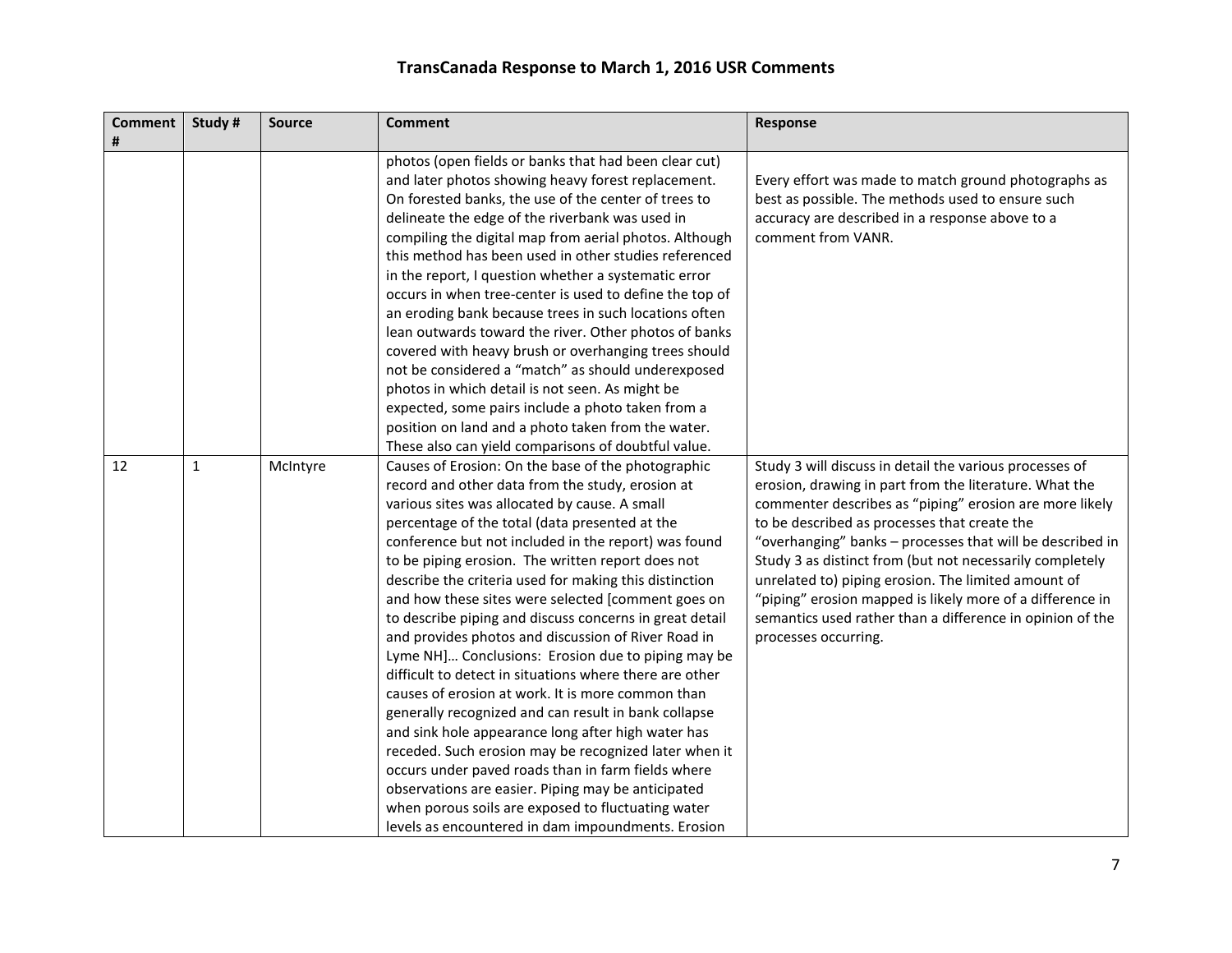## TransCanada Response to March 1, 2016 USR Comments

| Comment # | Study # | Source | Comment | Response |
|---|---|---|---|---|
| | | | photos (open fields or banks that had been clear cut) and later photos showing heavy forest replacement. On forested banks, the use of the center of trees to delineate the edge of the riverbank was used in compiling the digital map from aerial photos. Although this method has been used in other studies referenced in the report, I question whether a systematic error occurs in when tree-center is used to define the top of an eroding bank because trees in such locations often lean outwards toward the river. Other photos of banks covered with heavy brush or overhanging trees should not be considered a "match" as should underexposed photos in which detail is not seen. As might be expected, some pairs include a photo taken from a position on land and a photo taken from the water. These also can yield comparisons of doubtful value. | Every effort was made to match ground photographs as best as possible. The methods used to ensure such accuracy are described in a response above to a comment from VANR. |
| 12 | 1 | McIntyre | Causes of Erosion: On the base of the photographic record and other data from the study, erosion at various sites was allocated by cause. A small percentage of the total (data presented at the conference but not included in the report) was found to be piping erosion. The written report does not describe the criteria used for making this distinction and how these sites were selected [comment goes on to describe piping and discuss concerns in great detail and provides photos and discussion of River Road in Lyme NH]… Conclusions: Erosion due to piping may be difficult to detect in situations where there are other causes of erosion at work. It is more common than generally recognized and can result in bank collapse and sink hole appearance long after high water has receded. Such erosion may be recognized later when it occurs under paved roads than in farm fields where observations are easier. Piping may be anticipated when porous soils are exposed to fluctuating water levels as encountered in dam impoundments. Erosion | Study 3 will discuss in detail the various processes of erosion, drawing in part from the literature. What the commenter describes as "piping" erosion are more likely to be described as processes that create the "overhanging" banks – processes that will be described in Study 3 as distinct from (but not necessarily completely unrelated to) piping erosion. The limited amount of "piping" erosion mapped is likely more of a difference in semantics used rather than a difference in opinion of the processes occurring. |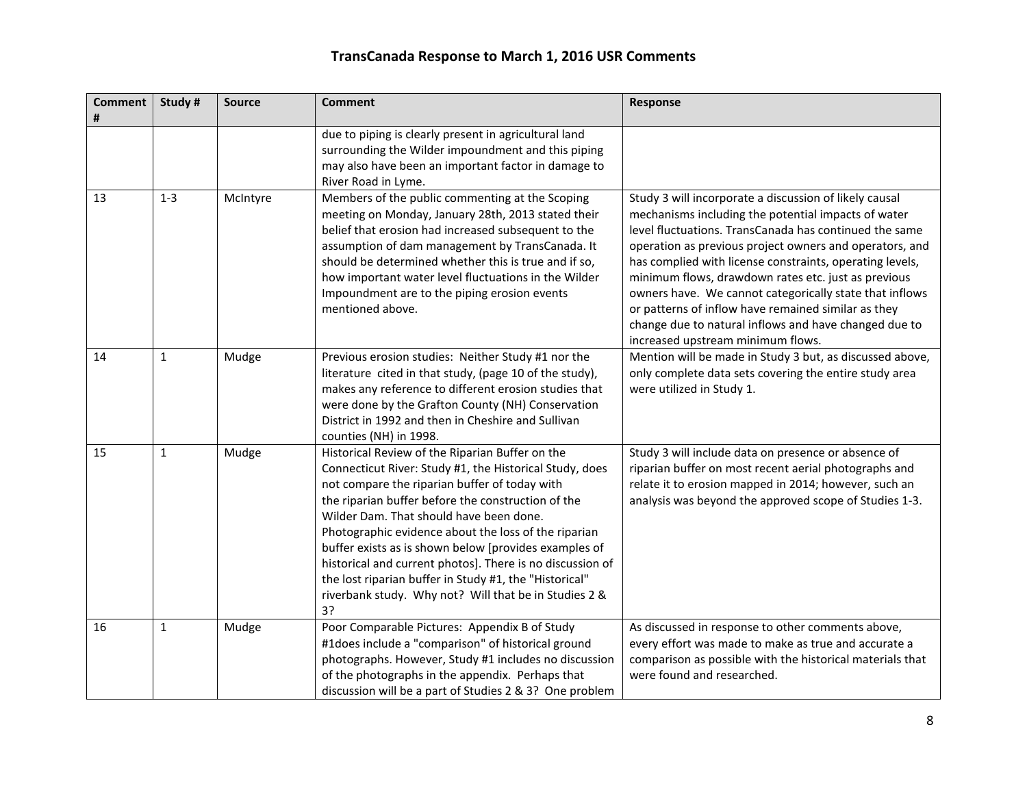# TransCanada Response to March 1, 2016 USR Comments

| Comment # | Study # | Source | Comment | Response |
|---|---|---|---|---|
| | | | due to piping is clearly present in agricultural land surrounding the Wilder impoundment and this piping may also have been an important factor in damage to River Road in Lyme. | |
| 13 | 1-3 | McIntyre | Members of the public commenting at the Scoping meeting on Monday, January 28th, 2013 stated their belief that erosion had increased subsequent to the assumption of dam management by TransCanada. It should be determined whether this is true and if so, how important water level fluctuations in the Wilder Impoundment are to the piping erosion events mentioned above. | Study 3 will incorporate a discussion of likely causal mechanisms including the potential impacts of water level fluctuations. TransCanada has continued the same operation as previous project owners and operators, and has complied with license constraints, operating levels, minimum flows, drawdown rates etc. just as previous owners have. We cannot categorically state that inflows or patterns of inflow have remained similar as they change due to natural inflows and have changed due to increased upstream minimum flows. |
| 14 | 1 | Mudge | Previous erosion studies: Neither Study #1 nor the literature cited in that study, (page 10 of the study), makes any reference to different erosion studies that were done by the Grafton County (NH) Conservation District in 1992 and then in Cheshire and Sullivan counties (NH) in 1998. | Mention will be made in Study 3 but, as discussed above, only complete data sets covering the entire study area were utilized in Study 1. |
| 15 | 1 | Mudge | Historical Review of the Riparian Buffer on the Connecticut River: Study #1, the Historical Study, does not compare the riparian buffer of today with the riparian buffer before the construction of the Wilder Dam. That should have been done. Photographic evidence about the loss of the riparian buffer exists as is shown below [provides examples of historical and current photos]. There is no discussion of the lost riparian buffer in Study #1, the "Historical" riverbank study. Why not? Will that be in Studies 2 & 3? | Study 3 will include data on presence or absence of riparian buffer on most recent aerial photographs and relate it to erosion mapped in 2014; however, such an analysis was beyond the approved scope of Studies 1-3. |
| 16 | 1 | Mudge | Poor Comparable Pictures: Appendix B of Study #1does include a "comparison" of historical ground photographs. However, Study #1 includes no discussion of the photographs in the appendix. Perhaps that discussion will be a part of Studies 2 & 3? One problem | As discussed in response to other comments above, every effort was made to make as true and accurate a comparison as possible with the historical materials that were found and researched. |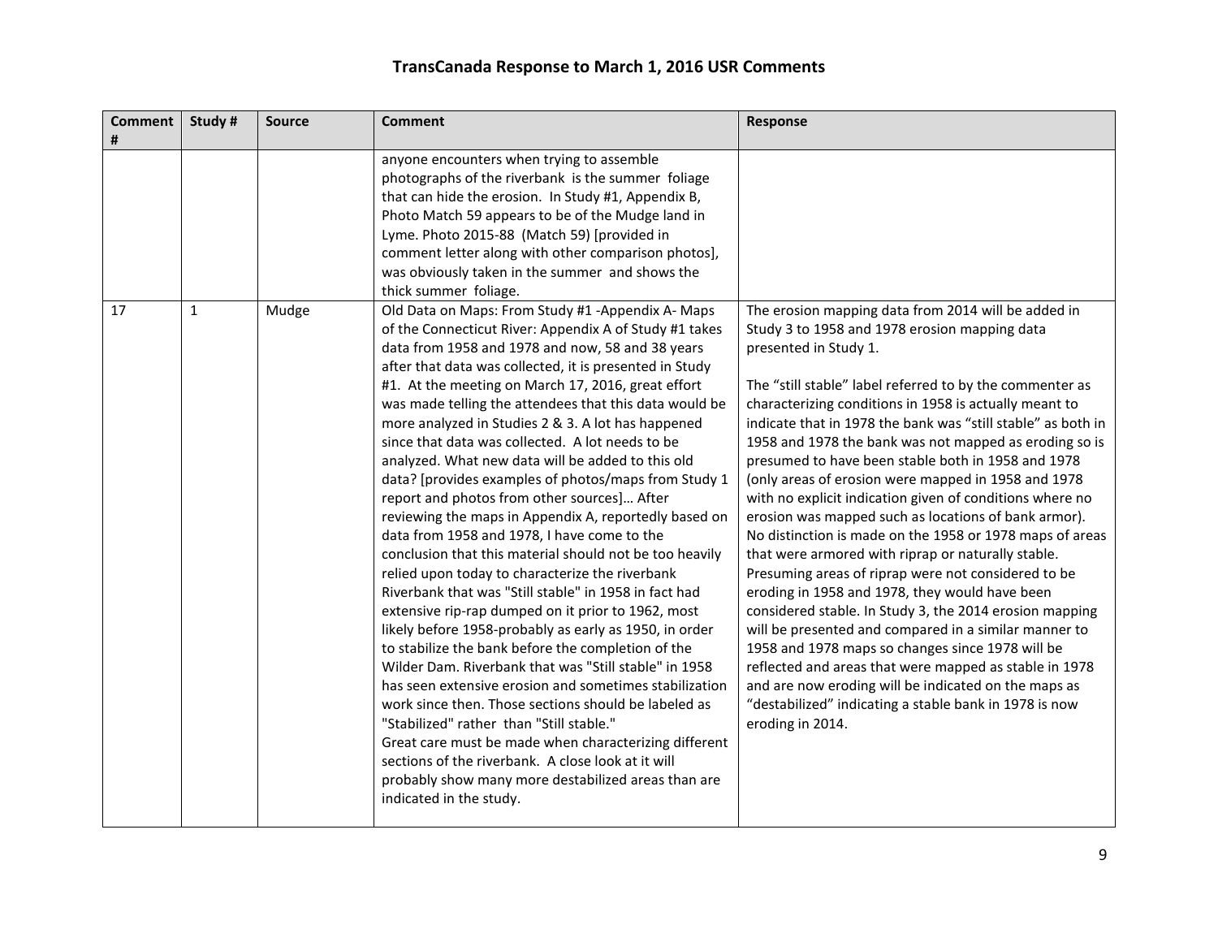## TransCanada Response to March 1, 2016 USR Comments

| Comment # | Study # | Source | Comment | Response |
|---|---|---|---|---|
| | | | anyone encounters when trying to assemble photographs of the riverbank is the summer foliage that can hide the erosion. In Study #1, Appendix B, Photo Match 59 appears to be of the Mudge land in Lyme. Photo 2015-88 (Match 59) [provided in comment letter along with other comparison photos], was obviously taken in the summer and shows the thick summer foliage. | |
| 17 | 1 | Mudge | Old Data on Maps: From Study #1 -Appendix A- Maps of the Connecticut River: Appendix A of Study #1 takes data from 1958 and 1978 and now, 58 and 38 years after that data was collected, it is presented in Study #1. At the meeting on March 17, 2016, great effort was made telling the attendees that this data would be more analyzed in Studies 2 & 3. A lot has happened since that data was collected. A lot needs to be analyzed. What new data will be added to this old data? [provides examples of photos/maps from Study 1 report and photos from other sources]… After reviewing the maps in Appendix A, reportedly based on data from 1958 and 1978, I have come to the conclusion that this material should not be too heavily relied upon today to characterize the riverbank Riverbank that was "Still stable" in 1958 in fact had extensive rip-rap dumped on it prior to 1962, most likely before 1958-probably as early as 1950, in order to stabilize the bank before the completion of the Wilder Dam. Riverbank that was "Still stable" in 1958 has seen extensive erosion and sometimes stabilization work since then. Those sections should be labeled as "Stabilized" rather than "Still stable."<br>Great care must be made when characterizing different sections of the riverbank. A close look at it will probably show many more destabilized areas than are indicated in the study. | The erosion mapping data from 2014 will be added in Study 3 to 1958 and 1978 erosion mapping data presented in Study 1.<br><br>The "still stable" label referred to by the commenter as characterizing conditions in 1958 is actually meant to indicate that in 1978 the bank was "still stable" as both in 1958 and 1978 the bank was not mapped as eroding so is presumed to have been stable both in 1958 and 1978 (only areas of erosion were mapped in 1958 and 1978 with no explicit indication given of conditions where no erosion was mapped such as locations of bank armor). No distinction is made on the 1958 or 1978 maps of areas that were armored with riprap or naturally stable. Presuming areas of riprap were not considered to be eroding in 1958 and 1978, they would have been considered stable. In Study 3, the 2014 erosion mapping will be presented and compared in a similar manner to 1958 and 1978 maps so changes since 1978 will be reflected and areas that were mapped as stable in 1978 and are now eroding will be indicated on the maps as "destabilized" indicating a stable bank in 1978 is now eroding in 2014. |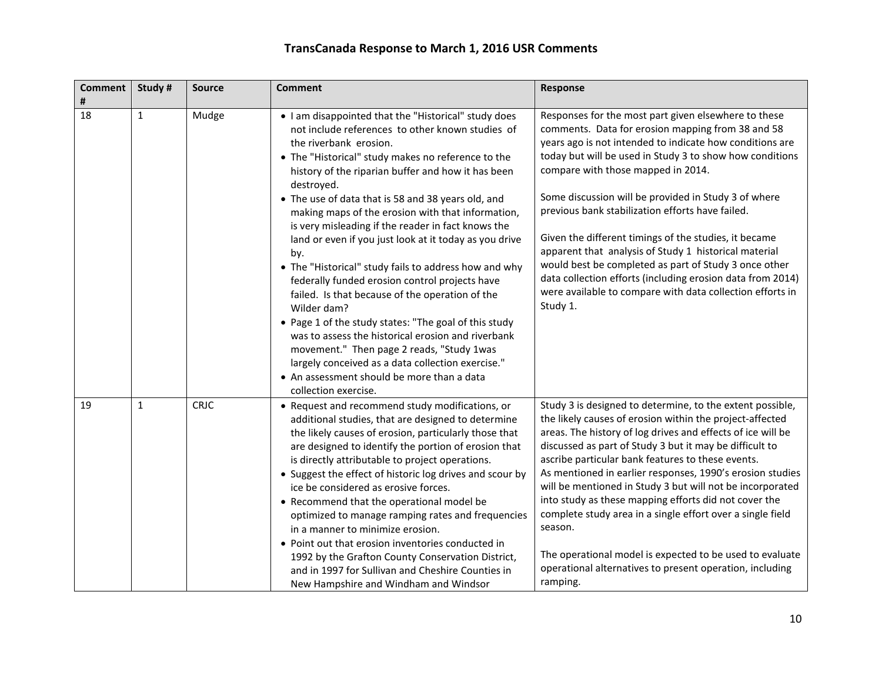# TransCanada Response to March 1, 2016 USR Comments

| Comment # | Study # | Source | Comment | Response |
|---|---|---|---|---|
| 18 | 1 | Mudge | • I am disappointed that the "Historical" study does not include references to other known studies of the riverbank erosion.<br>• The "Historical" study makes no reference to the history of the riparian buffer and how it has been destroyed.<br>• The use of data that is 58 and 38 years old, and making maps of the erosion with that information, is very misleading if the reader in fact knows the land or even if you just look at it today as you drive by.<br>• The "Historical" study fails to address how and why federally funded erosion control projects have failed. Is that because of the operation of the Wilder dam?<br>• Page 1 of the study states: "The goal of this study was to assess the historical erosion and riverbank movement." Then page 2 reads, "Study 1was largely conceived as a data collection exercise."<br>• An assessment should be more than a data collection exercise. | Responses for the most part given elsewhere to these comments. Data for erosion mapping from 38 and 58 years ago is not intended to indicate how conditions are today but will be used in Study 3 to show how conditions compare with those mapped in 2014.<br><br>Some discussion will be provided in Study 3 of where previous bank stabilization efforts have failed.<br><br>Given the different timings of the studies, it became apparent that analysis of Study 1 historical material would best be completed as part of Study 3 once other data collection efforts (including erosion data from 2014) were available to compare with data collection efforts in Study 1. |
| 19 | 1 | CRJC | • Request and recommend study modifications, or additional studies, that are designed to determine the likely causes of erosion, particularly those that are designed to identify the portion of erosion that is directly attributable to project operations.<br>• Suggest the effect of historic log drives and scour by ice be considered as erosive forces.<br>• Recommend that the operational model be optimized to manage ramping rates and frequencies in a manner to minimize erosion.<br>• Point out that erosion inventories conducted in 1992 by the Grafton County Conservation District, and in 1997 for Sullivan and Cheshire Counties in New Hampshire and Windham and Windsor | Study 3 is designed to determine, to the extent possible, the likely causes of erosion within the project-affected areas. The history of log drives and effects of ice will be discussed as part of Study 3 but it may be difficult to ascribe particular bank features to these events.<br>As mentioned in earlier responses, 1990's erosion studies will be mentioned in Study 3 but will not be incorporated into study as these mapping efforts did not cover the complete study area in a single effort over a single field season.<br><br>The operational model is expected to be used to evaluate operational alternatives to present operation, including ramping. |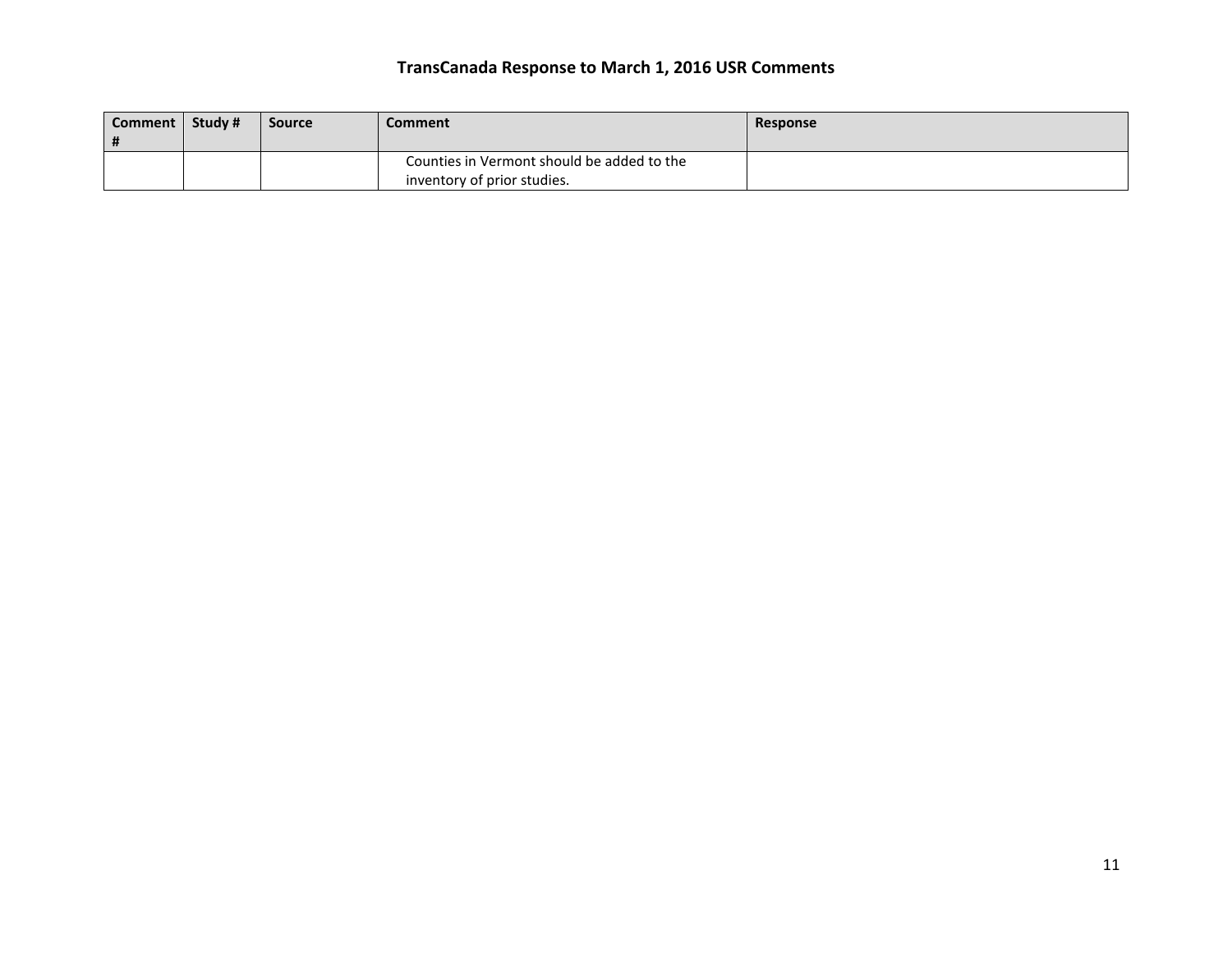# TransCanada Response to March 1, 2016 USR Comments

| Comment # | Study # | Source | Comment | Response |
|---|---|---|---|---|
| | | | Counties in Vermont should be added to the inventory of prior studies. | |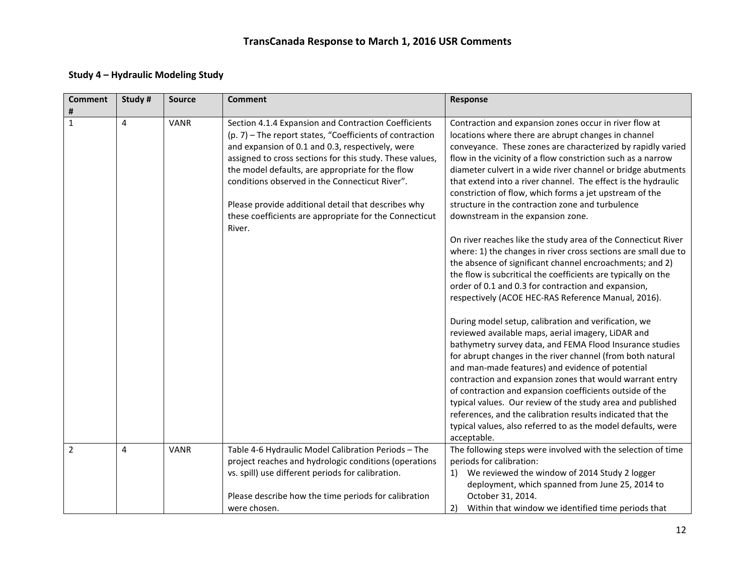# TransCanada Response to March 1, 2016 USR Comments

## Study 4 – Hydraulic Modeling Study

| Comment # | Study # | Source | Comment | Response |
|---|---|---|---|---|
| 1 | 4 | VANR | Section 4.1.4 Expansion and Contraction Coefficients (p. 7) – The report states, "Coefficients of contraction and expansion of 0.1 and 0.3, respectively, were assigned to cross sections for this study. These values, the model defaults, are appropriate for the flow conditions observed in the Connecticut River".<br><br>Please provide additional detail that describes why these coefficients are appropriate for the Connecticut River. | Contraction and expansion zones occur in river flow at locations where there are abrupt changes in channel conveyance. These zones are characterized by rapidly varied flow in the vicinity of a flow constriction such as a narrow diameter culvert in a wide river channel or bridge abutments that extend into a river channel. The effect is the hydraulic constriction of flow, which forms a jet upstream of the structure in the contraction zone and turbulence downstream in the expansion zone.<br><br>On river reaches like the study area of the Connecticut River where: 1) the changes in river cross sections are small due to the absence of significant channel encroachments; and 2) the flow is subcritical the coefficients are typically on the order of 0.1 and 0.3 for contraction and expansion, respectively (ACOE HEC-RAS Reference Manual, 2016).<br><br>During model setup, calibration and verification, we reviewed available maps, aerial imagery, LiDAR and bathymetry survey data, and FEMA Flood Insurance studies for abrupt changes in the river channel (from both natural and man-made features) and evidence of potential contraction and expansion zones that would warrant entry of contraction and expansion coefficients outside of the typical values. Our review of the study area and published references, and the calibration results indicated that the typical values, also referred to as the model defaults, were acceptable. |
| 2 | 4 | VANR | Table 4-6 Hydraulic Model Calibration Periods – The project reaches and hydrologic conditions (operations vs. spill) use different periods for calibration.<br><br>Please describe how the time periods for calibration were chosen. | The following steps were involved with the selection of time periods for calibration:<br>1) We reviewed the window of 2014 Study 2 logger deployment, which spanned from June 25, 2014 to October 31, 2014.<br>2) Within that window we identified time periods that |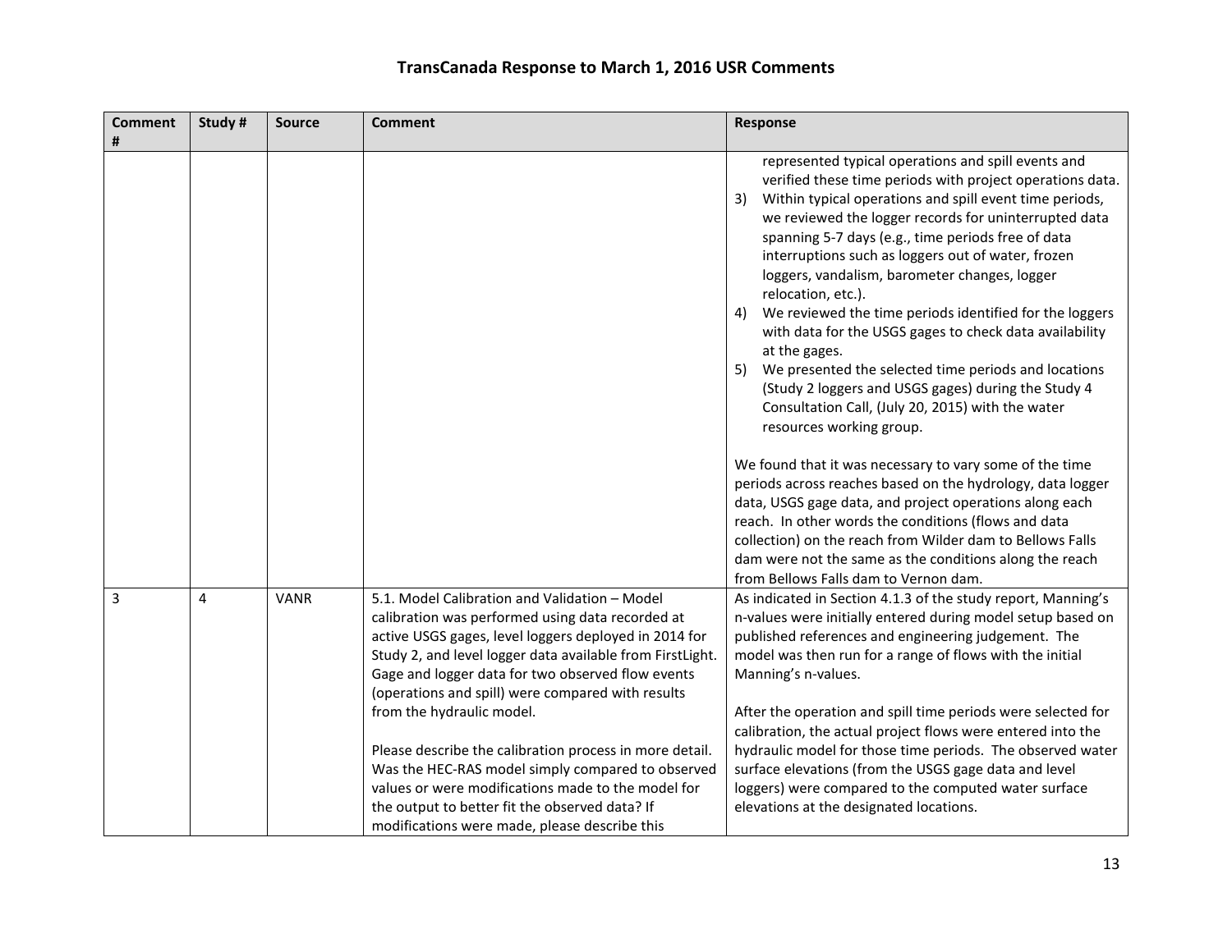# TransCanada Response to March 1, 2016 USR Comments

| Comment # | Study # | Source | Comment | Response |
|---|---|---|---|---|
| | | | | represented typical operations and spill events and verified these time periods with project operations data.<br>3) Within typical operations and spill event time periods, we reviewed the logger records for uninterrupted data spanning 5-7 days (e.g., time periods free of data interruptions such as loggers out of water, frozen loggers, vandalism, barometer changes, logger relocation, etc.).<br>4) We reviewed the time periods identified for the loggers with data for the USGS gages to check data availability at the gages.<br>5) We presented the selected time periods and locations (Study 2 loggers and USGS gages) during the Study 4 Consultation Call, (July 20, 2015) with the water resources working group.<br><br>We found that it was necessary to vary some of the time periods across reaches based on the hydrology, data logger data, USGS gage data, and project operations along each reach. In other words the conditions (flows and data collection) on the reach from Wilder dam to Bellows Falls dam were not the same as the conditions along the reach from Bellows Falls dam to Vernon dam. |
| 3 | 4 | VANR | 5.1. Model Calibration and Validation – Model calibration was performed using data recorded at active USGS gages, level loggers deployed in 2014 for Study 2, and level logger data available from FirstLight. Gage and logger data for two observed flow events (operations and spill) were compared with results from the hydraulic model.<br><br>Please describe the calibration process in more detail. Was the HEC-RAS model simply compared to observed values or were modifications made to the model for the output to better fit the observed data? If modifications were made, please describe this | As indicated in Section 4.1.3 of the study report, Manning's n-values were initially entered during model setup based on published references and engineering judgement. The model was then run for a range of flows with the initial Manning's n-values.<br><br>After the operation and spill time periods were selected for calibration, the actual project flows were entered into the hydraulic model for those time periods. The observed water surface elevations (from the USGS gage data and level loggers) were compared to the computed water surface elevations at the designated locations. |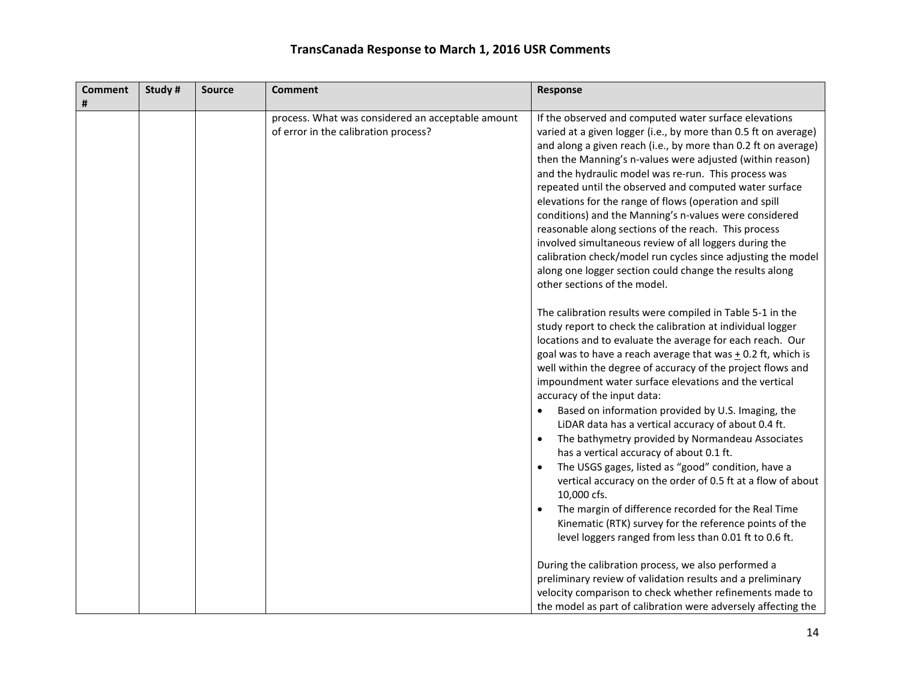## TransCanada Response to March 1, 2016 USR Comments

| Comment # | Study # | Source | Comment | Response |
|---|---|---|---|---|
| | | | process. What was considered an acceptable amount of error in the calibration process? | If the observed and computed water surface elevations varied at a given logger (i.e., by more than 0.5 ft on average) and along a given reach (i.e., by more than 0.2 ft on average) then the Manning's n-values were adjusted (within reason) and the hydraulic model was re-run. This process was repeated until the observed and computed water surface elevations for the range of flows (operation and spill conditions) and the Manning's n-values were considered reasonable along sections of the reach. This process involved simultaneous review of all loggers during the calibration check/model run cycles since adjusting the model along one logger section could change the results along other sections of the model.<br><br>The calibration results were compiled in Table 5-1 in the study report to check the calibration at individual logger locations and to evaluate the average for each reach. Our goal was to have a reach average that was ± 0.2 ft, which is well within the degree of accuracy of the project flows and impoundment water surface elevations and the vertical accuracy of the input data:<br>• Based on information provided by U.S. Imaging, the LiDAR data has a vertical accuracy of about 0.4 ft.<br>• The bathymetry provided by Normandeau Associates has a vertical accuracy of about 0.1 ft.<br>• The USGS gages, listed as "good" condition, have a vertical accuracy on the order of 0.5 ft at a flow of about 10,000 cfs.<br>• The margin of difference recorded for the Real Time Kinematic (RTK) survey for the reference points of the level loggers ranged from less than 0.01 ft to 0.6 ft.<br><br>During the calibration process, we also performed a preliminary review of validation results and a preliminary velocity comparison to check whether refinements made to the model as part of calibration were adversely affecting the |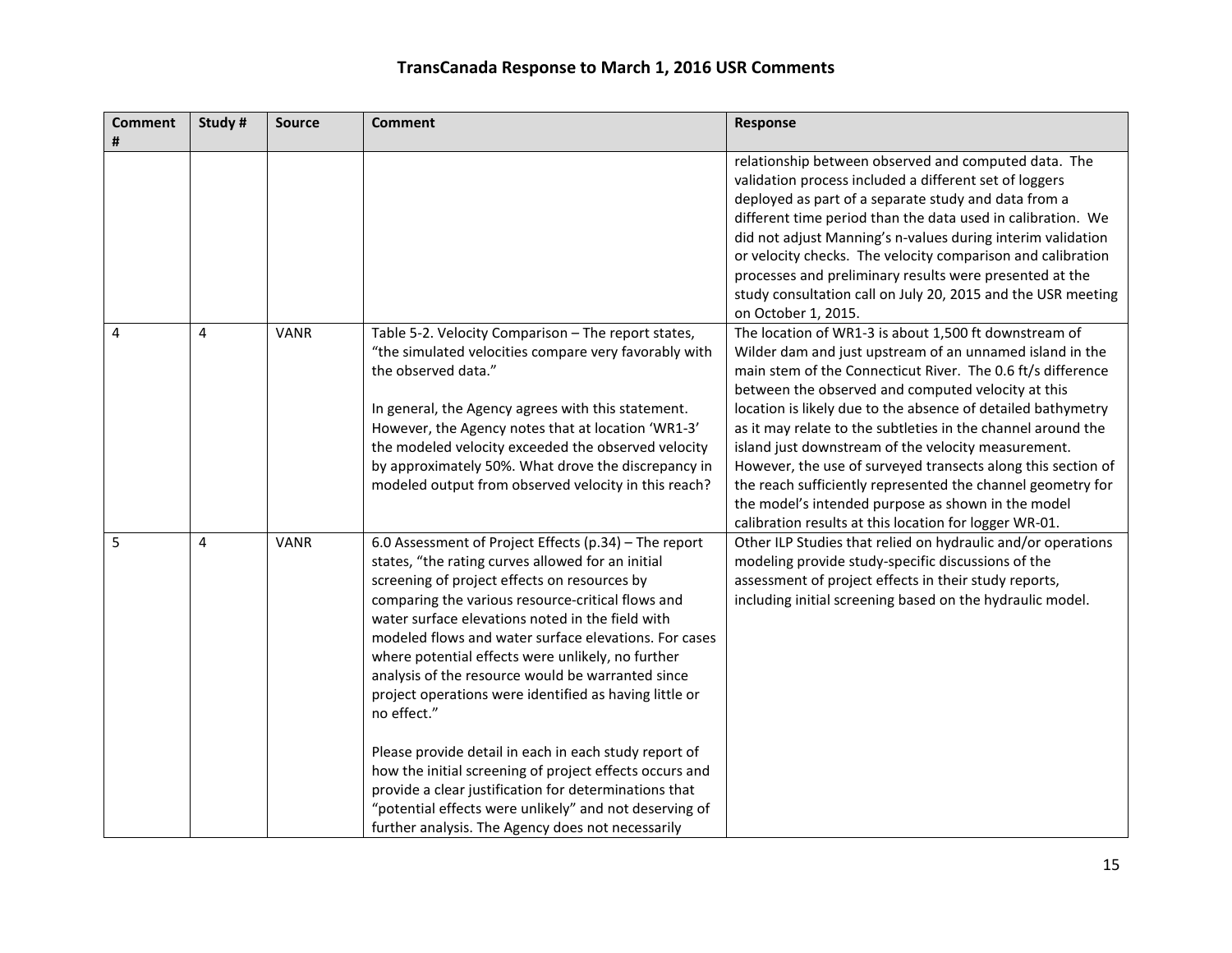## TransCanada Response to March 1, 2016 USR Comments

| Comment # | Study # | Source | Comment | Response |
|---|---|---|---|---|
| | | | | relationship between observed and computed data. The validation process included a different set of loggers deployed as part of a separate study and data from a different time period than the data used in calibration. We did not adjust Manning's n-values during interim validation or velocity checks. The velocity comparison and calibration processes and preliminary results were presented at the study consultation call on July 20, 2015 and the USR meeting on October 1, 2015. |
| 4 | 4 | VANR | Table 5-2. Velocity Comparison – The report states, "the simulated velocities compare very favorably with the observed data."<br><br>In general, the Agency agrees with this statement. However, the Agency notes that at location 'WR1-3' the modeled velocity exceeded the observed velocity by approximately 50%. What drove the discrepancy in modeled output from observed velocity in this reach? | The location of WR1-3 is about 1,500 ft downstream of Wilder dam and just upstream of an unnamed island in the main stem of the Connecticut River. The 0.6 ft/s difference between the observed and computed velocity at this location is likely due to the absence of detailed bathymetry as it may relate to the subtleties in the channel around the island just downstream of the velocity measurement. However, the use of surveyed transects along this section of the reach sufficiently represented the channel geometry for the model's intended purpose as shown in the model calibration results at this location for logger WR-01. |
| 5 | 4 | VANR | 6.0 Assessment of Project Effects (p.34) – The report states, "the rating curves allowed for an initial screening of project effects on resources by comparing the various resource-critical flows and water surface elevations noted in the field with modeled flows and water surface elevations. For cases where potential effects were unlikely, no further analysis of the resource would be warranted since project operations were identified as having little or no effect."<br><br>Please provide detail in each in each study report of how the initial screening of project effects occurs and provide a clear justification for determinations that "potential effects were unlikely" and not deserving of further analysis. The Agency does not necessarily | Other ILP Studies that relied on hydraulic and/or operations modeling provide study-specific discussions of the assessment of project effects in their study reports, including initial screening based on the hydraulic model. |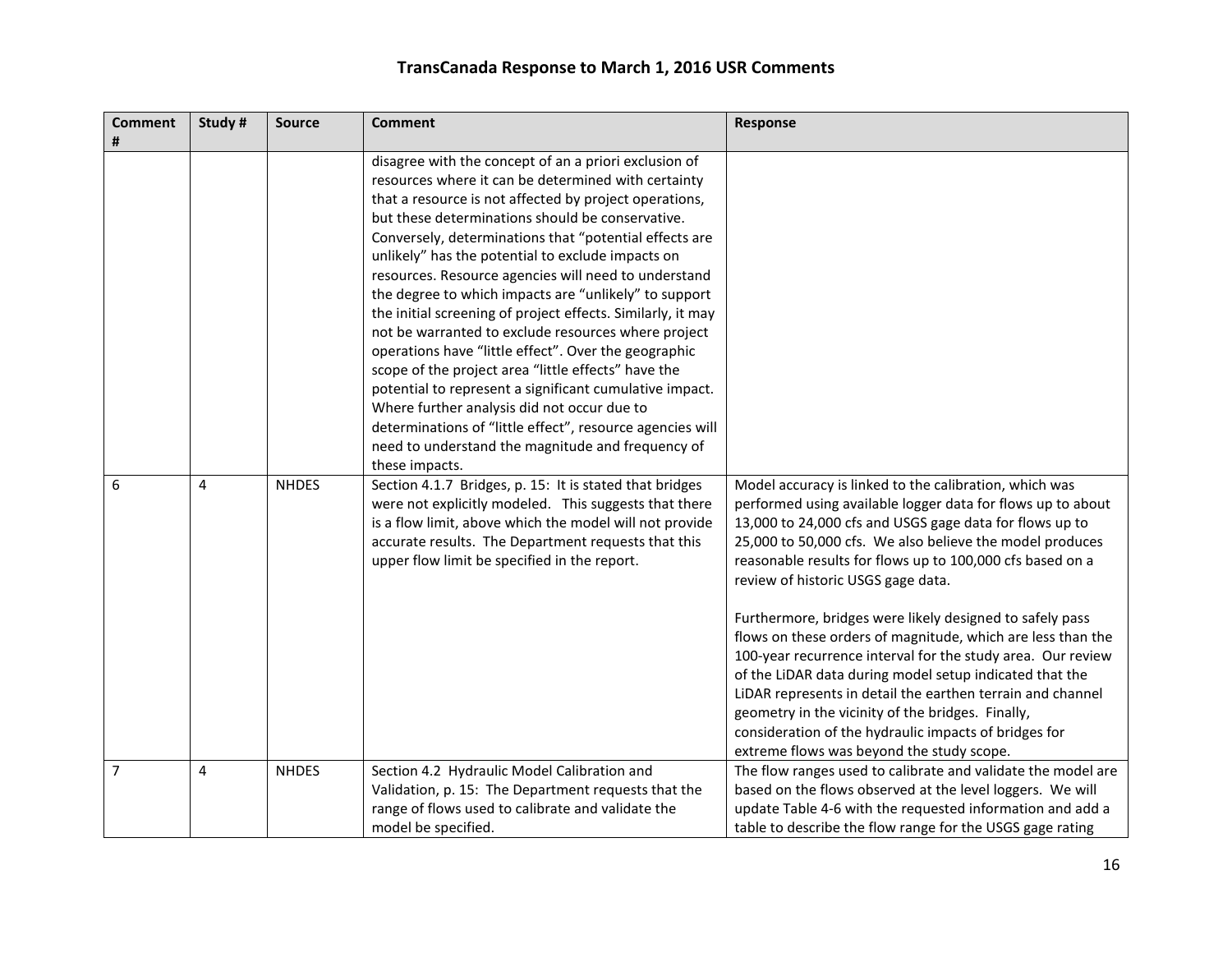# TransCanada Response to March 1, 2016 USR Comments

| Comment # | Study # | Source | Comment | Response |
|---|---|---|---|---|
| | | | disagree with the concept of an a priori exclusion of resources where it can be determined with certainty that a resource is not affected by project operations, but these determinations should be conservative. Conversely, determinations that "potential effects are unlikely" has the potential to exclude impacts on resources. Resource agencies will need to understand the degree to which impacts are "unlikely" to support the initial screening of project effects. Similarly, it may not be warranted to exclude resources where project operations have "little effect". Over the geographic scope of the project area "little effects" have the potential to represent a significant cumulative impact. Where further analysis did not occur due to determinations of "little effect", resource agencies will need to understand the magnitude and frequency of these impacts. | |
| 6 | 4 | NHDES | Section 4.1.7 Bridges, p. 15: It is stated that bridges were not explicitly modeled. This suggests that there is a flow limit, above which the model will not provide accurate results. The Department requests that this upper flow limit be specified in the report. | Model accuracy is linked to the calibration, which was performed using available logger data for flows up to about 13,000 to 24,000 cfs and USGS gage data for flows up to 25,000 to 50,000 cfs. We also believe the model produces reasonable results for flows up to 100,000 cfs based on a review of historic USGS gage data.<br><br>Furthermore, bridges were likely designed to safely pass flows on these orders of magnitude, which are less than the 100-year recurrence interval for the study area. Our review of the LiDAR data during model setup indicated that the LiDAR represents in detail the earthen terrain and channel geometry in the vicinity of the bridges. Finally, consideration of the hydraulic impacts of bridges for extreme flows was beyond the study scope. |
| 7 | 4 | NHDES | Section 4.2 Hydraulic Model Calibration and Validation, p. 15: The Department requests that the range of flows used to calibrate and validate the model be specified. | The flow ranges used to calibrate and validate the model are based on the flows observed at the level loggers. We will update Table 4-6 with the requested information and add a table to describe the flow range for the USGS gage rating |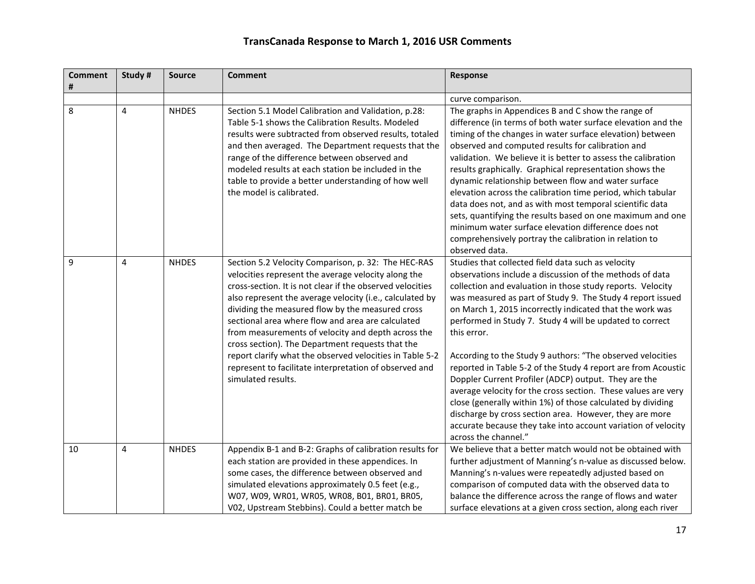# TransCanada Response to March 1, 2016 USR Comments

| Comment # | Study # | Source | Comment | Response |
|---|---|---|---|---|
| | | | | curve comparison. |
| 8 | 4 | NHDES | Section 5.1 Model Calibration and Validation, p.28: Table 5-1 shows the Calibration Results. Modeled results were subtracted from observed results, totaled and then averaged. The Department requests that the range of the difference between observed and modeled results at each station be included in the table to provide a better understanding of how well the model is calibrated. | The graphs in Appendices B and C show the range of difference (in terms of both water surface elevation and the timing of the changes in water surface elevation) between observed and computed results for calibration and validation. We believe it is better to assess the calibration results graphically. Graphical representation shows the dynamic relationship between flow and water surface elevation across the calibration time period, which tabular data does not, and as with most temporal scientific data sets, quantifying the results based on one maximum and one minimum water surface elevation difference does not comprehensively portray the calibration in relation to observed data. |
| 9 | 4 | NHDES | Section 5.2 Velocity Comparison, p. 32: The HEC-RAS velocities represent the average velocity along the cross-section. It is not clear if the observed velocities also represent the average velocity (i.e., calculated by dividing the measured flow by the measured cross sectional area where flow and area are calculated from measurements of velocity and depth across the cross section). The Department requests that the report clarify what the observed velocities in Table 5-2 represent to facilitate interpretation of observed and simulated results. | Studies that collected field data such as velocity observations include a discussion of the methods of data collection and evaluation in those study reports. Velocity was measured as part of Study 9. The Study 4 report issued on March 1, 2015 incorrectly indicated that the work was performed in Study 7. Study 4 will be updated to correct this error.<br><br>According to the Study 9 authors: "The observed velocities reported in Table 5-2 of the Study 4 report are from Acoustic Doppler Current Profiler (ADCP) output. They are the average velocity for the cross section. These values are very close (generally within 1%) of those calculated by dividing discharge by cross section area. However, they are more accurate because they take into account variation of velocity across the channel." |
| 10 | 4 | NHDES | Appendix B-1 and B-2: Graphs of calibration results for each station are provided in these appendices. In some cases, the difference between observed and simulated elevations approximately 0.5 feet (e.g., W07, W09, WR01, WR05, WR08, B01, BR01, BR05, V02, Upstream Stebbins). Could a better match be | We believe that a better match would not be obtained with further adjustment of Manning's n-value as discussed below. Manning's n-values were repeatedly adjusted based on comparison of computed data with the observed data to balance the difference across the range of flows and water surface elevations at a given cross section, along each river |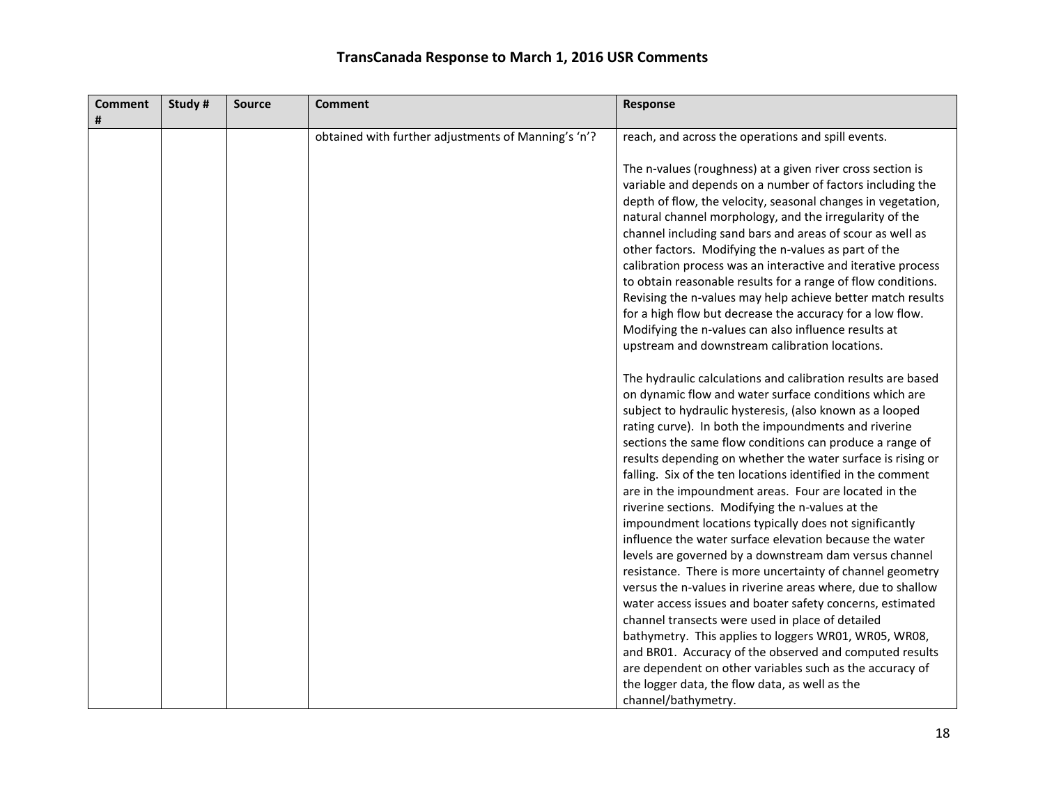# TransCanada Response to March 1, 2016 USR Comments

| Comment # | Study # | Source | Comment | Response |
|---|---|---|---|---|
| | | | obtained with further adjustments of Manning's 'n'? | reach, and across the operations and spill events.<br><br>The n-values (roughness) at a given river cross section is variable and depends on a number of factors including the depth of flow, the velocity, seasonal changes in vegetation, natural channel morphology, and the irregularity of the channel including sand bars and areas of scour as well as other factors. Modifying the n-values as part of the calibration process was an interactive and iterative process to obtain reasonable results for a range of flow conditions. Revising the n-values may help achieve better match results for a high flow but decrease the accuracy for a low flow. Modifying the n-values can also influence results at upstream and downstream calibration locations.<br><br>The hydraulic calculations and calibration results are based on dynamic flow and water surface conditions which are subject to hydraulic hysteresis, (also known as a looped rating curve). In both the impoundments and riverine sections the same flow conditions can produce a range of results depending on whether the water surface is rising or falling. Six of the ten locations identified in the comment are in the impoundment areas. Four are located in the riverine sections. Modifying the n-values at the impoundment locations typically does not significantly influence the water surface elevation because the water levels are governed by a downstream dam versus channel resistance. There is more uncertainty of channel geometry versus the n-values in riverine areas where, due to shallow water access issues and boater safety concerns, estimated channel transects were used in place of detailed bathymetry. This applies to loggers WR01, WR05, WR08, and BR01. Accuracy of the observed and computed results are dependent on other variables such as the accuracy of the logger data, the flow data, as well as the channel/bathymetry. |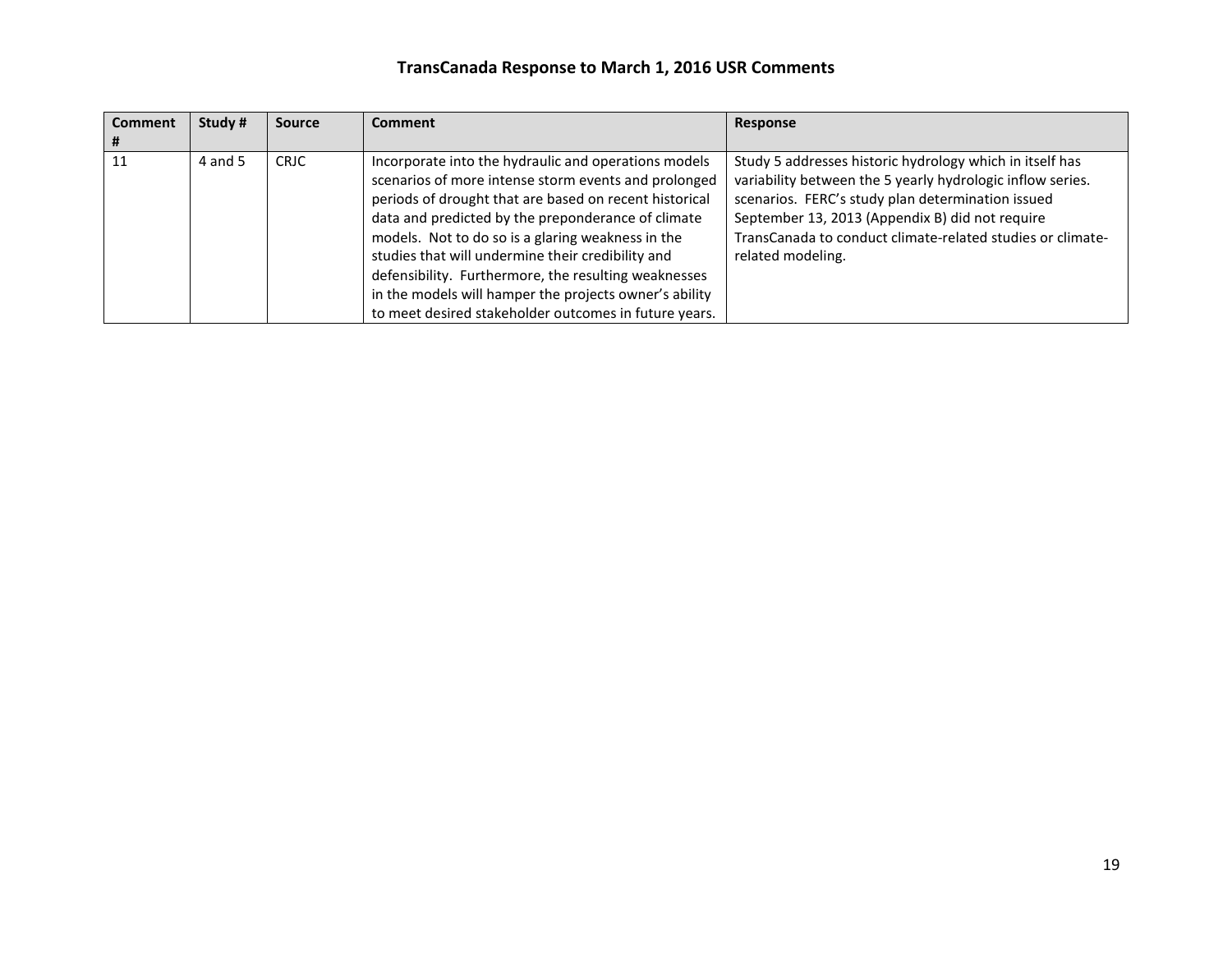# TransCanada Response to March 1, 2016 USR Comments

| Comment # | Study # | Source | Comment | Response |
|---|---|---|---|---|
| 11 | 4 and 5 | CRJC | Incorporate into the hydraulic and operations models scenarios of more intense storm events and prolonged periods of drought that are based on recent historical data and predicted by the preponderance of climate models. Not to do so is a glaring weakness in the studies that will undermine their credibility and defensibility. Furthermore, the resulting weaknesses in the models will hamper the projects owner's ability to meet desired stakeholder outcomes in future years. | Study 5 addresses historic hydrology which in itself has variability between the 5 yearly hydrologic inflow series. scenarios. FERC's study plan determination issued September 13, 2013 (Appendix B) did not require TransCanada to conduct climate-related studies or climate-related modeling. |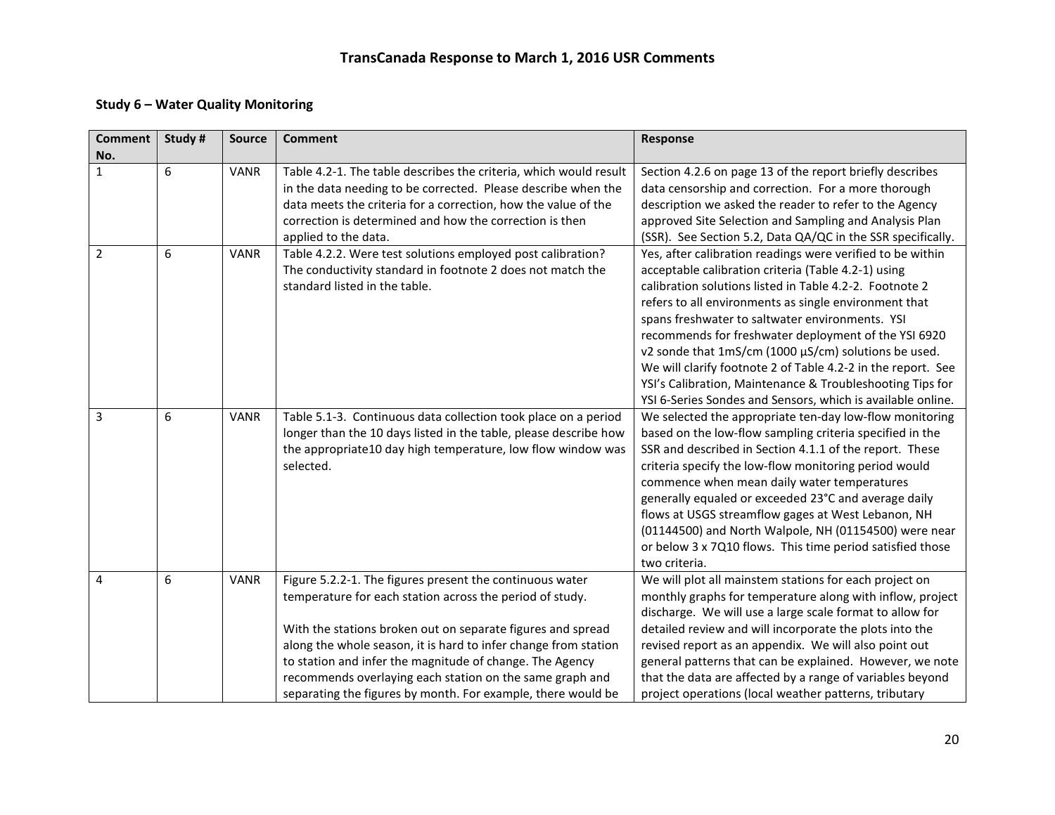# TransCanada Response to March 1, 2016 USR Comments

## Study 6 – Water Quality Monitoring

| Comment No. | Study # | Source | Comment | Response |
|---|---|---|---|---|
| 1 | 6 | VANR | Table 4.2-1. The table describes the criteria, which would result in the data needing to be corrected. Please describe when the data meets the criteria for a correction, how the value of the correction is determined and how the correction is then applied to the data. | Section 4.2.6 on page 13 of the report briefly describes data censorship and correction. For a more thorough description we asked the reader to refer to the Agency approved Site Selection and Sampling and Analysis Plan (SSR). See Section 5.2, Data QA/QC in the SSR specifically. |
| 2 | 6 | VANR | Table 4.2.2. Were test solutions employed post calibration? The conductivity standard in footnote 2 does not match the standard listed in the table. | Yes, after calibration readings were verified to be within acceptable calibration criteria (Table 4.2-1) using calibration solutions listed in Table 4.2-2. Footnote 2 refers to all environments as single environment that spans freshwater to saltwater environments. YSI recommends for freshwater deployment of the YSI 6920 v2 sonde that 1mS/cm (1000 µS/cm) solutions be used. We will clarify footnote 2 of Table 4.2-2 in the report. See YSI's Calibration, Maintenance & Troubleshooting Tips for YSI 6-Series Sondes and Sensors, which is available online. |
| 3 | 6 | VANR | Table 5.1-3. Continuous data collection took place on a period longer than the 10 days listed in the table, please describe how the appropriate10 day high temperature, low flow window was selected. | We selected the appropriate ten-day low-flow monitoring based on the low-flow sampling criteria specified in the SSR and described in Section 4.1.1 of the report. These criteria specify the low-flow monitoring period would commence when mean daily water temperatures generally equaled or exceeded 23°C and average daily flows at USGS streamflow gages at West Lebanon, NH (01144500) and North Walpole, NH (01154500) were near or below 3 x 7Q10 flows. This time period satisfied those two criteria. |
| 4 | 6 | VANR | Figure 5.2.2-1. The figures present the continuous water temperature for each station across the period of study.<br><br>With the stations broken out on separate figures and spread along the whole season, it is hard to infer change from station to station and infer the magnitude of change. The Agency recommends overlaying each station on the same graph and separating the figures by month. For example, there would be | We will plot all mainstem stations for each project on monthly graphs for temperature along with inflow, project discharge. We will use a large scale format to allow for detailed review and will incorporate the plots into the revised report as an appendix. We will also point out general patterns that can be explained. However, we note that the data are affected by a range of variables beyond project operations (local weather patterns, tributary |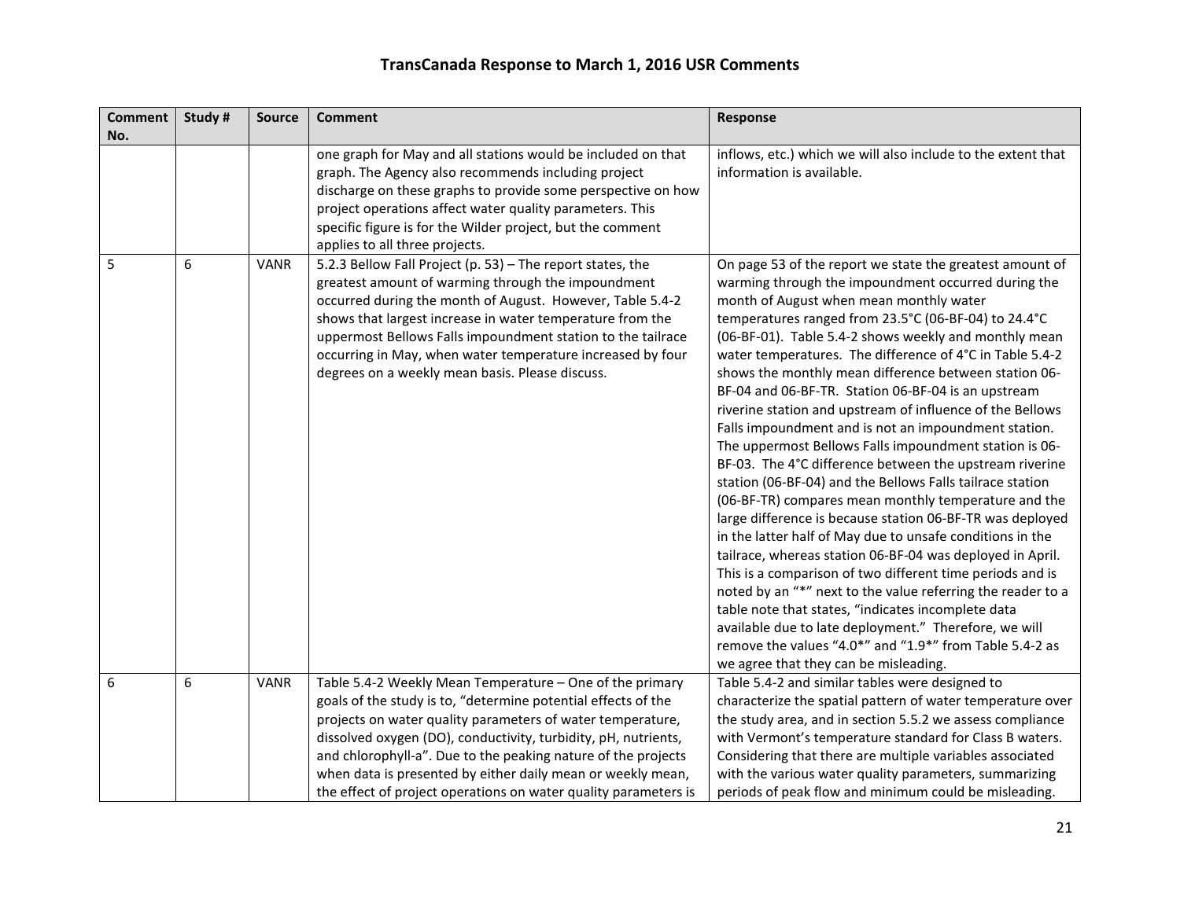# TransCanada Response to March 1, 2016 USR Comments

| Comment No. | Study # | Source | Comment | Response |
|---|---|---|---|---|
| | | | one graph for May and all stations would be included on that graph. The Agency also recommends including project discharge on these graphs to provide some perspective on how project operations affect water quality parameters. This specific figure is for the Wilder project, but the comment applies to all three projects. | inflows, etc.) which we will also include to the extent that information is available. |
| 5 | 6 | VANR | 5.2.3 Bellow Fall Project (p. 53) – The report states, the greatest amount of warming through the impoundment occurred during the month of August. However, Table 5.4-2 shows that largest increase in water temperature from the uppermost Bellows Falls impoundment station to the tailrace occurring in May, when water temperature increased by four degrees on a weekly mean basis. Please discuss. | On page 53 of the report we state the greatest amount of warming through the impoundment occurred during the month of August when mean monthly water temperatures ranged from 23.5°C (06-BF-04) to 24.4°C (06-BF-01). Table 5.4-2 shows weekly and monthly mean water temperatures. The difference of 4°C in Table 5.4-2 shows the monthly mean difference between station 06-BF-04 and 06-BF-TR. Station 06-BF-04 is an upstream riverine station and upstream of influence of the Bellows Falls impoundment and is not an impoundment station. The uppermost Bellows Falls impoundment station is 06-BF-03. The 4°C difference between the upstream riverine station (06-BF-04) and the Bellows Falls tailrace station (06-BF-TR) compares mean monthly temperature and the large difference is because station 06-BF-TR was deployed in the latter half of May due to unsafe conditions in the tailrace, whereas station 06-BF-04 was deployed in April. This is a comparison of two different time periods and is noted by an "*" next to the value referring the reader to a table note that states, "indicates incomplete data available due to late deployment." Therefore, we will remove the values "4.0*" and "1.9*" from Table 5.4-2 as we agree that they can be misleading. |
| 6 | 6 | VANR | Table 5.4-2 Weekly Mean Temperature – One of the primary goals of the study is to, "determine potential effects of the projects on water quality parameters of water temperature, dissolved oxygen (DO), conductivity, turbidity, pH, nutrients, and chlorophyll-a". Due to the peaking nature of the projects when data is presented by either daily mean or weekly mean, the effect of project operations on water quality parameters is | Table 5.4-2 and similar tables were designed to characterize the spatial pattern of water temperature over the study area, and in section 5.5.2 we assess compliance with Vermont's temperature standard for Class B waters. Considering that there are multiple variables associated with the various water quality parameters, summarizing periods of peak flow and minimum could be misleading. |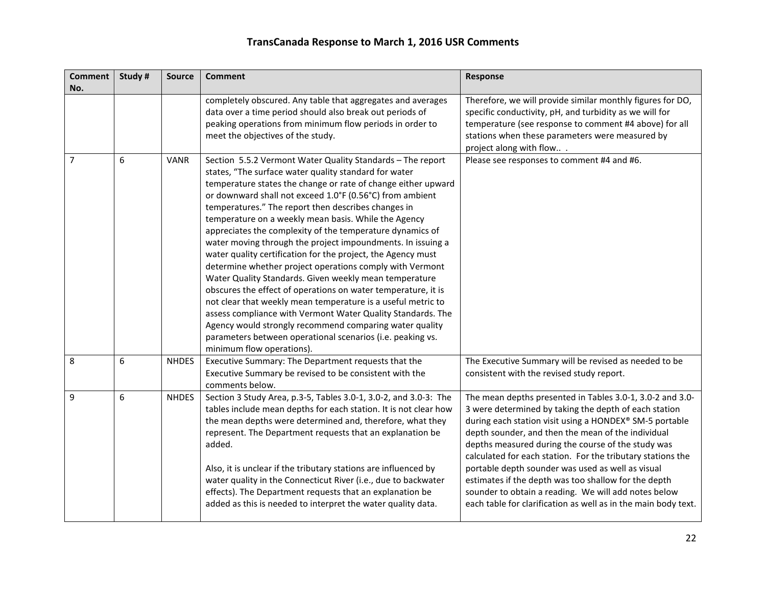# TransCanada Response to March 1, 2016 USR Comments

| Comment No. | Study # | Source | Comment | Response |
|---|---|---|---|---|
| | | | completely obscured. Any table that aggregates and averages data over a time period should also break out periods of peaking operations from minimum flow periods in order to meet the objectives of the study. | Therefore, we will provide similar monthly figures for DO, specific conductivity, pH, and turbidity as we will for temperature (see response to comment #4 above) for all stations when these parameters were measured by project along with flow.. . |
| 7 | 6 | VANR | Section 5.5.2 Vermont Water Quality Standards – The report states, "The surface water quality standard for water temperature states the change or rate of change either upward or downward shall not exceed 1.0°F (0.56°C) from ambient temperatures." The report then describes changes in temperature on a weekly mean basis. While the Agency appreciates the complexity of the temperature dynamics of water moving through the project impoundments. In issuing a water quality certification for the project, the Agency must determine whether project operations comply with Vermont Water Quality Standards. Given weekly mean temperature obscures the effect of operations on water temperature, it is not clear that weekly mean temperature is a useful metric to assess compliance with Vermont Water Quality Standards. The Agency would strongly recommend comparing water quality parameters between operational scenarios (i.e. peaking vs. minimum flow operations). | Please see responses to comment #4 and #6. |
| 8 | 6 | NHDES | Executive Summary: The Department requests that the Executive Summary be revised to be consistent with the comments below. | The Executive Summary will be revised as needed to be consistent with the revised study report. |
| 9 | 6 | NHDES | Section 3 Study Area, p.3-5, Tables 3.0-1, 3.0-2, and 3.0-3: The tables include mean depths for each station. It is not clear how the mean depths were determined and, therefore, what they represent. The Department requests that an explanation be added.<br><br>Also, it is unclear if the tributary stations are influenced by water quality in the Connecticut River (i.e., due to backwater effects). The Department requests that an explanation be added as this is needed to interpret the water quality data. | The mean depths presented in Tables 3.0-1, 3.0-2 and 3.0-3 were determined by taking the depth of each station during each station visit using a HONDEX® SM-5 portable depth sounder, and then the mean of the individual depths measured during the course of the study was calculated for each station. For the tributary stations the portable depth sounder was used as well as visual estimates if the depth was too shallow for the depth sounder to obtain a reading. We will add notes below each table for clarification as well as in the main body text. |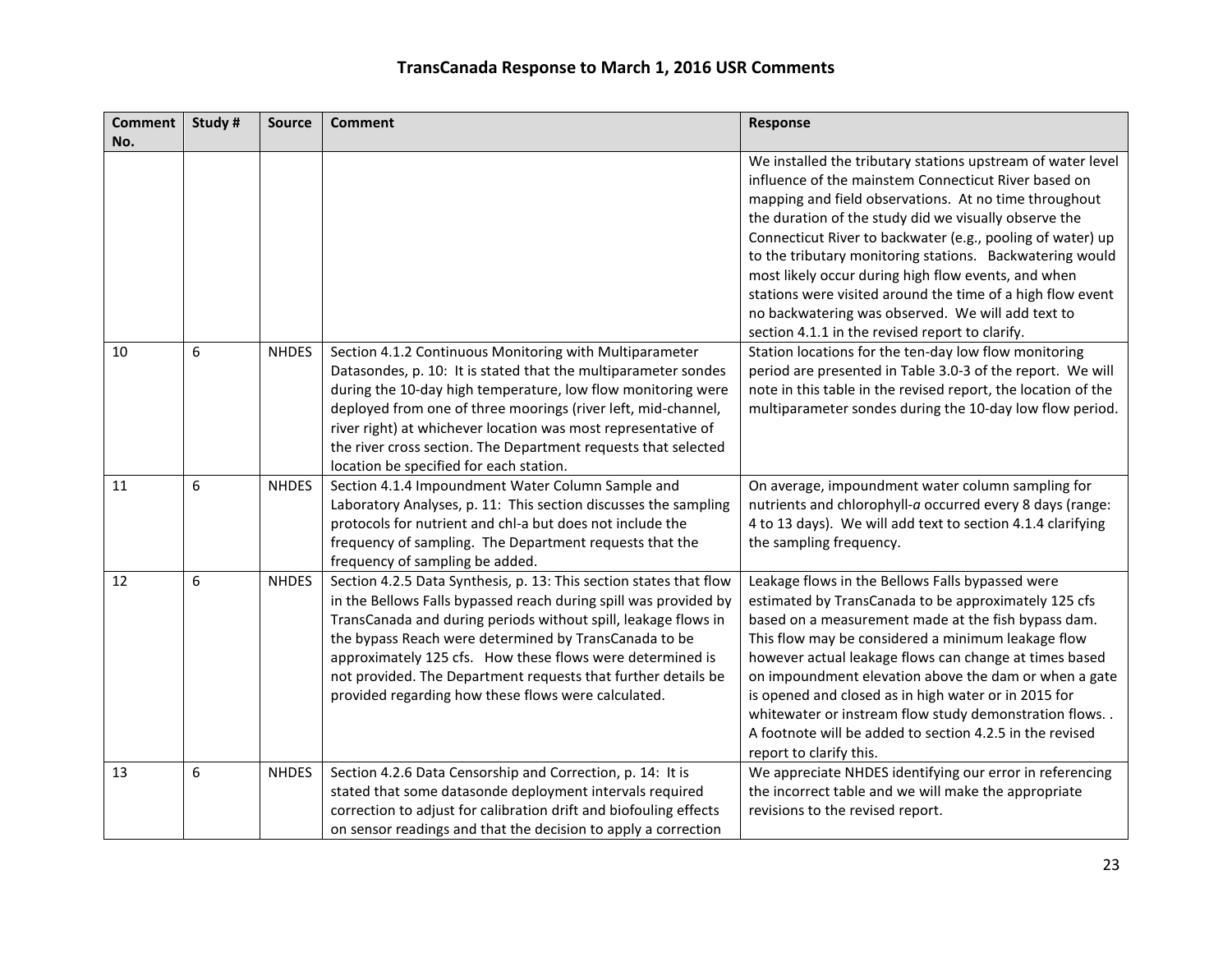# TransCanada Response to March 1, 2016 USR Comments

| Comment No. | Study # | Source | Comment | Response |
|---|---|---|---|---|
| | | | | We installed the tributary stations upstream of water level influence of the mainstem Connecticut River based on mapping and field observations. At no time throughout the duration of the study did we visually observe the Connecticut River to backwater (e.g., pooling of water) up to the tributary monitoring stations. Backwatering would most likely occur during high flow events, and when stations were visited around the time of a high flow event no backwatering was observed. We will add text to section 4.1.1 in the revised report to clarify. |
| 10 | 6 | NHDES | Section 4.1.2 Continuous Monitoring with Multiparameter Datasondes, p. 10: It is stated that the multiparameter sondes during the 10-day high temperature, low flow monitoring were deployed from one of three moorings (river left, mid-channel, river right) at whichever location was most representative of the river cross section. The Department requests that selected location be specified for each station. | Station locations for the ten-day low flow monitoring period are presented in Table 3.0-3 of the report. We will note in this table in the revised report, the location of the multiparameter sondes during the 10-day low flow period. |
| 11 | 6 | NHDES | Section 4.1.4 Impoundment Water Column Sample and Laboratory Analyses, p. 11: This section discusses the sampling protocols for nutrient and chl-a but does not include the frequency of sampling. The Department requests that the frequency of sampling be added. | On average, impoundment water column sampling for nutrients and chlorophyll-*a* occurred every 8 days (range: 4 to 13 days). We will add text to section 4.1.4 clarifying the sampling frequency. |
| 12 | 6 | NHDES | Section 4.2.5 Data Synthesis, p. 13: This section states that flow in the Bellows Falls bypassed reach during spill was provided by TransCanada and during periods without spill, leakage flows in the bypass Reach were determined by TransCanada to be approximately 125 cfs. How these flows were determined is not provided. The Department requests that further details be provided regarding how these flows were calculated. | Leakage flows in the Bellows Falls bypassed were estimated by TransCanada to be approximately 125 cfs based on a measurement made at the fish bypass dam. This flow may be considered a minimum leakage flow however actual leakage flows can change at times based on impoundment elevation above the dam or when a gate is opened and closed as in high water or in 2015 for whitewater or instream flow study demonstration flows. . A footnote will be added to section 4.2.5 in the revised report to clarify this. |
| 13 | 6 | NHDES | Section 4.2.6 Data Censorship and Correction, p. 14: It is stated that some datasonde deployment intervals required correction to adjust for calibration drift and biofouling effects on sensor readings and that the decision to apply a correction | We appreciate NHDES identifying our error in referencing the incorrect table and we will make the appropriate revisions to the revised report. |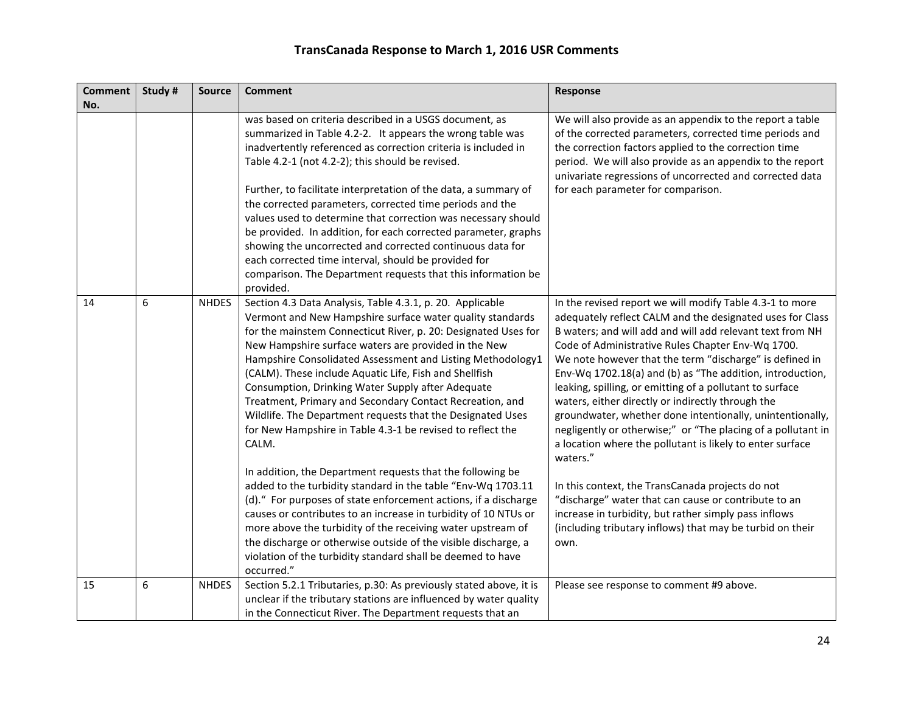# TransCanada Response to March 1, 2016 USR Comments

| Comment No. | Study # | Source | Comment | Response |
|---|---|---|---|---|
| | | | was based on criteria described in a USGS document, as summarized in Table 4.2-2. It appears the wrong table was inadvertently referenced as correction criteria is included in Table 4.2-1 (not 4.2-2); this should be revised.<br><br>Further, to facilitate interpretation of the data, a summary of the corrected parameters, corrected time periods and the values used to determine that correction was necessary should be provided. In addition, for each corrected parameter, graphs showing the uncorrected and corrected continuous data for each corrected time interval, should be provided for comparison. The Department requests that this information be provided. | We will also provide as an appendix to the report a table of the corrected parameters, corrected time periods and the correction factors applied to the correction time period. We will also provide as an appendix to the report univariate regressions of uncorrected and corrected data for each parameter for comparison. |
| 14 | 6 | NHDES | Section 4.3 Data Analysis, Table 4.3.1, p. 20. Applicable Vermont and New Hampshire surface water quality standards for the mainstem Connecticut River, p. 20: Designated Uses for New Hampshire surface waters are provided in the New Hampshire Consolidated Assessment and Listing Methodology1 (CALM). These include Aquatic Life, Fish and Shellfish Consumption, Drinking Water Supply after Adequate Treatment, Primary and Secondary Contact Recreation, and Wildlife. The Department requests that the Designated Uses for New Hampshire in Table 4.3-1 be revised to reflect the CALM.<br><br>In addition, the Department requests that the following be added to the turbidity standard in the table "Env-Wq 1703.11 (d)." For purposes of state enforcement actions, if a discharge causes or contributes to an increase in turbidity of 10 NTUs or more above the turbidity of the receiving water upstream of the discharge or otherwise outside of the visible discharge, a violation of the turbidity standard shall be deemed to have occurred." | In the revised report we will modify Table 4.3-1 to more adequately reflect CALM and the designated uses for Class B waters; and will add and will add relevant text from NH Code of Administrative Rules Chapter Env-Wq 1700.<br>We note however that the term "discharge" is defined in Env-Wq 1702.18(a) and (b) as "The addition, introduction, leaking, spilling, or emitting of a pollutant to surface waters, either directly or indirectly through the groundwater, whether done intentionally, unintentionally, negligently or otherwise;" or "The placing of a pollutant in a location where the pollutant is likely to enter surface waters."<br><br>In this context, the TransCanada projects do not "discharge" water that can cause or contribute to an increase in turbidity, but rather simply pass inflows (including tributary inflows) that may be turbid on their own. |
| 15 | 6 | NHDES | Section 5.2.1 Tributaries, p.30: As previously stated above, it is unclear if the tributary stations are influenced by water quality in the Connecticut River. The Department requests that an | Please see response to comment #9 above. |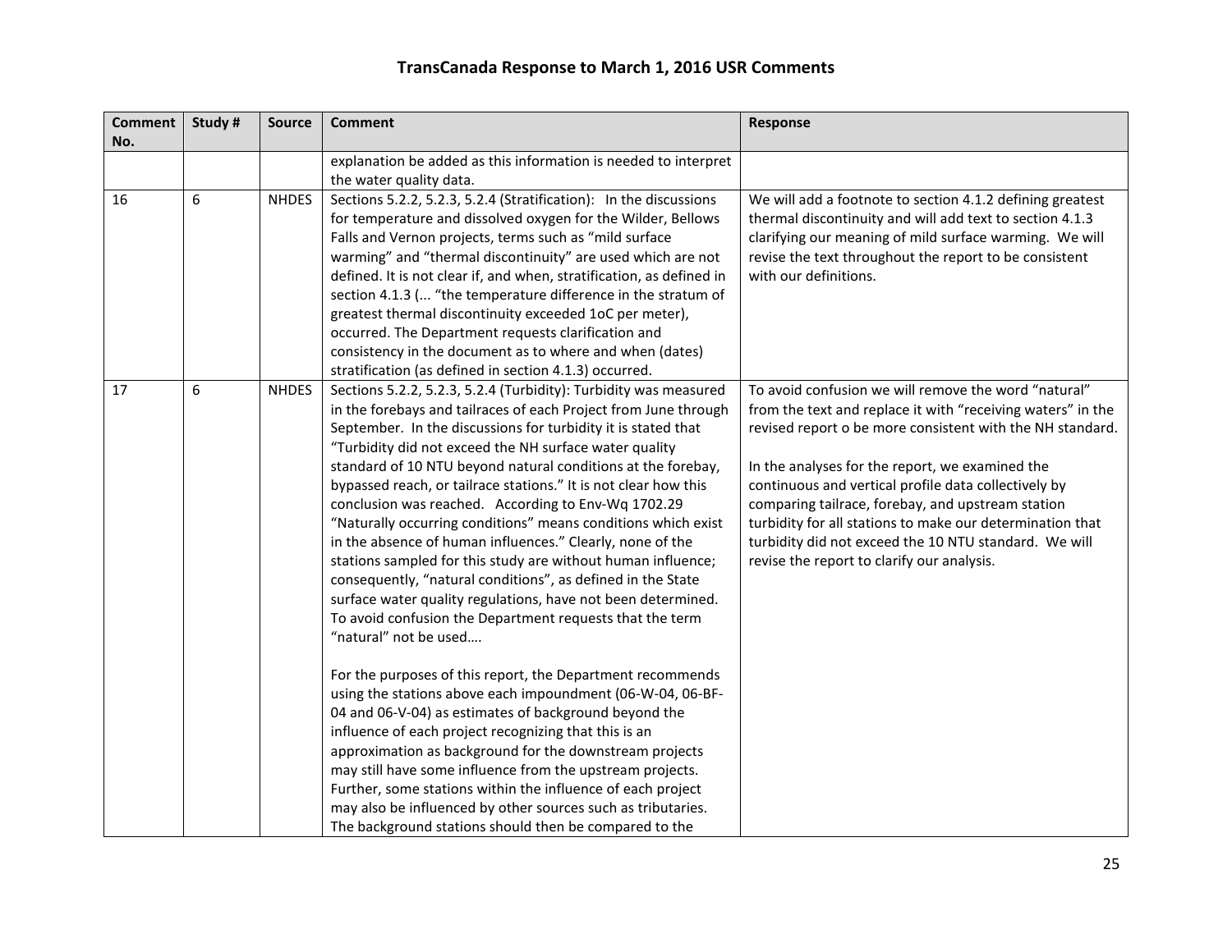# TransCanada Response to March 1, 2016 USR Comments

| Comment No. | Study # | Source | Comment | Response |
|---|---|---|---|---|
| | | | explanation be added as this information is needed to interpret the water quality data. | |
| 16 | 6 | NHDES | Sections 5.2.2, 5.2.3, 5.2.4 (Stratification): In the discussions for temperature and dissolved oxygen for the Wilder, Bellows Falls and Vernon projects, terms such as "mild surface warming" and "thermal discontinuity" are used which are not defined. It is not clear if, and when, stratification, as defined in section 4.1.3 (... "the temperature difference in the stratum of greatest thermal discontinuity exceeded 1oC per meter), occurred. The Department requests clarification and consistency in the document as to where and when (dates) stratification (as defined in section 4.1.3) occurred. | We will add a footnote to section 4.1.2 defining greatest thermal discontinuity and will add text to section 4.1.3 clarifying our meaning of mild surface warming. We will revise the text throughout the report to be consistent with our definitions. |
| 17 | 6 | NHDES | Sections 5.2.2, 5.2.3, 5.2.4 (Turbidity): Turbidity was measured in the forebays and tailraces of each Project from June through September. In the discussions for turbidity it is stated that "Turbidity did not exceed the NH surface water quality standard of 10 NTU beyond natural conditions at the forebay, bypassed reach, or tailrace stations." It is not clear how this conclusion was reached. According to Env-Wq 1702.29 "Naturally occurring conditions" means conditions which exist in the absence of human influences." Clearly, none of the stations sampled for this study are without human influence; consequently, "natural conditions", as defined in the State surface water quality regulations, have not been determined. To avoid confusion the Department requests that the term "natural" not be used….<br><br>For the purposes of this report, the Department recommends using the stations above each impoundment (06-W-04, 06-BF-04 and 06-V-04) as estimates of background beyond the influence of each project recognizing that this is an approximation as background for the downstream projects may still have some influence from the upstream projects. Further, some stations within the influence of each project may also be influenced by other sources such as tributaries. The background stations should then be compared to the | To avoid confusion we will remove the word "natural" from the text and replace it with "receiving waters" in the revised report o be more consistent with the NH standard.<br><br>In the analyses for the report, we examined the continuous and vertical profile data collectively by comparing tailrace, forebay, and upstream station turbidity for all stations to make our determination that turbidity did not exceed the 10 NTU standard. We will revise the report to clarify our analysis. |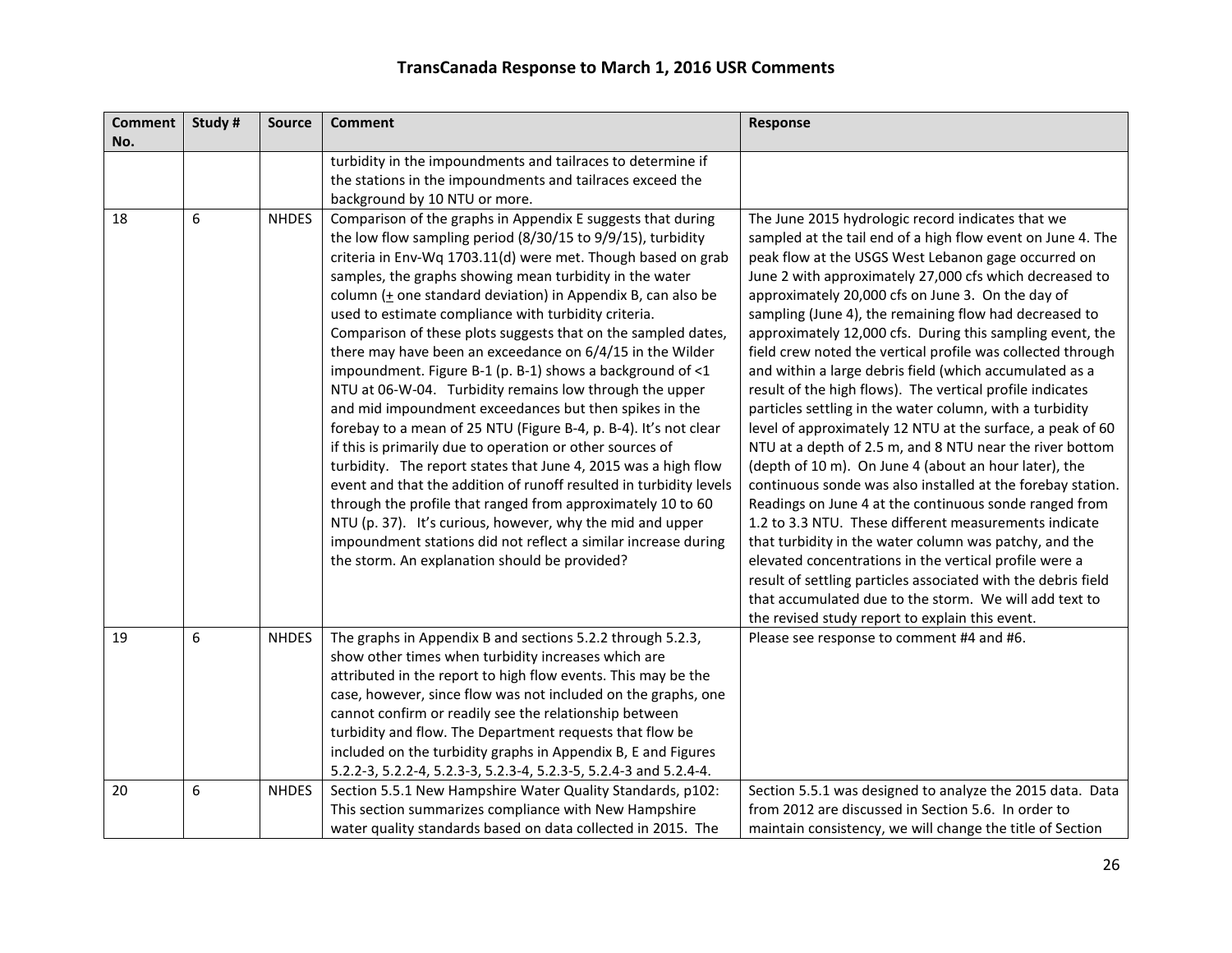# TransCanada Response to March 1, 2016 USR Comments

| Comment No. | Study # | Source | Comment | Response |
|---|---|---|---|---|
| | | | turbidity in the impoundments and tailraces to determine if the stations in the impoundments and tailraces exceed the background by 10 NTU or more. | |
| 18 | 6 | NHDES | Comparison of the graphs in Appendix E suggests that during the low flow sampling period (8/30/15 to 9/9/15), turbidity criteria in Env-Wq 1703.11(d) were met. Though based on grab samples, the graphs showing mean turbidity in the water column (± one standard deviation) in Appendix B, can also be used to estimate compliance with turbidity criteria. Comparison of these plots suggests that on the sampled dates, there may have been an exceedance on 6/4/15 in the Wilder impoundment. Figure B-1 (p. B-1) shows a background of <1 NTU at 06-W-04. Turbidity remains low through the upper and mid impoundment exceedances but then spikes in the forebay to a mean of 25 NTU (Figure B-4, p. B-4). It's not clear if this is primarily due to operation or other sources of turbidity. The report states that June 4, 2015 was a high flow event and that the addition of runoff resulted in turbidity levels through the profile that ranged from approximately 10 to 60 NTU (p. 37). It's curious, however, why the mid and upper impoundment stations did not reflect a similar increase during the storm. An explanation should be provided? | The June 2015 hydrologic record indicates that we sampled at the tail end of a high flow event on June 4. The peak flow at the USGS West Lebanon gage occurred on June 2 with approximately 27,000 cfs which decreased to approximately 20,000 cfs on June 3. On the day of sampling (June 4), the remaining flow had decreased to approximately 12,000 cfs. During this sampling event, the field crew noted the vertical profile was collected through and within a large debris field (which accumulated as a result of the high flows). The vertical profile indicates particles settling in the water column, with a turbidity level of approximately 12 NTU at the surface, a peak of 60 NTU at a depth of 2.5 m, and 8 NTU near the river bottom (depth of 10 m). On June 4 (about an hour later), the continuous sonde was also installed at the forebay station. Readings on June 4 at the continuous sonde ranged from 1.2 to 3.3 NTU. These different measurements indicate that turbidity in the water column was patchy, and the elevated concentrations in the vertical profile were a result of settling particles associated with the debris field that accumulated due to the storm. We will add text to the revised study report to explain this event. |
| 19 | 6 | NHDES | The graphs in Appendix B and sections 5.2.2 through 5.2.3, show other times when turbidity increases which are attributed in the report to high flow events. This may be the case, however, since flow was not included on the graphs, one cannot confirm or readily see the relationship between turbidity and flow. The Department requests that flow be included on the turbidity graphs in Appendix B, E and Figures 5.2.2-3, 5.2.2-4, 5.2.3-3, 5.2.3-4, 5.2.3-5, 5.2.4-3 and 5.2.4-4. | Please see response to comment #4 and #6. |
| 20 | 6 | NHDES | Section 5.5.1 New Hampshire Water Quality Standards, p102: This section summarizes compliance with New Hampshire water quality standards based on data collected in 2015. The | Section 5.5.1 was designed to analyze the 2015 data. Data from 2012 are discussed in Section 5.6. In order to maintain consistency, we will change the title of Section |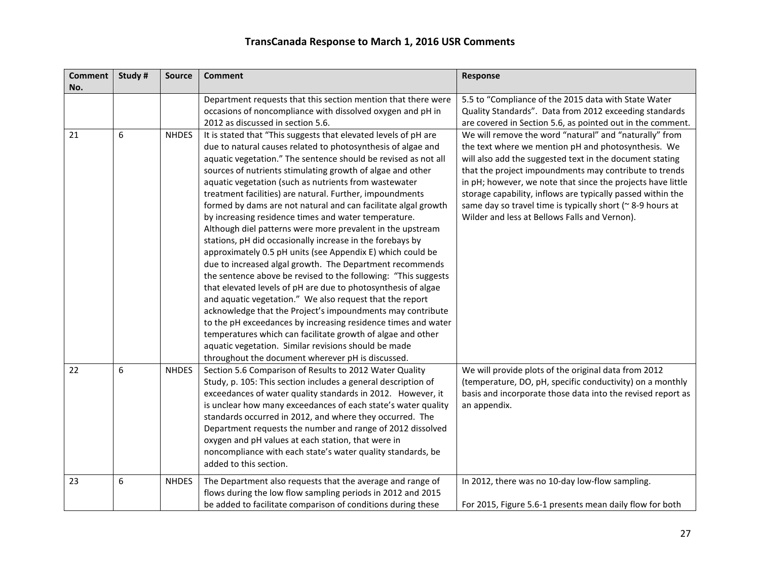# TransCanada Response to March 1, 2016 USR Comments

| Comment No. | Study # | Source | Comment | Response |
|---|---|---|---|---|
| | | | Department requests that this section mention that there were occasions of noncompliance with dissolved oxygen and pH in 2012 as discussed in section 5.6. | 5.5 to "Compliance of the 2015 data with State Water Quality Standards". Data from 2012 exceeding standards are covered in Section 5.6, as pointed out in the comment. |
| 21 | 6 | NHDES | It is stated that "This suggests that elevated levels of pH are due to natural causes related to photosynthesis of algae and aquatic vegetation." The sentence should be revised as not all sources of nutrients stimulating growth of algae and other aquatic vegetation (such as nutrients from wastewater treatment facilities) are natural. Further, impoundments formed by dams are not natural and can facilitate algal growth by increasing residence times and water temperature. Although diel patterns were more prevalent in the upstream stations, pH did occasionally increase in the forebays by approximately 0.5 pH units (see Appendix E) which could be due to increased algal growth. The Department recommends the sentence above be revised to the following: "This suggests that elevated levels of pH are due to photosynthesis of algae and aquatic vegetation." We also request that the report acknowledge that the Project's impoundments may contribute to the pH exceedances by increasing residence times and water temperatures which can facilitate growth of algae and other aquatic vegetation. Similar revisions should be made throughout the document wherever pH is discussed. | We will remove the word "natural" and "naturally" from the text where we mention pH and photosynthesis. We will also add the suggested text in the document stating that the project impoundments may contribute to trends in pH; however, we note that since the projects have little storage capability, inflows are typically passed within the same day so travel time is typically short (~ 8-9 hours at Wilder and less at Bellows Falls and Vernon). |
| 22 | 6 | NHDES | Section 5.6 Comparison of Results to 2012 Water Quality Study, p. 105: This section includes a general description of exceedances of water quality standards in 2012. However, it is unclear how many exceedances of each state's water quality standards occurred in 2012, and where they occurred. The Department requests the number and range of 2012 dissolved oxygen and pH values at each station, that were in noncompliance with each state's water quality standards, be added to this section. | We will provide plots of the original data from 2012 (temperature, DO, pH, specific conductivity) on a monthly basis and incorporate those data into the revised report as an appendix. |
| 23 | 6 | NHDES | The Department also requests that the average and range of flows during the low flow sampling periods in 2012 and 2015 be added to facilitate comparison of conditions during these | In 2012, there was no 10-day low-flow sampling.<br><br>For 2015, Figure 5.6-1 presents mean daily flow for both |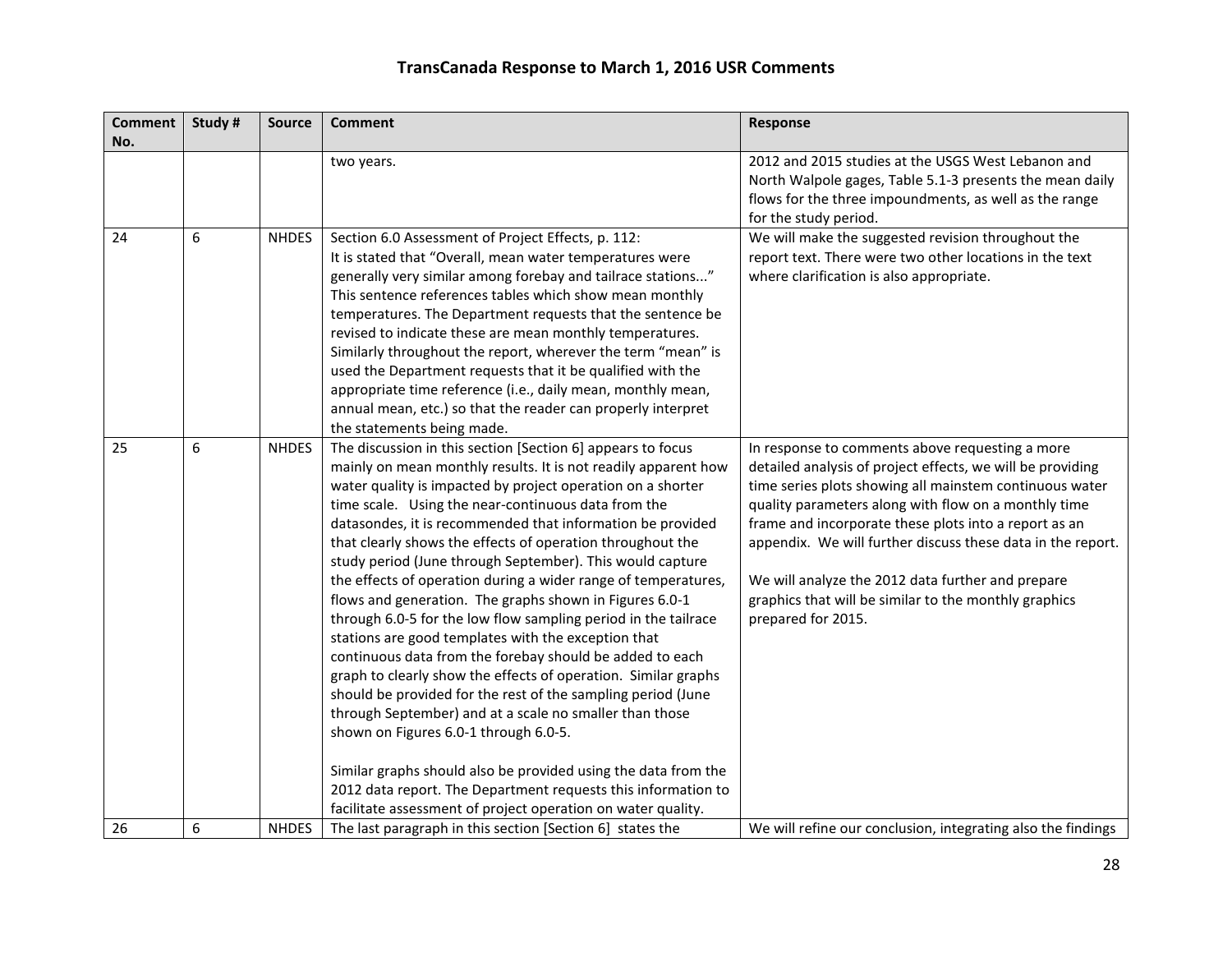# TransCanada Response to March 1, 2016 USR Comments

| Comment No. | Study # | Source | Comment | Response |
|---|---|---|---|---|
| | | | two years. | 2012 and 2015 studies at the USGS West Lebanon and North Walpole gages, Table 5.1-3 presents the mean daily flows for the three impoundments, as well as the range for the study period. |
| 24 | 6 | NHDES | Section 6.0 Assessment of Project Effects, p. 112: It is stated that "Overall, mean water temperatures were generally very similar among forebay and tailrace stations..." This sentence references tables which show mean monthly temperatures. The Department requests that the sentence be revised to indicate these are mean monthly temperatures. Similarly throughout the report, wherever the term "mean" is used the Department requests that it be qualified with the appropriate time reference (i.e., daily mean, monthly mean, annual mean, etc.) so that the reader can properly interpret the statements being made. | We will make the suggested revision throughout the report text. There were two other locations in the text where clarification is also appropriate. |
| 25 | 6 | NHDES | The discussion in this section [Section 6] appears to focus mainly on mean monthly results. It is not readily apparent how water quality is impacted by project operation on a shorter time scale. Using the near-continuous data from the datasondes, it is recommended that information be provided that clearly shows the effects of operation throughout the study period (June through September). This would capture the effects of operation during a wider range of temperatures, flows and generation. The graphs shown in Figures 6.0-1 through 6.0-5 for the low flow sampling period in the tailrace stations are good templates with the exception that continuous data from the forebay should be added to each graph to clearly show the effects of operation. Similar graphs should be provided for the rest of the sampling period (June through September) and at a scale no smaller than those shown on Figures 6.0-1 through 6.0-5.<br><br>Similar graphs should also be provided using the data from the 2012 data report. The Department requests this information to facilitate assessment of project operation on water quality. | In response to comments above requesting a more detailed analysis of project effects, we will be providing time series plots showing all mainstem continuous water quality parameters along with flow on a monthly time frame and incorporate these plots into a report as an appendix. We will further discuss these data in the report.<br><br>We will analyze the 2012 data further and prepare graphics that will be similar to the monthly graphics prepared for 2015. |
| 26 | 6 | NHDES | The last paragraph in this section [Section 6] states the | We will refine our conclusion, integrating also the findings |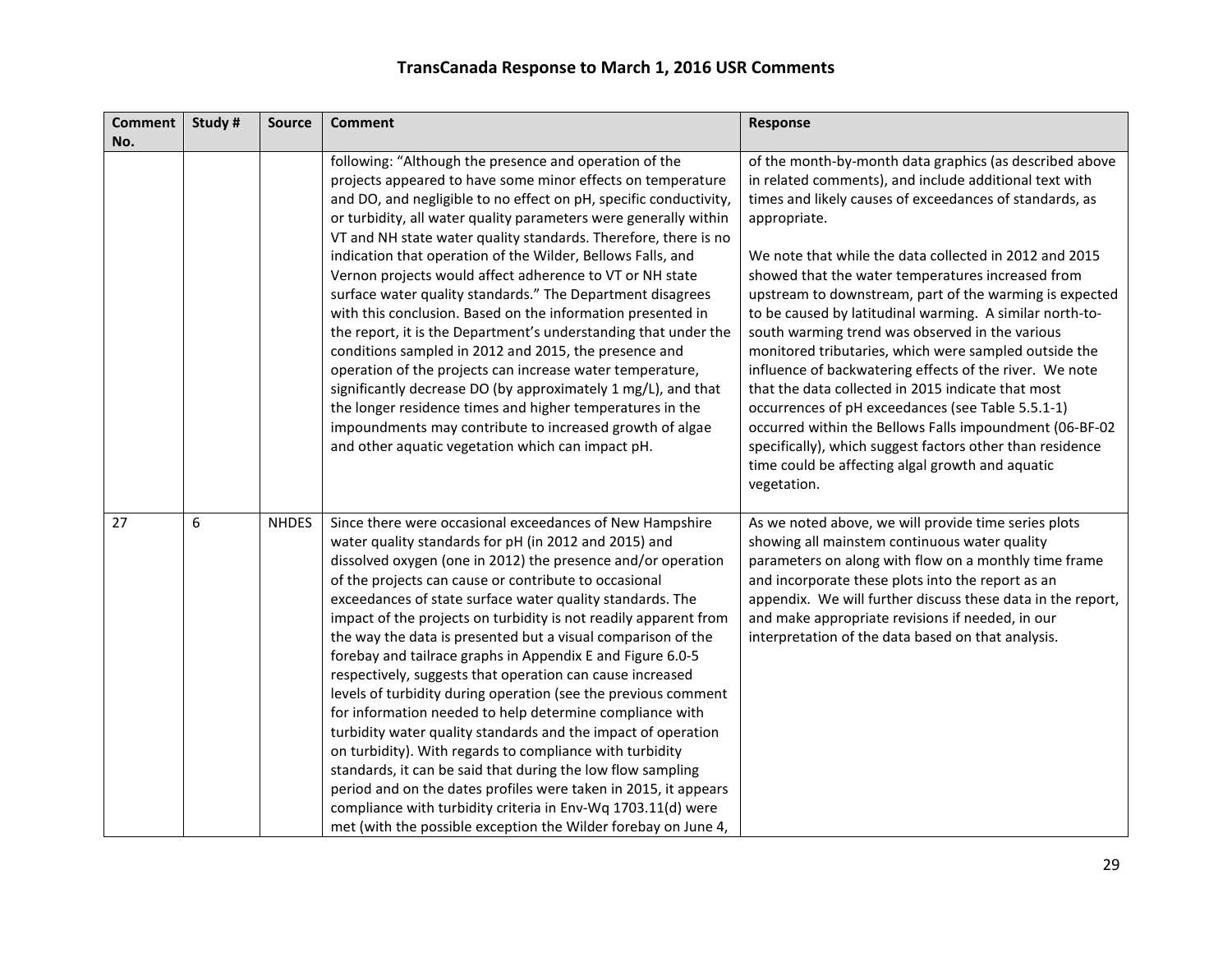# TransCanada Response to March 1, 2016 USR Comments

| Comment No. | Study # | Source | Comment | Response |
|---|---|---|---|---|
| | | | following: "Although the presence and operation of the projects appeared to have some minor effects on temperature and DO, and negligible to no effect on pH, specific conductivity, or turbidity, all water quality parameters were generally within VT and NH state water quality standards. Therefore, there is no indication that operation of the Wilder, Bellows Falls, and Vernon projects would affect adherence to VT or NH state surface water quality standards." The Department disagrees with this conclusion. Based on the information presented in the report, it is the Department's understanding that under the conditions sampled in 2012 and 2015, the presence and operation of the projects can increase water temperature, significantly decrease DO (by approximately 1 mg/L), and that the longer residence times and higher temperatures in the impoundments may contribute to increased growth of algae and other aquatic vegetation which can impact pH. | of the month-by-month data graphics (as described above in related comments), and include additional text with times and likely causes of exceedances of standards, as appropriate.<br><br>We note that while the data collected in 2012 and 2015 showed that the water temperatures increased from upstream to downstream, part of the warming is expected to be caused by latitudinal warming. A similar north-to-south warming trend was observed in the various monitored tributaries, which were sampled outside the influence of backwatering effects of the river. We note that the data collected in 2015 indicate that most occurrences of pH exceedances (see Table 5.5.1-1) occurred within the Bellows Falls impoundment (06-BF-02 specifically), which suggest factors other than residence time could be affecting algal growth and aquatic vegetation. |
| 27 | 6 | NHDES | Since there were occasional exceedances of New Hampshire water quality standards for pH (in 2012 and 2015) and dissolved oxygen (one in 2012) the presence and/or operation of the projects can cause or contribute to occasional exceedances of state surface water quality standards. The impact of the projects on turbidity is not readily apparent from the way the data is presented but a visual comparison of the forebay and tailrace graphs in Appendix E and Figure 6.0-5 respectively, suggests that operation can cause increased levels of turbidity during operation (see the previous comment for information needed to help determine compliance with turbidity water quality standards and the impact of operation on turbidity). With regards to compliance with turbidity standards, it can be said that during the low flow sampling period and on the dates profiles were taken in 2015, it appears compliance with turbidity criteria in Env-Wq 1703.11(d) were met (with the possible exception the Wilder forebay on June 4, | As we noted above, we will provide time series plots showing all mainstem continuous water quality parameters on along with flow on a monthly time frame and incorporate these plots into the report as an appendix. We will further discuss these data in the report, and make appropriate revisions if needed, in our interpretation of the data based on that analysis. |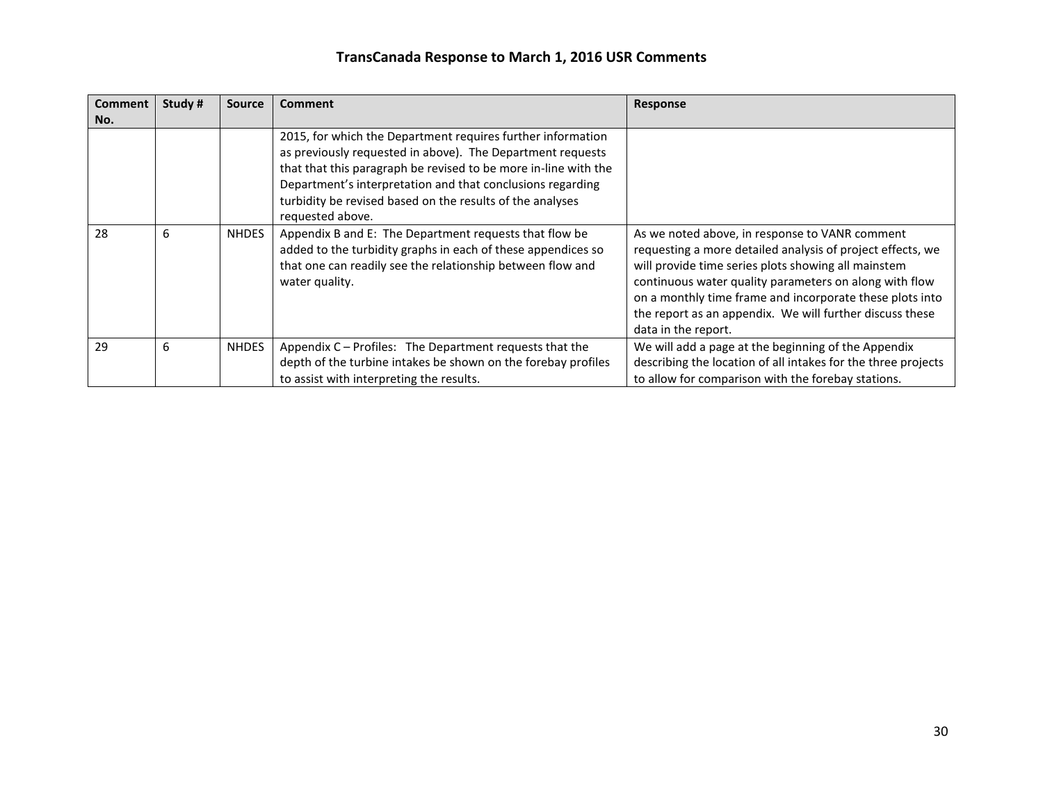# TransCanada Response to March 1, 2016 USR Comments

| Comment No. | Study # | Source | Comment | Response |
|---|---|---|---|---|
| | | | 2015, for which the Department requires further information as previously requested in above). The Department requests that that this paragraph be revised to be more in-line with the Department's interpretation and that conclusions regarding turbidity be revised based on the results of the analyses requested above. | |
| 28 | 6 | NHDES | Appendix B and E: The Department requests that flow be added to the turbidity graphs in each of these appendices so that one can readily see the relationship between flow and water quality. | As we noted above, in response to VANR comment requesting a more detailed analysis of project effects, we will provide time series plots showing all mainstem continuous water quality parameters on along with flow on a monthly time frame and incorporate these plots into the report as an appendix. We will further discuss these data in the report. |
| 29 | 6 | NHDES | Appendix C – Profiles: The Department requests that the depth of the turbine intakes be shown on the forebay profiles to assist with interpreting the results. | We will add a page at the beginning of the Appendix describing the location of all intakes for the three projects to allow for comparison with the forebay stations. |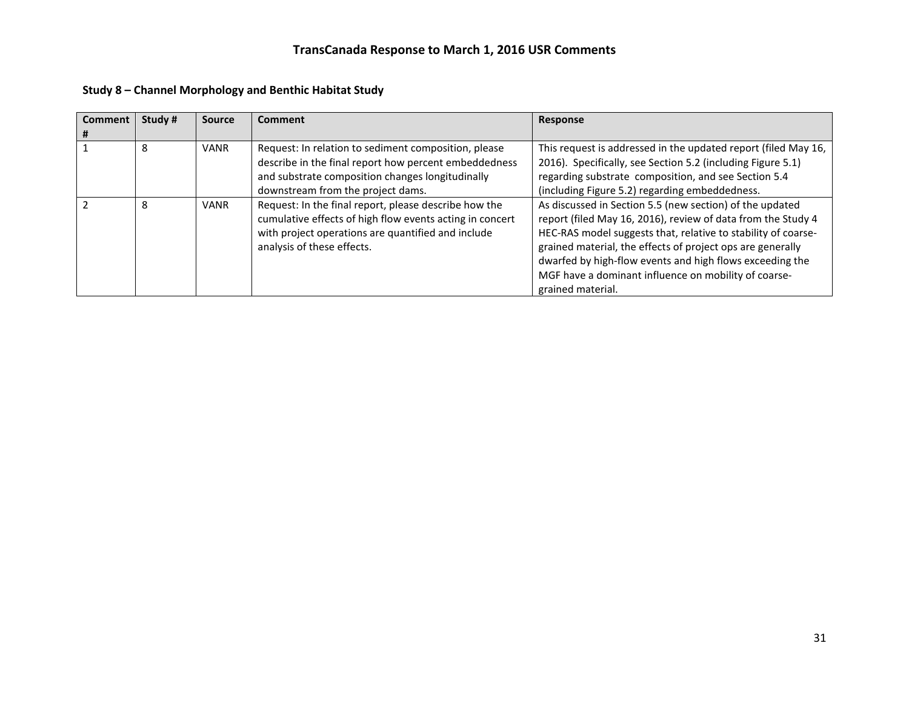# TransCanada Response to March 1, 2016 USR Comments

## Study 8 – Channel Morphology and Benthic Habitat Study

| Comment # | Study # | Source | Comment | Response |
|---|---|---|---|---|
| 1 | 8 | VANR | Request: In relation to sediment composition, please describe in the final report how percent embeddedness and substrate composition changes longitudinally downstream from the project dams. | This request is addressed in the updated report (filed May 16, 2016). Specifically, see Section 5.2 (including Figure 5.1) regarding substrate composition, and see Section 5.4 (including Figure 5.2) regarding embeddedness. |
| 2 | 8 | VANR | Request: In the final report, please describe how the cumulative effects of high flow events acting in concert with project operations are quantified and include analysis of these effects. | As discussed in Section 5.5 (new section) of the updated report (filed May 16, 2016), review of data from the Study 4 HEC-RAS model suggests that, relative to stability of coarse-grained material, the effects of project ops are generally dwarfed by high-flow events and high flows exceeding the MGF have a dominant influence on mobility of coarse-grained material. |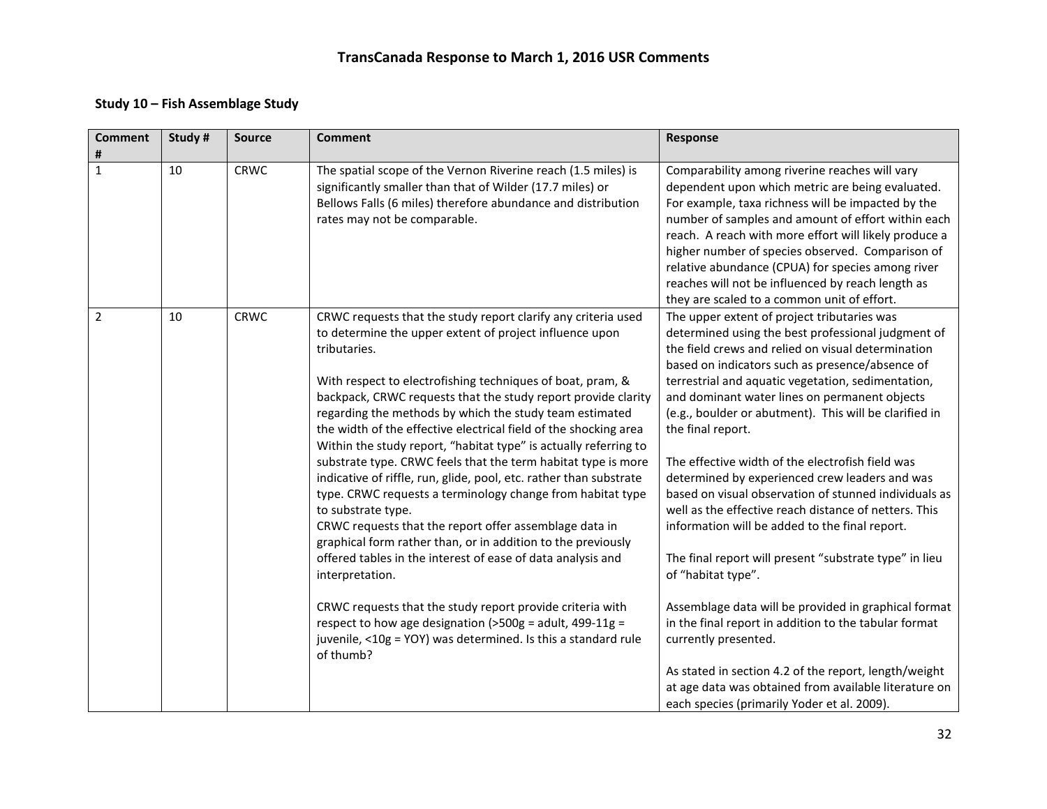# TransCanada Response to March 1, 2016 USR Comments

### Study 10 – Fish Assemblage Study

| Comment # | Study # | Source | Comment | Response |
|---|---|---|---|---|
| 1 | 10 | CRWC | The spatial scope of the Vernon Riverine reach (1.5 miles) is significantly smaller than that of Wilder (17.7 miles) or Bellows Falls (6 miles) therefore abundance and distribution rates may not be comparable. | Comparability among riverine reaches will vary dependent upon which metric are being evaluated. For example, taxa richness will be impacted by the number of samples and amount of effort within each reach. A reach with more effort will likely produce a higher number of species observed. Comparison of relative abundance (CPUA) for species among river reaches will not be influenced by reach length as they are scaled to a common unit of effort. |
| 2 | 10 | CRWC | CRWC requests that the study report clarify any criteria used to determine the upper extent of project influence upon tributaries.<br><br>With respect to electrofishing techniques of boat, pram, & backpack, CRWC requests that the study report provide clarity regarding the methods by which the study team estimated the width of the effective electrical field of the shocking area Within the study report, "habitat type" is actually referring to substrate type. CRWC feels that the term habitat type is more indicative of riffle, run, glide, pool, etc. rather than substrate type. CRWC requests a terminology change from habitat type to substrate type.<br>CRWC requests that the report offer assemblage data in graphical form rather than, or in addition to the previously offered tables in the interest of ease of data analysis and interpretation.<br><br>CRWC requests that the study report provide criteria with respect to how age designation (>500g = adult, 499-11g = juvenile, <10g = YOY) was determined. Is this a standard rule of thumb? | The upper extent of project tributaries was determined using the best professional judgment of the field crews and relied on visual determination based on indicators such as presence/absence of terrestrial and aquatic vegetation, sedimentation, and dominant water lines on permanent objects (e.g., boulder or abutment). This will be clarified in the final report.<br><br>The effective width of the electrofish field was determined by experienced crew leaders and was based on visual observation of stunned individuals as well as the effective reach distance of netters. This information will be added to the final report.<br><br>The final report will present "substrate type" in lieu of "habitat type".<br><br>Assemblage data will be provided in graphical format in the final report in addition to the tabular format currently presented.<br><br>As stated in section 4.2 of the report, length/weight at age data was obtained from available literature on each species (primarily Yoder et al. 2009). |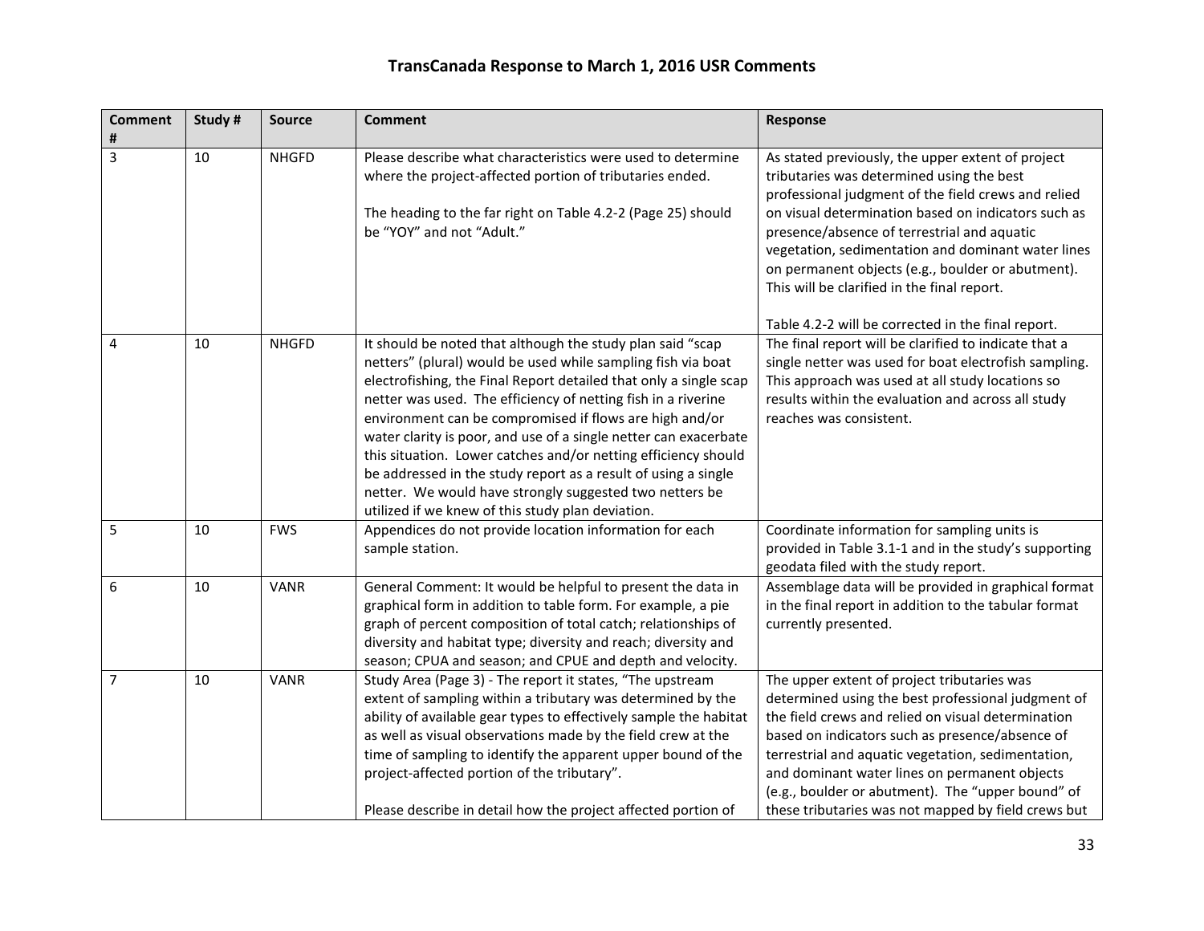## TransCanada Response to March 1, 2016 USR Comments

| Comment # | Study # | Source | Comment | Response |
|---|---|---|---|---|
| 3 | 10 | NHGFD | Please describe what characteristics were used to determine where the project-affected portion of tributaries ended.<br><br>The heading to the far right on Table 4.2-2 (Page 25) should be "YOY" and not "Adult." | As stated previously, the upper extent of project tributaries was determined using the best professional judgment of the field crews and relied on visual determination based on indicators such as presence/absence of terrestrial and aquatic vegetation, sedimentation and dominant water lines on permanent objects (e.g., boulder or abutment). This will be clarified in the final report.<br><br>Table 4.2-2 will be corrected in the final report. |
| 4 | 10 | NHGFD | It should be noted that although the study plan said "scap netters" (plural) would be used while sampling fish via boat electrofishing, the Final Report detailed that only a single scap netter was used. The efficiency of netting fish in a riverine environment can be compromised if flows are high and/or water clarity is poor, and use of a single netter can exacerbate this situation. Lower catches and/or netting efficiency should be addressed in the study report as a result of using a single netter. We would have strongly suggested two netters be utilized if we knew of this study plan deviation. | The final report will be clarified to indicate that a single netter was used for boat electrofish sampling. This approach was used at all study locations so results within the evaluation and across all study reaches was consistent. |
| 5 | 10 | FWS | Appendices do not provide location information for each sample station. | Coordinate information for sampling units is provided in Table 3.1-1 and in the study's supporting geodata filed with the study report. |
| 6 | 10 | VANR | General Comment: It would be helpful to present the data in graphical form in addition to table form. For example, a pie graph of percent composition of total catch; relationships of diversity and habitat type; diversity and reach; diversity and season; CPUA and season; and CPUE and depth and velocity. | Assemblage data will be provided in graphical format in the final report in addition to the tabular format currently presented. |
| 7 | 10 | VANR | Study Area (Page 3) - The report it states, "The upstream extent of sampling within a tributary was determined by the ability of available gear types to effectively sample the habitat as well as visual observations made by the field crew at the time of sampling to identify the apparent upper bound of the project-affected portion of the tributary".<br><br>Please describe in detail how the project affected portion of | The upper extent of project tributaries was determined using the best professional judgment of the field crews and relied on visual determination based on indicators such as presence/absence of terrestrial and aquatic vegetation, sedimentation, and dominant water lines on permanent objects (e.g., boulder or abutment). The "upper bound" of these tributaries was not mapped by field crews but |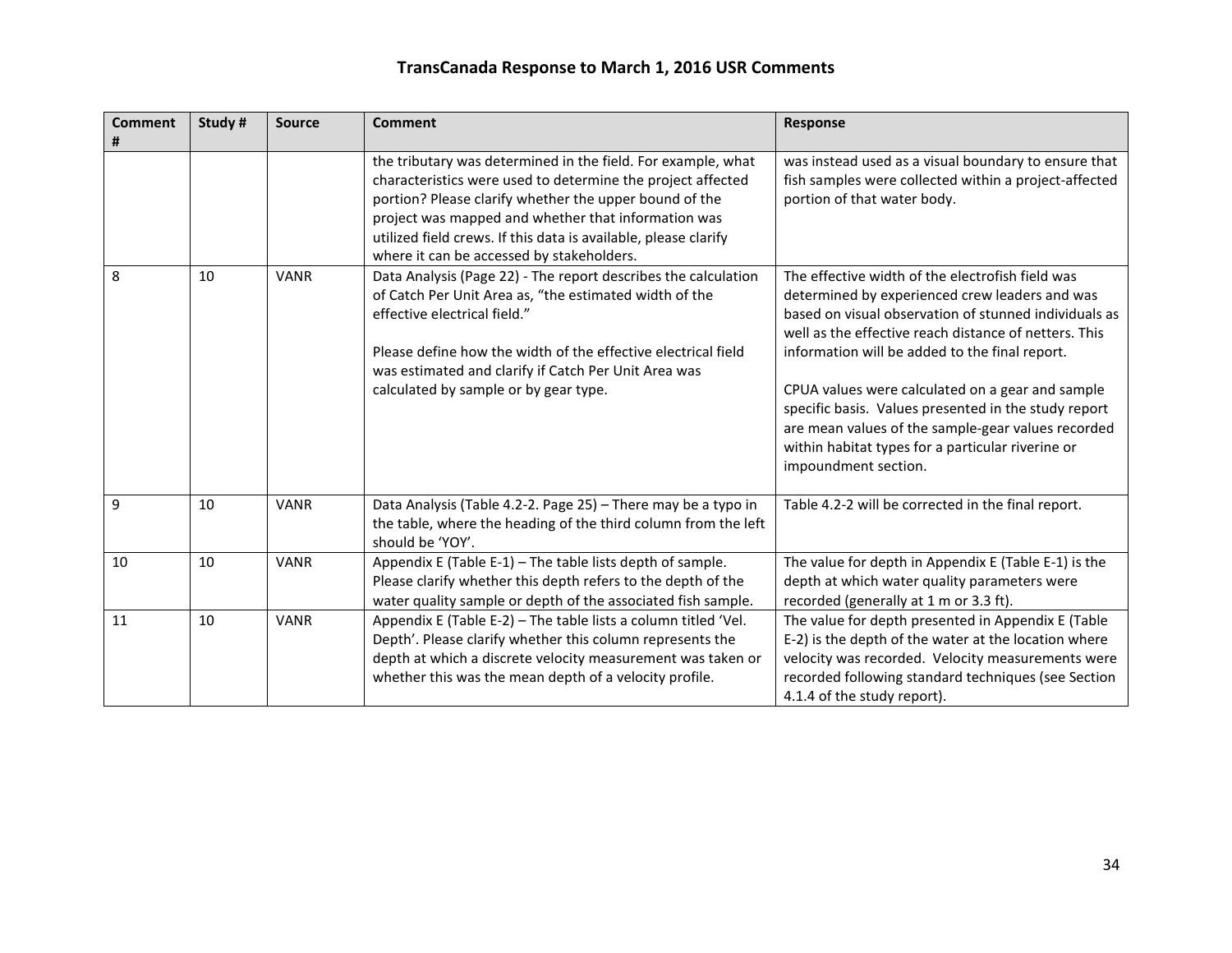# TransCanada Response to March 1, 2016 USR Comments

| Comment # | Study # | Source | Comment | Response |
|---|---|---|---|---|
| | | | the tributary was determined in the field. For example, what characteristics were used to determine the project affected portion? Please clarify whether the upper bound of the project was mapped and whether that information was utilized field crews. If this data is available, please clarify where it can be accessed by stakeholders. | was instead used as a visual boundary to ensure that fish samples were collected within a project-affected portion of that water body. |
| 8 | 10 | VANR | Data Analysis (Page 22) - The report describes the calculation of Catch Per Unit Area as, "the estimated width of the effective electrical field."<br><br>Please define how the width of the effective electrical field was estimated and clarify if Catch Per Unit Area was calculated by sample or by gear type. | The effective width of the electrofish field was determined by experienced crew leaders and was based on visual observation of stunned individuals as well as the effective reach distance of netters. This information will be added to the final report.<br><br>CPUA values were calculated on a gear and sample specific basis. Values presented in the study report are mean values of the sample-gear values recorded within habitat types for a particular riverine or impoundment section. |
| 9 | 10 | VANR | Data Analysis (Table 4.2-2. Page 25) – There may be a typo in the table, where the heading of the third column from the left should be 'YOY'. | Table 4.2-2 will be corrected in the final report. |
| 10 | 10 | VANR | Appendix E (Table E-1) – The table lists depth of sample. Please clarify whether this depth refers to the depth of the water quality sample or depth of the associated fish sample. | The value for depth in Appendix E (Table E-1) is the depth at which water quality parameters were recorded (generally at 1 m or 3.3 ft). |
| 11 | 10 | VANR | Appendix E (Table E-2) – The table lists a column titled 'Vel. Depth'. Please clarify whether this column represents the depth at which a discrete velocity measurement was taken or whether this was the mean depth of a velocity profile. | The value for depth presented in Appendix E (Table E-2) is the depth of the water at the location where velocity was recorded. Velocity measurements were recorded following standard techniques (see Section 4.1.4 of the study report). |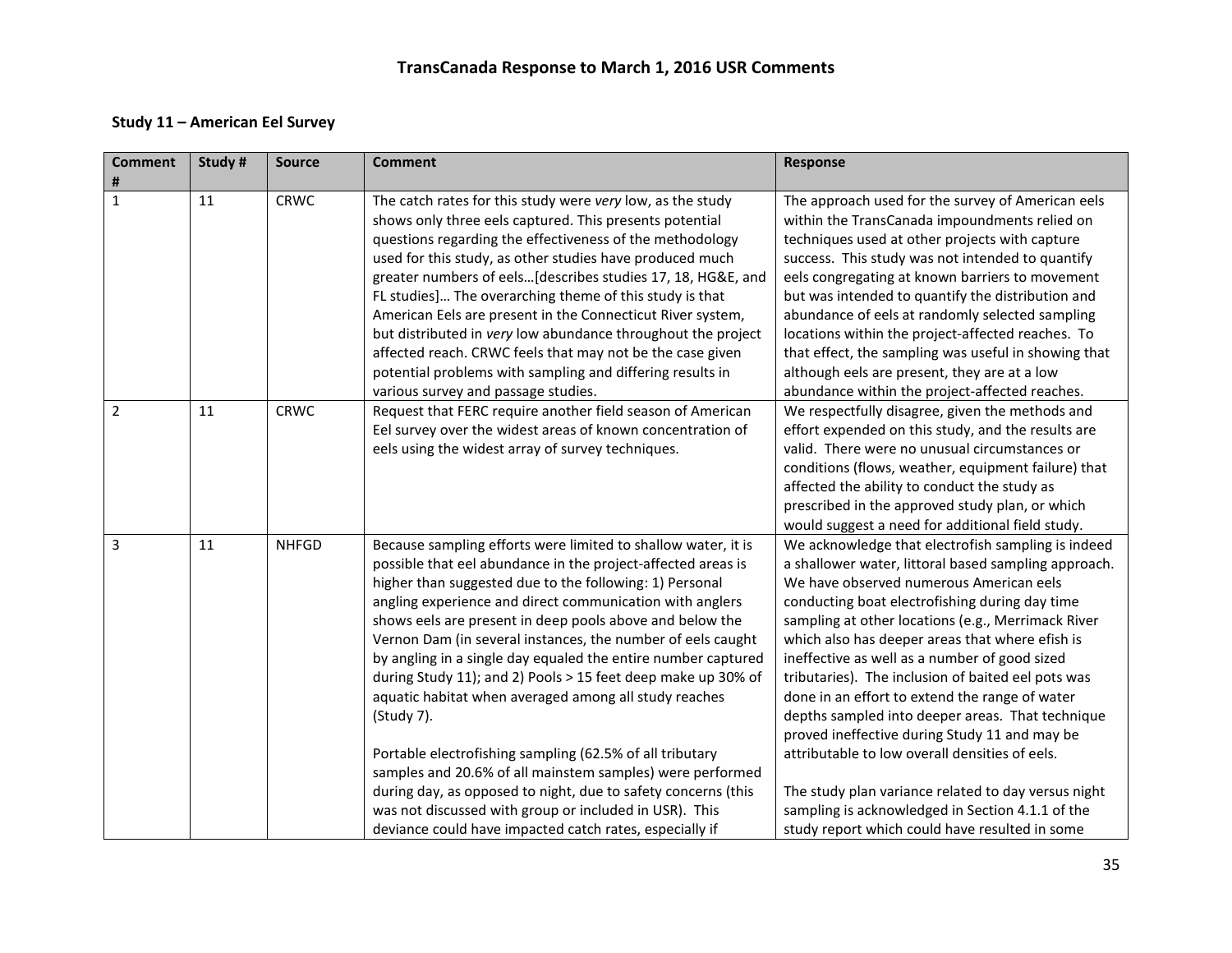# TransCanada Response to March 1, 2016 USR Comments

## Study 11 – American Eel Survey

| Comment # | Study # | Source | Comment | Response |
|---|---|---|---|---|
| 1 | 11 | CRWC | The catch rates for this study were *very* low, as the study shows only three eels captured. This presents potential questions regarding the effectiveness of the methodology used for this study, as other studies have produced much greater numbers of eels…[describes studies 17, 18, HG&E, and FL studies]… The overarching theme of this study is that American Eels are present in the Connecticut River system, but distributed in *very* low abundance throughout the project affected reach. CRWC feels that may not be the case given potential problems with sampling and differing results in various survey and passage studies. | The approach used for the survey of American eels within the TransCanada impoundments relied on techniques used at other projects with capture success. This study was not intended to quantify eels congregating at known barriers to movement but was intended to quantify the distribution and abundance of eels at randomly selected sampling locations within the project-affected reaches. To that effect, the sampling was useful in showing that although eels are present, they are at a low abundance within the project-affected reaches. |
| 2 | 11 | CRWC | Request that FERC require another field season of American Eel survey over the widest areas of known concentration of eels using the widest array of survey techniques. | We respectfully disagree, given the methods and effort expended on this study, and the results are valid. There were no unusual circumstances or conditions (flows, weather, equipment failure) that affected the ability to conduct the study as prescribed in the approved study plan, or which would suggest a need for additional field study. |
| 3 | 11 | NHFGD | Because sampling efforts were limited to shallow water, it is possible that eel abundance in the project-affected areas is higher than suggested due to the following: 1) Personal angling experience and direct communication with anglers shows eels are present in deep pools above and below the Vernon Dam (in several instances, the number of eels caught by angling in a single day equaled the entire number captured during Study 11); and 2) Pools > 15 feet deep make up 30% of aquatic habitat when averaged among all study reaches (Study 7).<br><br>Portable electrofishing sampling (62.5% of all tributary samples and 20.6% of all mainstem samples) were performed during day, as opposed to night, due to safety concerns (this was not discussed with group or included in USR). This deviance could have impacted catch rates, especially if | We acknowledge that electrofish sampling is indeed a shallower water, littoral based sampling approach. We have observed numerous American eels conducting boat electrofishing during day time sampling at other locations (e.g., Merrimack River which also has deeper areas that where efish is ineffective as well as a number of good sized tributaries). The inclusion of baited eel pots was done in an effort to extend the range of water depths sampled into deeper areas. That technique proved ineffective during Study 11 and may be attributable to low overall densities of eels.<br><br>The study plan variance related to day versus night sampling is acknowledged in Section 4.1.1 of the study report which could have resulted in some |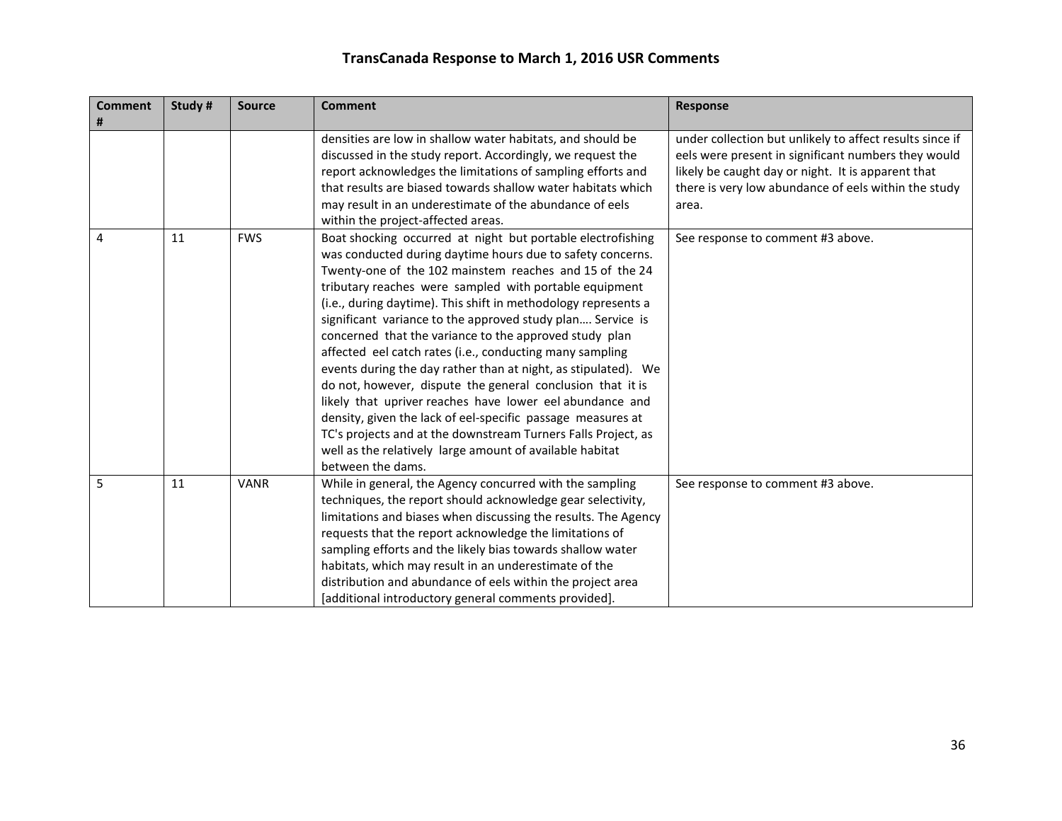# TransCanada Response to March 1, 2016 USR Comments

| Comment # | Study # | Source | Comment | Response |
|---|---|---|---|---|
| | | | densities are low in shallow water habitats, and should be discussed in the study report. Accordingly, we request the report acknowledges the limitations of sampling efforts and that results are biased towards shallow water habitats which may result in an underestimate of the abundance of eels within the project-affected areas. | under collection but unlikely to affect results since if eels were present in significant numbers they would likely be caught day or night. It is apparent that there is very low abundance of eels within the study area. |
| 4 | 11 | FWS | Boat shocking occurred at night but portable electrofishing was conducted during daytime hours due to safety concerns. Twenty-one of the 102 mainstem reaches and 15 of the 24 tributary reaches were sampled with portable equipment (i.e., during daytime). This shift in methodology represents a significant variance to the approved study plan…. Service is concerned that the variance to the approved study plan affected eel catch rates (i.e., conducting many sampling events during the day rather than at night, as stipulated). We do not, however, dispute the general conclusion that it is likely that upriver reaches have lower eel abundance and density, given the lack of eel-specific passage measures at TC's projects and at the downstream Turners Falls Project, as well as the relatively large amount of available habitat between the dams. | See response to comment #3 above. |
| 5 | 11 | VANR | While in general, the Agency concurred with the sampling techniques, the report should acknowledge gear selectivity, limitations and biases when discussing the results. The Agency requests that the report acknowledge the limitations of sampling efforts and the likely bias towards shallow water habitats, which may result in an underestimate of the distribution and abundance of eels within the project area [additional introductory general comments provided]. | See response to comment #3 above. |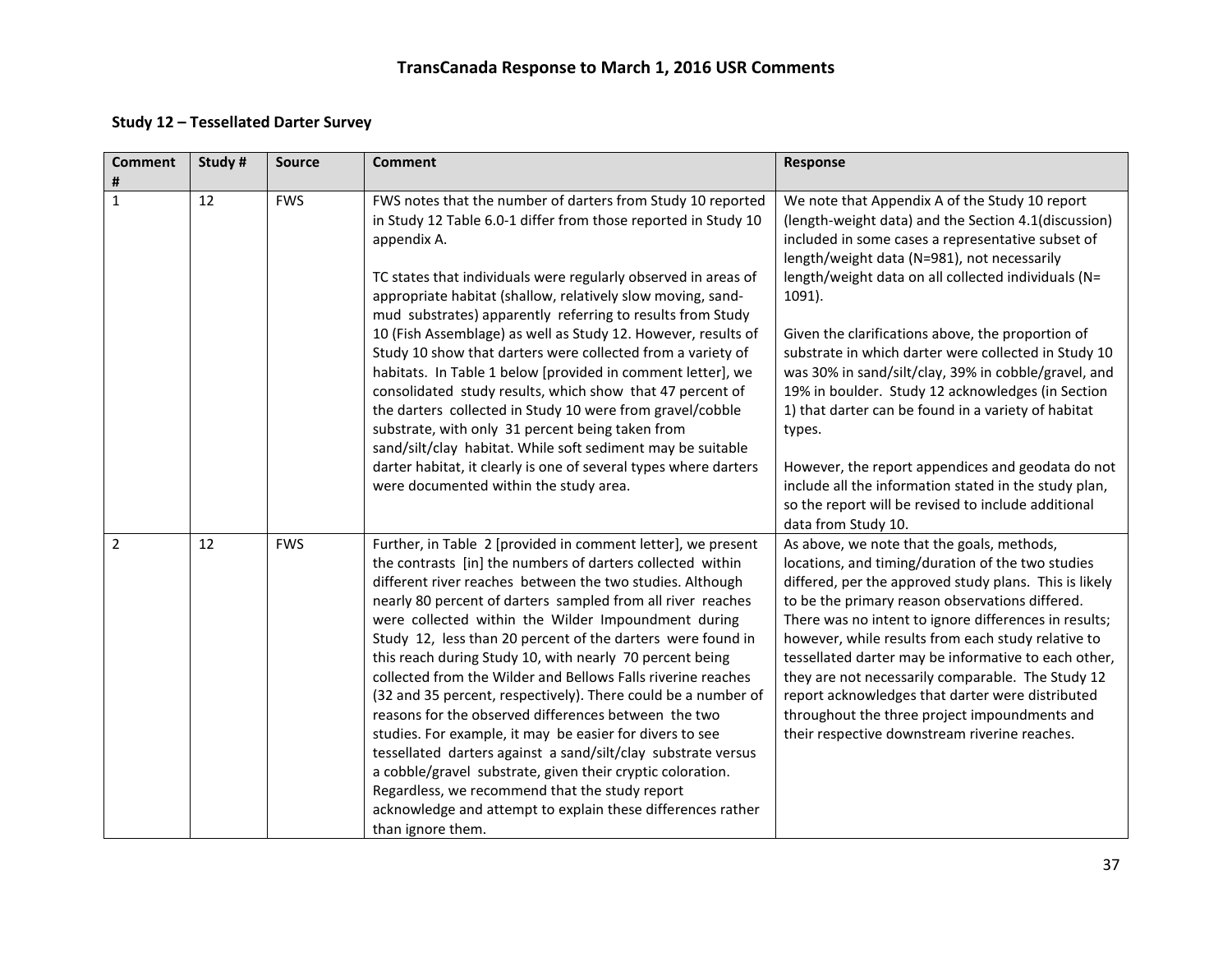# TransCanada Response to March 1, 2016 USR Comments

## Study 12 – Tessellated Darter Survey

| Comment # | Study # | Source | Comment | Response |
|---|---|---|---|---|
| 1 | 12 | FWS | FWS notes that the number of darters from Study 10 reported in Study 12 Table 6.0-1 differ from those reported in Study 10 appendix A.<br><br>TC states that individuals were regularly observed in areas of appropriate habitat (shallow, relatively slow moving, sand-mud substrates) apparently referring to results from Study 10 (Fish Assemblage) as well as Study 12. However, results of Study 10 show that darters were collected from a variety of habitats. In Table 1 below [provided in comment letter], we consolidated study results, which show that 47 percent of the darters collected in Study 10 were from gravel/cobble substrate, with only 31 percent being taken from sand/silt/clay habitat. While soft sediment may be suitable darter habitat, it clearly is one of several types where darters were documented within the study area. | We note that Appendix A of the Study 10 report (length-weight data) and the Section 4.1(discussion) included in some cases a representative subset of length/weight data (N=981), not necessarily length/weight data on all collected individuals (N= 1091).<br><br>Given the clarifications above, the proportion of substrate in which darter were collected in Study 10 was 30% in sand/silt/clay, 39% in cobble/gravel, and 19% in boulder. Study 12 acknowledges (in Section 1) that darter can be found in a variety of habitat types.<br><br>However, the report appendices and geodata do not include all the information stated in the study plan, so the report will be revised to include additional data from Study 10. |
| 2 | 12 | FWS | Further, in Table 2 [provided in comment letter], we present the contrasts [in] the numbers of darters collected within different river reaches between the two studies. Although nearly 80 percent of darters sampled from all river reaches were collected within the Wilder Impoundment during Study 12, less than 20 percent of the darters were found in this reach during Study 10, with nearly 70 percent being collected from the Wilder and Bellows Falls riverine reaches (32 and 35 percent, respectively). There could be a number of reasons for the observed differences between the two studies. For example, it may be easier for divers to see tessellated darters against a sand/silt/clay substrate versus a cobble/gravel substrate, given their cryptic coloration. Regardless, we recommend that the study report acknowledge and attempt to explain these differences rather than ignore them. | As above, we note that the goals, methods, locations, and timing/duration of the two studies differed, per the approved study plans. This is likely to be the primary reason observations differed. There was no intent to ignore differences in results; however, while results from each study relative to tessellated darter may be informative to each other, they are not necessarily comparable. The Study 12 report acknowledges that darter were distributed throughout the three project impoundments and their respective downstream riverine reaches. |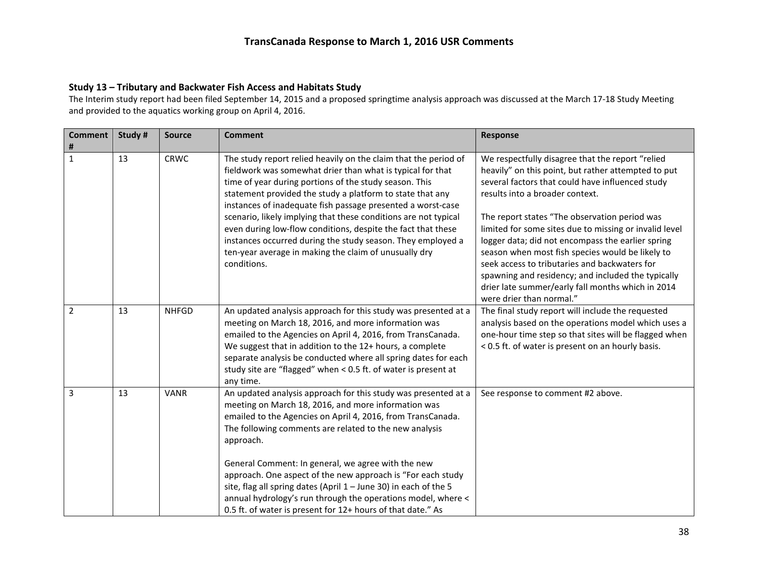# TransCanada Response to March 1, 2016 USR Comments

### Study 13 – Tributary and Backwater Fish Access and Habitats Study

The Interim study report had been filed September 14, 2015 and a proposed springtime analysis approach was discussed at the March 17-18 Study Meeting and provided to the aquatics working group on April 4, 2016.

| Comment # | Study # | Source | Comment | Response |
|---|---|---|---|---|
| 1 | 13 | CRWC | The study report relied heavily on the claim that the period of fieldwork was somewhat drier than what is typical for that time of year during portions of the study season. This statement provided the study a platform to state that any instances of inadequate fish passage presented a worst-case scenario, likely implying that these conditions are not typical even during low-flow conditions, despite the fact that these instances occurred during the study season. They employed a ten-year average in making the claim of unusually dry conditions. | We respectfully disagree that the report "relied heavily" on this point, but rather attempted to put several factors that could have influenced study results into a broader context.<br><br>The report states "The observation period was limited for some sites due to missing or invalid level logger data; did not encompass the earlier spring season when most fish species would be likely to seek access to tributaries and backwaters for spawning and residency; and included the typically drier late summer/early fall months which in 2014 were drier than normal." |
| 2 | 13 | NHFGD | An updated analysis approach for this study was presented at a meeting on March 18, 2016, and more information was emailed to the Agencies on April 4, 2016, from TransCanada. We suggest that in addition to the 12+ hours, a complete separate analysis be conducted where all spring dates for each study site are "flagged" when < 0.5 ft. of water is present at any time. | The final study report will include the requested analysis based on the operations model which uses a one-hour time step so that sites will be flagged when < 0.5 ft. of water is present on an hourly basis. |
| 3 | 13 | VANR | An updated analysis approach for this study was presented at a meeting on March 18, 2016, and more information was emailed to the Agencies on April 4, 2016, from TransCanada. The following comments are related to the new analysis approach.<br><br>General Comment: In general, we agree with the new approach. One aspect of the new approach is "For each study site, flag all spring dates (April 1 – June 30) in each of the 5 annual hydrology's run through the operations model, where < 0.5 ft. of water is present for 12+ hours of that date." As | See response to comment #2 above. |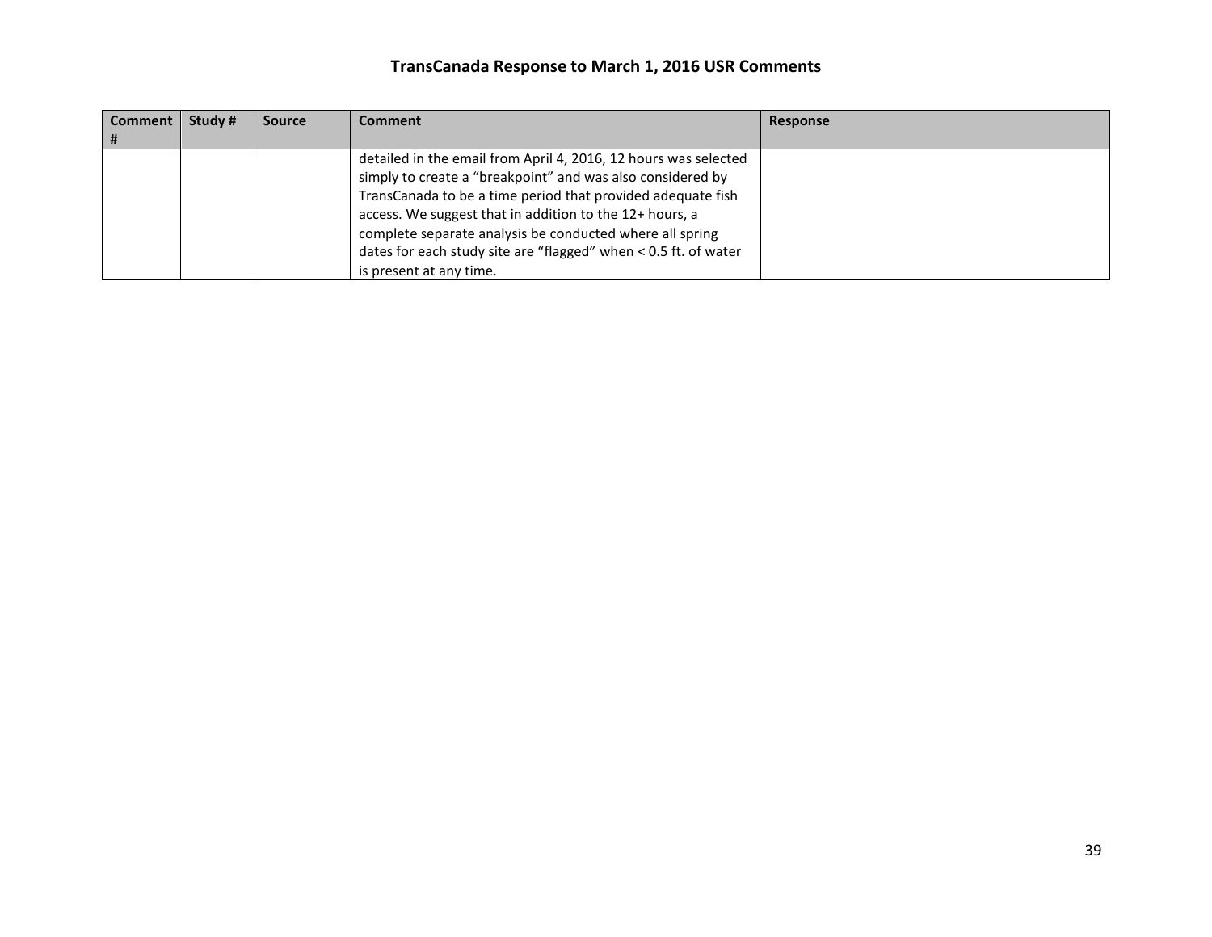## TransCanada Response to March 1, 2016 USR Comments

| Comment # | Study # | Source | Comment | Response |
|---|---|---|---|---|
| | | | detailed in the email from April 4, 2016, 12 hours was selected simply to create a "breakpoint" and was also considered by TransCanada to be a time period that provided adequate fish access. We suggest that in addition to the 12+ hours, a complete separate analysis be conducted where all spring dates for each study site are "flagged" when < 0.5 ft. of water is present at any time. | |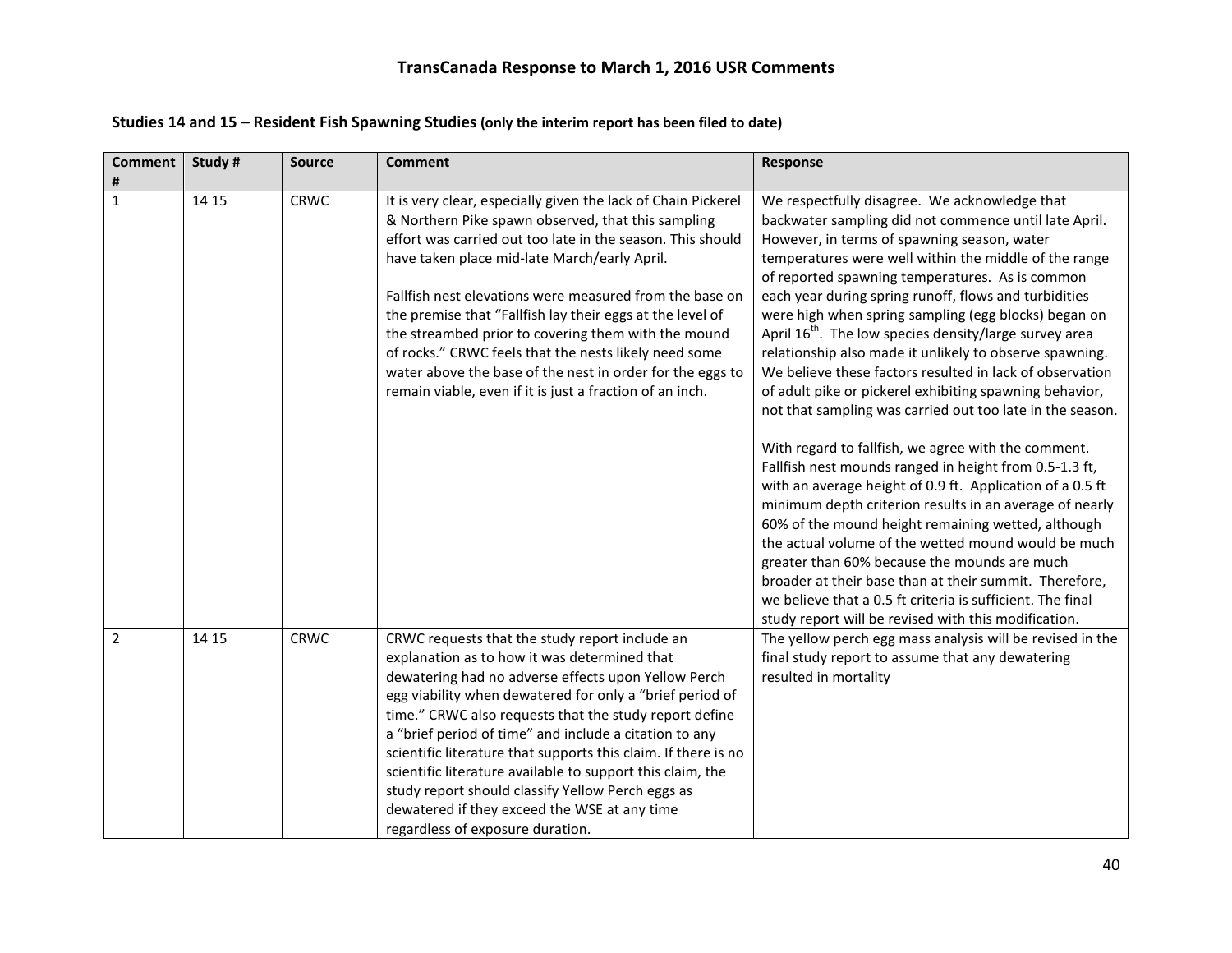# TransCanada Response to March 1, 2016 USR Comments

### Studies 14 and 15 – Resident Fish Spawning Studies (only the interim report has been filed to date)

| Comment # | Study # | Source | Comment | Response |
|---|---|---|---|---|
| 1 | 14 15 | CRWC | It is very clear, especially given the lack of Chain Pickerel & Northern Pike spawn observed, that this sampling effort was carried out too late in the season. This should have taken place mid-late March/early April.<br><br>Fallfish nest elevations were measured from the base on the premise that "Fallfish lay their eggs at the level of the streambed prior to covering them with the mound of rocks." CRWC feels that the nests likely need some water above the base of the nest in order for the eggs to remain viable, even if it is just a fraction of an inch. | We respectfully disagree. We acknowledge that backwater sampling did not commence until late April. However, in terms of spawning season, water temperatures were well within the middle of the range of reported spawning temperatures. As is common each year during spring runoff, flows and turbidities were high when spring sampling (egg blocks) began on April 16th. The low species density/large survey area relationship also made it unlikely to observe spawning. We believe these factors resulted in lack of observation of adult pike or pickerel exhibiting spawning behavior, not that sampling was carried out too late in the season.<br><br>With regard to fallfish, we agree with the comment. Fallfish nest mounds ranged in height from 0.5-1.3 ft, with an average height of 0.9 ft. Application of a 0.5 ft minimum depth criterion results in an average of nearly 60% of the mound height remaining wetted, although the actual volume of the wetted mound would be much greater than 60% because the mounds are much broader at their base than at their summit. Therefore, we believe that a 0.5 ft criteria is sufficient. The final study report will be revised with this modification. |
| 2 | 14 15 | CRWC | CRWC requests that the study report include an explanation as to how it was determined that dewatering had no adverse effects upon Yellow Perch egg viability when dewatered for only a "brief period of time." CRWC also requests that the study report define a "brief period of time" and include a citation to any scientific literature that supports this claim. If there is no scientific literature available to support this claim, the study report should classify Yellow Perch eggs as dewatered if they exceed the WSE at any time regardless of exposure duration. | The yellow perch egg mass analysis will be revised in the final study report to assume that any dewatering resulted in mortality |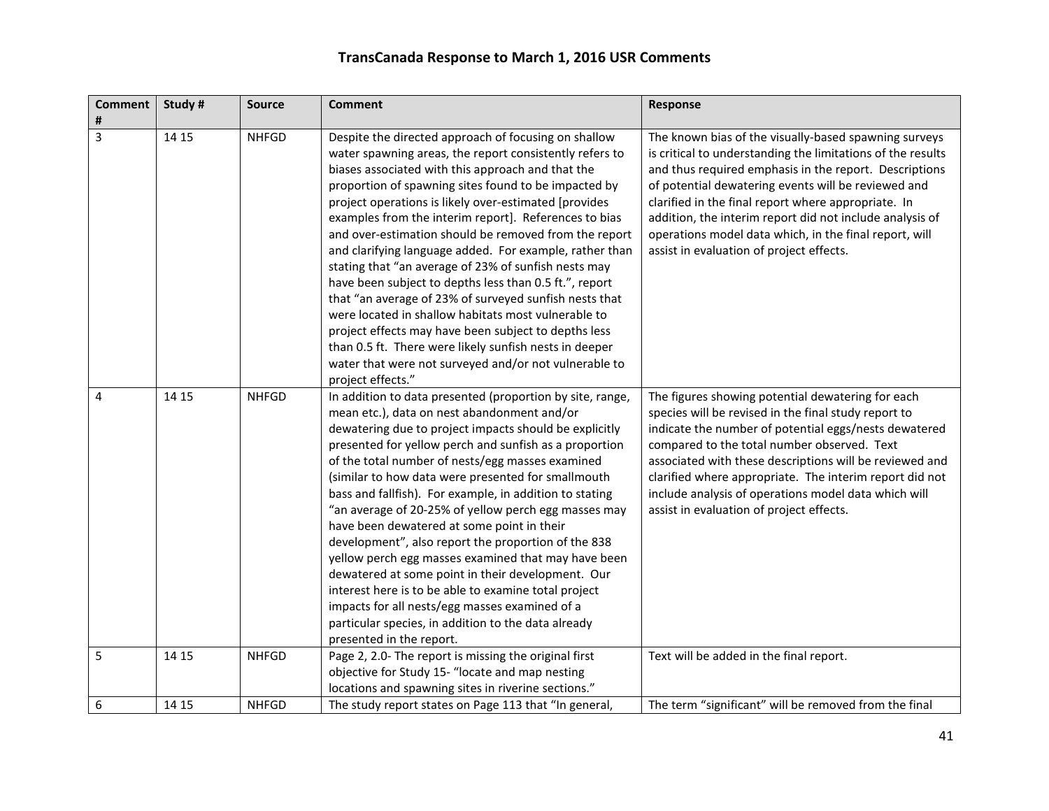# TransCanada Response to March 1, 2016 USR Comments

| Comment # | Study # | Source | Comment | Response |
|---|---|---|---|---|
| 3 | 14 15 | NHFGD | Despite the directed approach of focusing on shallow water spawning areas, the report consistently refers to biases associated with this approach and that the proportion of spawning sites found to be impacted by project operations is likely over-estimated [provides examples from the interim report]. References to bias and over-estimation should be removed from the report and clarifying language added. For example, rather than stating that "an average of 23% of sunfish nests may have been subject to depths less than 0.5 ft.", report that "an average of 23% of surveyed sunfish nests that were located in shallow habitats most vulnerable to project effects may have been subject to depths less than 0.5 ft. There were likely sunfish nests in deeper water that were not surveyed and/or not vulnerable to project effects." | The known bias of the visually-based spawning surveys is critical to understanding the limitations of the results and thus required emphasis in the report. Descriptions of potential dewatering events will be reviewed and clarified in the final report where appropriate. In addition, the interim report did not include analysis of operations model data which, in the final report, will assist in evaluation of project effects. |
| 4 | 14 15 | NHFGD | In addition to data presented (proportion by site, range, mean etc.), data on nest abandonment and/or dewatering due to project impacts should be explicitly presented for yellow perch and sunfish as a proportion of the total number of nests/egg masses examined (similar to how data were presented for smallmouth bass and fallfish). For example, in addition to stating "an average of 20-25% of yellow perch egg masses may have been dewatered at some point in their development", also report the proportion of the 838 yellow perch egg masses examined that may have been dewatered at some point in their development. Our interest here is to be able to examine total project impacts for all nests/egg masses examined of a particular species, in addition to the data already presented in the report. | The figures showing potential dewatering for each species will be revised in the final study report to indicate the number of potential eggs/nests dewatered compared to the total number observed. Text associated with these descriptions will be reviewed and clarified where appropriate. The interim report did not include analysis of operations model data which will assist in evaluation of project effects. |
| 5 | 14 15 | NHFGD | Page 2, 2.0- The report is missing the original first objective for Study 15- "locate and map nesting locations and spawning sites in riverine sections." | Text will be added in the final report. |
| 6 | 14 15 | NHFGD | The study report states on Page 113 that "In general, | The term "significant" will be removed from the final |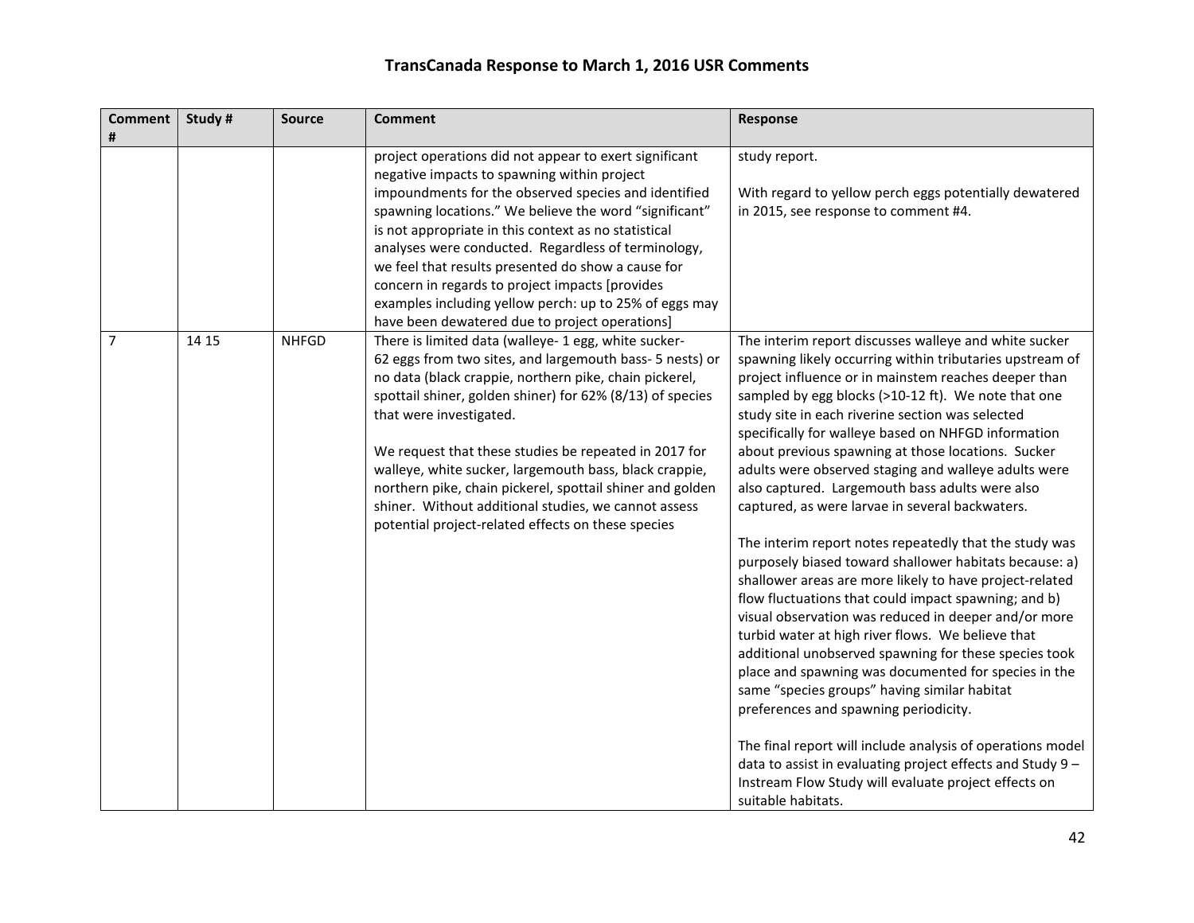# TransCanada Response to March 1, 2016 USR Comments

| Comment # | Study # | Source | Comment | Response |
|---|---|---|---|---|
| | | | project operations did not appear to exert significant negative impacts to spawning within project impoundments for the observed species and identified spawning locations." We believe the word "significant" is not appropriate in this context as no statistical analyses were conducted. Regardless of terminology, we feel that results presented do show a cause for concern in regards to project impacts [provides examples including yellow perch: up to 25% of eggs may have been dewatered due to project operations] | study report.<br><br>With regard to yellow perch eggs potentially dewatered in 2015, see response to comment #4. |
| 7 | 14 15 | NHFGD | There is limited data (walleye- 1 egg, white sucker- 62 eggs from two sites, and largemouth bass- 5 nests) or no data (black crappie, northern pike, chain pickerel, spottail shiner, golden shiner) for 62% (8/13) of species that were investigated.<br><br>We request that these studies be repeated in 2017 for walleye, white sucker, largemouth bass, black crappie, northern pike, chain pickerel, spottail shiner and golden shiner. Without additional studies, we cannot assess potential project-related effects on these species | The interim report discusses walleye and white sucker spawning likely occurring within tributaries upstream of project influence or in mainstem reaches deeper than sampled by egg blocks (>10-12 ft). We note that one study site in each riverine section was selected specifically for walleye based on NHFGD information about previous spawning at those locations. Sucker adults were observed staging and walleye adults were also captured. Largemouth bass adults were also captured, as were larvae in several backwaters.<br><br>The interim report notes repeatedly that the study was purposely biased toward shallower habitats because: a) shallower areas are more likely to have project-related flow fluctuations that could impact spawning; and b) visual observation was reduced in deeper and/or more turbid water at high river flows. We believe that additional unobserved spawning for these species took place and spawning was documented for species in the same "species groups" having similar habitat preferences and spawning periodicity.<br><br>The final report will include analysis of operations model data to assist in evaluating project effects and Study 9 – Instream Flow Study will evaluate project effects on suitable habitats. |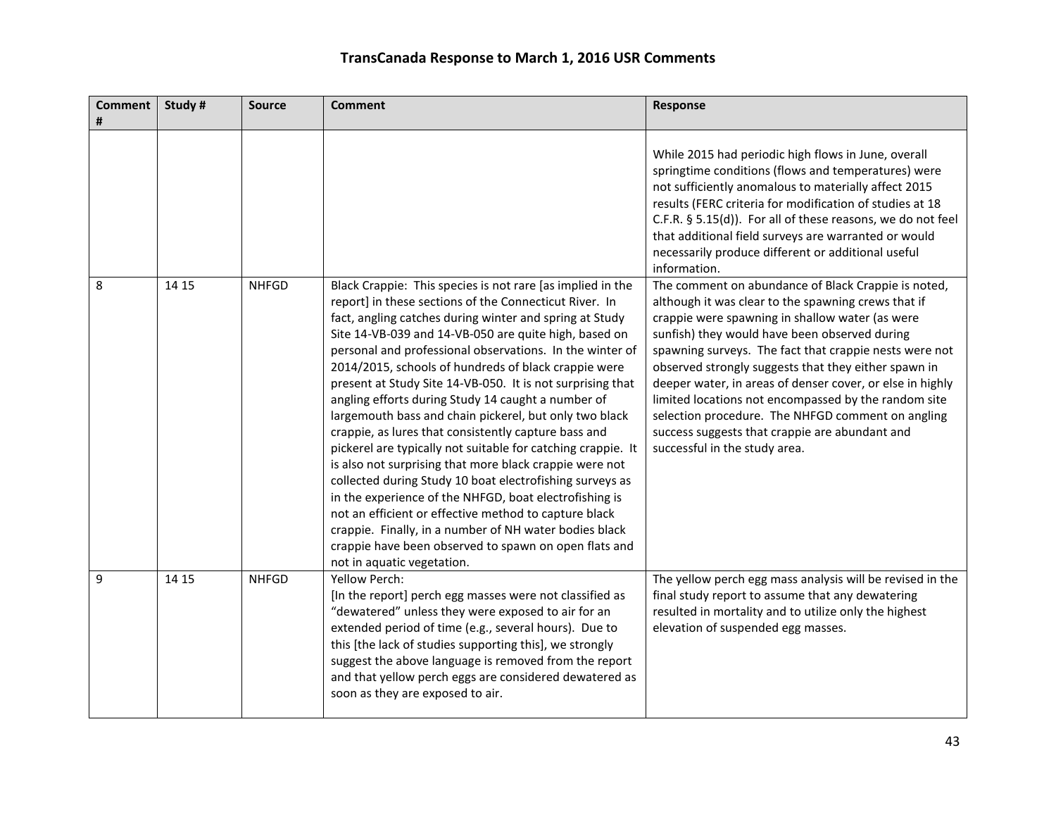## TransCanada Response to March 1, 2016 USR Comments

| Comment # | Study # | Source | Comment | Response |
|---|---|---|---|---|
| | | | | While 2015 had periodic high flows in June, overall springtime conditions (flows and temperatures) were not sufficiently anomalous to materially affect 2015 results (FERC criteria for modification of studies at 18 C.F.R. § 5.15(d)). For all of these reasons, we do not feel that additional field surveys are warranted or would necessarily produce different or additional useful information. |
| 8 | 14 15 | NHFGD | Black Crappie: This species is not rare [as implied in the report] in these sections of the Connecticut River. In fact, angling catches during winter and spring at Study Site 14-VB-039 and 14-VB-050 are quite high, based on personal and professional observations. In the winter of 2014/2015, schools of hundreds of black crappie were present at Study Site 14-VB-050. It is not surprising that angling efforts during Study 14 caught a number of largemouth bass and chain pickerel, but only two black crappie, as lures that consistently capture bass and pickerel are typically not suitable for catching crappie. It is also not surprising that more black crappie were not collected during Study 10 boat electrofishing surveys as in the experience of the NHFGD, boat electrofishing is not an efficient or effective method to capture black crappie. Finally, in a number of NH water bodies black crappie have been observed to spawn on open flats and not in aquatic vegetation. | The comment on abundance of Black Crappie is noted, although it was clear to the spawning crews that if crappie were spawning in shallow water (as were sunfish) they would have been observed during spawning surveys. The fact that crappie nests were not observed strongly suggests that they either spawn in deeper water, in areas of denser cover, or else in highly limited locations not encompassed by the random site selection procedure. The NHFGD comment on angling success suggests that crappie are abundant and successful in the study area. |
| 9 | 14 15 | NHFGD | Yellow Perch:<br>[In the report] perch egg masses were not classified as "dewatered" unless they were exposed to air for an extended period of time (e.g., several hours). Due to this [the lack of studies supporting this], we strongly suggest the above language is removed from the report and that yellow perch eggs are considered dewatered as soon as they are exposed to air. | The yellow perch egg mass analysis will be revised in the final study report to assume that any dewatering resulted in mortality and to utilize only the highest elevation of suspended egg masses. |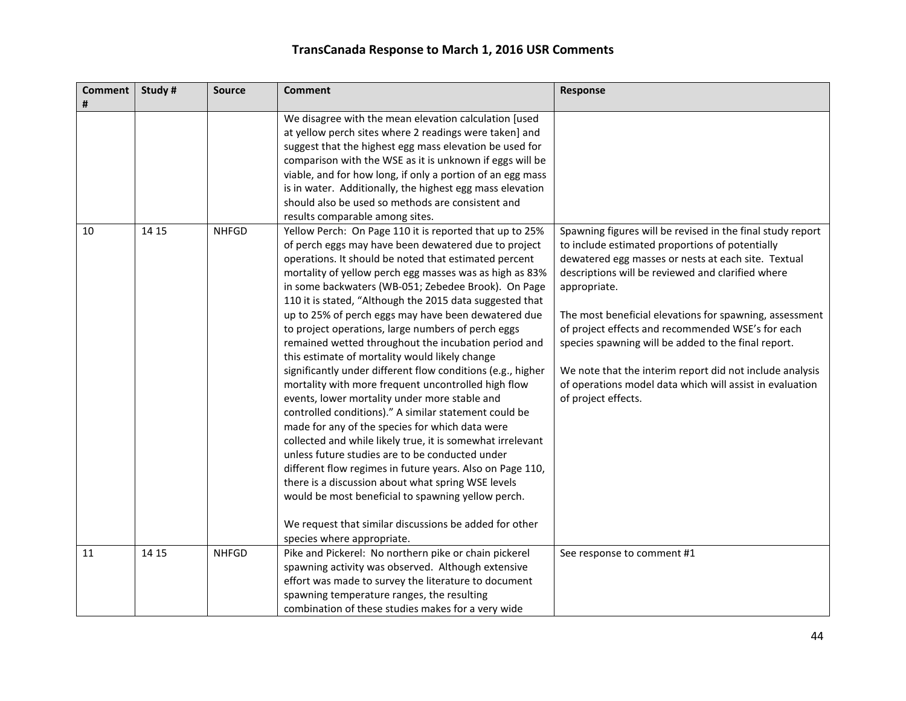# TransCanada Response to March 1, 2016 USR Comments

| Comment # | Study # | Source | Comment | Response |
|---|---|---|---|---|
| | | | We disagree with the mean elevation calculation [used at yellow perch sites where 2 readings were taken] and suggest that the highest egg mass elevation be used for comparison with the WSE as it is unknown if eggs will be viable, and for how long, if only a portion of an egg mass is in water. Additionally, the highest egg mass elevation should also be used so methods are consistent and results comparable among sites. | |
| 10 | 14 15 | NHFGD | Yellow Perch: On Page 110 it is reported that up to 25% of perch eggs may have been dewatered due to project operations. It should be noted that estimated percent mortality of yellow perch egg masses was as high as 83% in some backwaters (WB-051; Zebedee Brook). On Page 110 it is stated, "Although the 2015 data suggested that up to 25% of perch eggs may have been dewatered due to project operations, large numbers of perch eggs remained wetted throughout the incubation period and this estimate of mortality would likely change significantly under different flow conditions (e.g., higher mortality with more frequent uncontrolled high flow events, lower mortality under more stable and controlled conditions)." A similar statement could be made for any of the species for which data were collected and while likely true, it is somewhat irrelevant unless future studies are to be conducted under different flow regimes in future years. Also on Page 110, there is a discussion about what spring WSE levels would be most beneficial to spawning yellow perch.<br><br>We request that similar discussions be added for other species where appropriate. | Spawning figures will be revised in the final study report to include estimated proportions of potentially dewatered egg masses or nests at each site. Textual descriptions will be reviewed and clarified where appropriate.<br><br>The most beneficial elevations for spawning, assessment of project effects and recommended WSE's for each species spawning will be added to the final report.<br><br>We note that the interim report did not include analysis of operations model data which will assist in evaluation of project effects. |
| 11 | 14 15 | NHFGD | Pike and Pickerel: No northern pike or chain pickerel spawning activity was observed. Although extensive effort was made to survey the literature to document spawning temperature ranges, the resulting combination of these studies makes for a very wide | See response to comment #1 |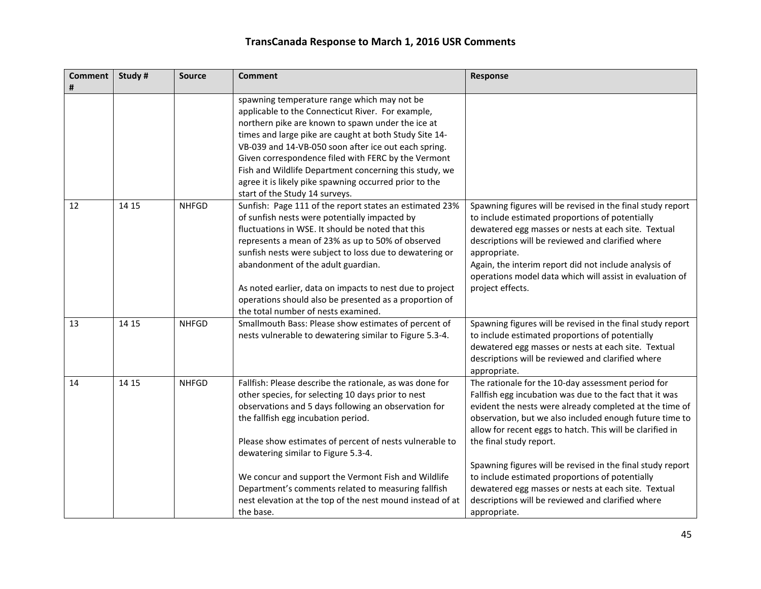## TransCanada Response to March 1, 2016 USR Comments

| Comment # | Study # | Source | Comment | Response |
|---|---|---|---|---|
| | | | spawning temperature range which may not be applicable to the Connecticut River. For example, northern pike are known to spawn under the ice at times and large pike are caught at both Study Site 14-VB-039 and 14-VB-050 soon after ice out each spring. Given correspondence filed with FERC by the Vermont Fish and Wildlife Department concerning this study, we agree it is likely pike spawning occurred prior to the start of the Study 14 surveys. | |
| 12 | 14 15 | NHFGD | Sunfish: Page 111 of the report states an estimated 23% of sunfish nests were potentially impacted by fluctuations in WSE. It should be noted that this represents a mean of 23% as up to 50% of observed sunfish nests were subject to loss due to dewatering or abandonment of the adult guardian.<br><br>As noted earlier, data on impacts to nest due to project operations should also be presented as a proportion of the total number of nests examined. | Spawning figures will be revised in the final study report to include estimated proportions of potentially dewatered egg masses or nests at each site. Textual descriptions will be reviewed and clarified where appropriate.<br>Again, the interim report did not include analysis of operations model data which will assist in evaluation of project effects. |
| 13 | 14 15 | NHFGD | Smallmouth Bass: Please show estimates of percent of nests vulnerable to dewatering similar to Figure 5.3-4. | Spawning figures will be revised in the final study report to include estimated proportions of potentially dewatered egg masses or nests at each site. Textual descriptions will be reviewed and clarified where appropriate. |
| 14 | 14 15 | NHFGD | Fallfish: Please describe the rationale, as was done for other species, for selecting 10 days prior to nest observations and 5 days following an observation for the fallfish egg incubation period.<br><br>Please show estimates of percent of nests vulnerable to dewatering similar to Figure 5.3-4.<br><br>We concur and support the Vermont Fish and Wildlife Department's comments related to measuring fallfish nest elevation at the top of the nest mound instead of at the base. | The rationale for the 10-day assessment period for Fallfish egg incubation was due to the fact that it was evident the nests were already completed at the time of observation, but we also included enough future time to allow for recent eggs to hatch. This will be clarified in the final study report.<br><br>Spawning figures will be revised in the final study report to include estimated proportions of potentially dewatered egg masses or nests at each site. Textual descriptions will be reviewed and clarified where appropriate. |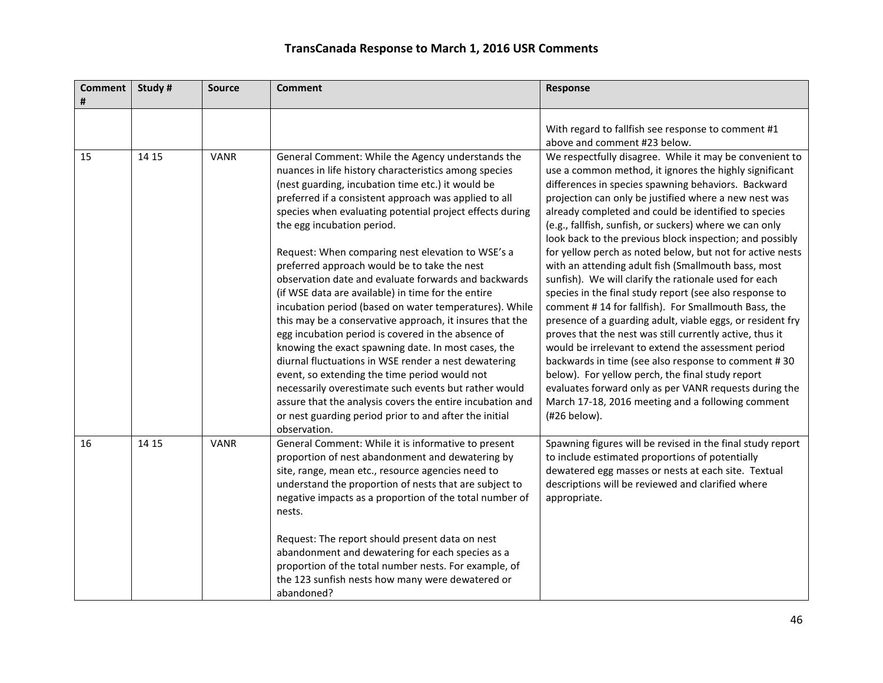## TransCanada Response to March 1, 2016 USR Comments

| Comment # | Study # | Source | Comment | Response |
|---|---|---|---|---|
| | | | | With regard to fallfish see response to comment #1 above and comment #23 below. |
| 15 | 14 15 | VANR | General Comment: While the Agency understands the nuances in life history characteristics among species (nest guarding, incubation time etc.) it would be preferred if a consistent approach was applied to all species when evaluating potential project effects during the egg incubation period.<br><br>Request: When comparing nest elevation to WSE's a preferred approach would be to take the nest observation date and evaluate forwards and backwards (if WSE data are available) in time for the entire incubation period (based on water temperatures). While this may be a conservative approach, it insures that the egg incubation period is covered in the absence of knowing the exact spawning date. In most cases, the diurnal fluctuations in WSE render a nest dewatering event, so extending the time period would not necessarily overestimate such events but rather would assure that the analysis covers the entire incubation and or nest guarding period prior to and after the initial observation. | We respectfully disagree. While it may be convenient to use a common method, it ignores the highly significant differences in species spawning behaviors. Backward projection can only be justified where a new nest was already completed and could be identified to species (e.g., fallfish, sunfish, or suckers) where we can only look back to the previous block inspection; and possibly for yellow perch as noted below, but not for active nests with an attending adult fish (Smallmouth bass, most sunfish). We will clarify the rationale used for each species in the final study report (see also response to comment # 14 for fallfish). For Smallmouth Bass, the presence of a guarding adult, viable eggs, or resident fry proves that the nest was still currently active, thus it would be irrelevant to extend the assessment period backwards in time (see also response to comment # 30 below). For yellow perch, the final study report evaluates forward only as per VANR requests during the March 17-18, 2016 meeting and a following comment (#26 below). |
| 16 | 14 15 | VANR | General Comment: While it is informative to present proportion of nest abandonment and dewatering by site, range, mean etc., resource agencies need to understand the proportion of nests that are subject to negative impacts as a proportion of the total number of nests.<br><br>Request: The report should present data on nest abandonment and dewatering for each species as a proportion of the total number nests. For example, of the 123 sunfish nests how many were dewatered or abandoned? | Spawning figures will be revised in the final study report to include estimated proportions of potentially dewatered egg masses or nests at each site. Textual descriptions will be reviewed and clarified where appropriate. |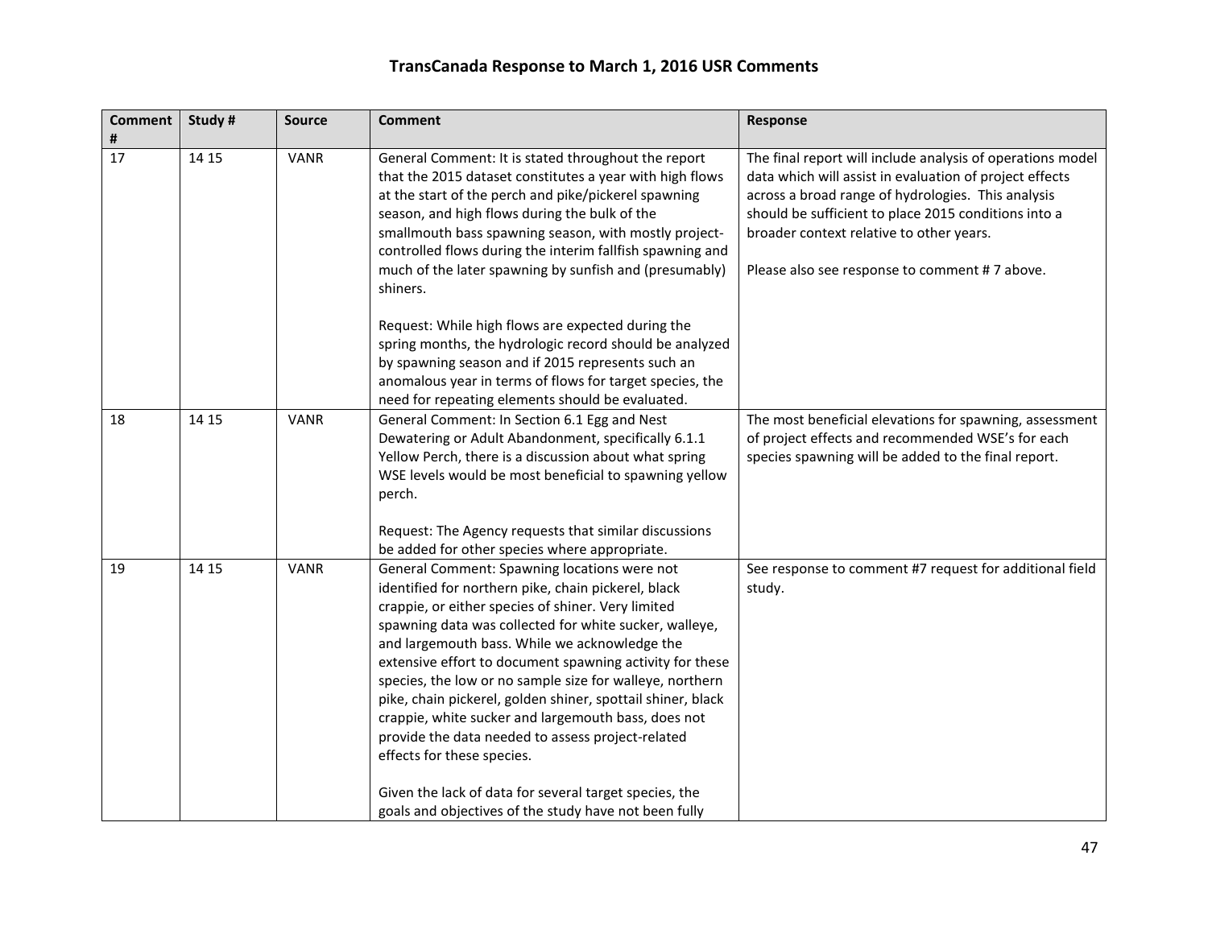## TransCanada Response to March 1, 2016 USR Comments

| Comment # | Study # | Source | Comment | Response |
|---|---|---|---|---|
| 17 | 14 15 | VANR | General Comment: It is stated throughout the report that the 2015 dataset constitutes a year with high flows at the start of the perch and pike/pickerel spawning season, and high flows during the bulk of the smallmouth bass spawning season, with mostly project-controlled flows during the interim fallfish spawning and much of the later spawning by sunfish and (presumably) shiners.<br><br>Request: While high flows are expected during the spring months, the hydrologic record should be analyzed by spawning season and if 2015 represents such an anomalous year in terms of flows for target species, the need for repeating elements should be evaluated. | The final report will include analysis of operations model data which will assist in evaluation of project effects across a broad range of hydrologies. This analysis should be sufficient to place 2015 conditions into a broader context relative to other years.<br><br>Please also see response to comment # 7 above. |
| 18 | 14 15 | VANR | General Comment: In Section 6.1 Egg and Nest Dewatering or Adult Abandonment, specifically 6.1.1 Yellow Perch, there is a discussion about what spring WSE levels would be most beneficial to spawning yellow perch.<br><br>Request: The Agency requests that similar discussions be added for other species where appropriate. | The most beneficial elevations for spawning, assessment of project effects and recommended WSE's for each species spawning will be added to the final report. |
| 19 | 14 15 | VANR | General Comment: Spawning locations were not identified for northern pike, chain pickerel, black crappie, or either species of shiner. Very limited spawning data was collected for white sucker, walleye, and largemouth bass. While we acknowledge the extensive effort to document spawning activity for these species, the low or no sample size for walleye, northern pike, chain pickerel, golden shiner, spottail shiner, black crappie, white sucker and largemouth bass, does not provide the data needed to assess project-related effects for these species.<br><br>Given the lack of data for several target species, the goals and objectives of the study have not been fully | See response to comment #7 request for additional field study. |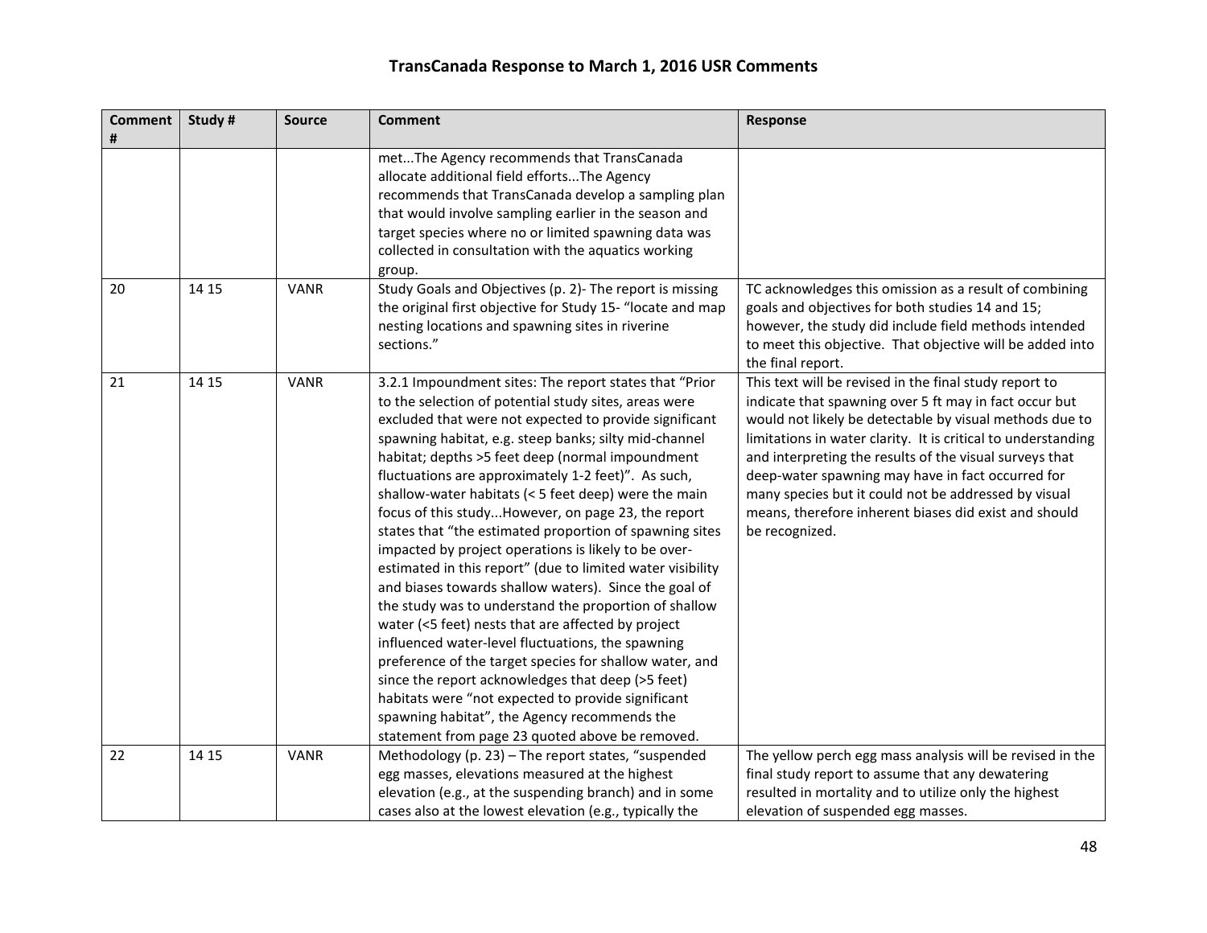# TransCanada Response to March 1, 2016 USR Comments

| Comment # | Study # | Source | Comment | Response |
|---|---|---|---|---|
| | | | met...The Agency recommends that TransCanada allocate additional field efforts...The Agency recommends that TransCanada develop a sampling plan that would involve sampling earlier in the season and target species where no or limited spawning data was collected in consultation with the aquatics working group. | |
| 20 | 14 15 | VANR | Study Goals and Objectives (p. 2)- The report is missing the original first objective for Study 15- "locate and map nesting locations and spawning sites in riverine sections." | TC acknowledges this omission as a result of combining goals and objectives for both studies 14 and 15; however, the study did include field methods intended to meet this objective. That objective will be added into the final report. |
| 21 | 14 15 | VANR | 3.2.1 Impoundment sites: The report states that "Prior to the selection of potential study sites, areas were excluded that were not expected to provide significant spawning habitat, e.g. steep banks; silty mid-channel habitat; depths >5 feet deep (normal impoundment fluctuations are approximately 1-2 feet)". As such, shallow-water habitats (< 5 feet deep) were the main focus of this study...However, on page 23, the report states that "the estimated proportion of spawning sites impacted by project operations is likely to be over-estimated in this report" (due to limited water visibility and biases towards shallow waters). Since the goal of the study was to understand the proportion of shallow water (<5 feet) nests that are affected by project influenced water-level fluctuations, the spawning preference of the target species for shallow water, and since the report acknowledges that deep (>5 feet) habitats were "not expected to provide significant spawning habitat", the Agency recommends the statement from page 23 quoted above be removed. | This text will be revised in the final study report to indicate that spawning over 5 ft may in fact occur but would not likely be detectable by visual methods due to limitations in water clarity. It is critical to understanding and interpreting the results of the visual surveys that deep-water spawning may have in fact occurred for many species but it could not be addressed by visual means, therefore inherent biases did exist and should be recognized. |
| 22 | 14 15 | VANR | Methodology (p. 23) – The report states, "suspended egg masses, elevations measured at the highest elevation (e.g., at the suspending branch) and in some cases also at the lowest elevation (e.g., typically the | The yellow perch egg mass analysis will be revised in the final study report to assume that any dewatering resulted in mortality and to utilize only the highest elevation of suspended egg masses. |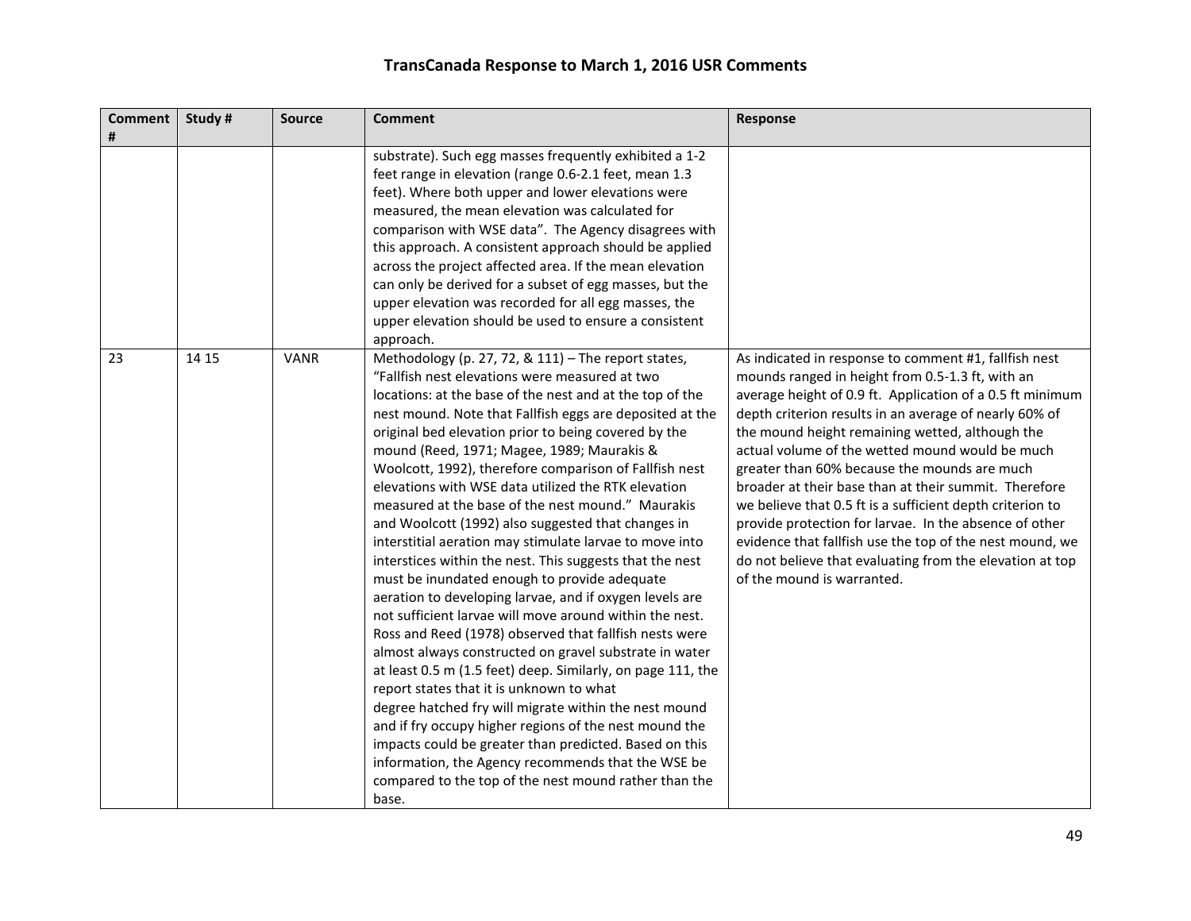# TransCanada Response to March 1, 2016 USR Comments

| Comment # | Study # | Source | Comment | Response |
|---|---|---|---|---|
| | | | substrate). Such egg masses frequently exhibited a 1-2 feet range in elevation (range 0.6-2.1 feet, mean 1.3 feet). Where both upper and lower elevations were measured, the mean elevation was calculated for comparison with WSE data". The Agency disagrees with this approach. A consistent approach should be applied across the project affected area. If the mean elevation can only be derived for a subset of egg masses, but the upper elevation was recorded for all egg masses, the upper elevation should be used to ensure a consistent approach. | |
| 23 | 14 15 | VANR | Methodology (p. 27, 72, & 111) – The report states, "Fallfish nest elevations were measured at two locations: at the base of the nest and at the top of the nest mound. Note that Fallfish eggs are deposited at the original bed elevation prior to being covered by the mound (Reed, 1971; Magee, 1989; Maurakis & Woolcott, 1992), therefore comparison of Fallfish nest elevations with WSE data utilized the RTK elevation measured at the base of the nest mound." Maurakis and Woolcott (1992) also suggested that changes in interstitial aeration may stimulate larvae to move into interstices within the nest. This suggests that the nest must be inundated enough to provide adequate aeration to developing larvae, and if oxygen levels are not sufficient larvae will move around within the nest. Ross and Reed (1978) observed that fallfish nests were almost always constructed on gravel substrate in water at least 0.5 m (1.5 feet) deep. Similarly, on page 111, the report states that it is unknown to what degree hatched fry will migrate within the nest mound and if fry occupy higher regions of the nest mound the impacts could be greater than predicted. Based on this information, the Agency recommends that the WSE be compared to the top of the nest mound rather than the base. | As indicated in response to comment #1, fallfish nest mounds ranged in height from 0.5-1.3 ft, with an average height of 0.9 ft. Application of a 0.5 ft minimum depth criterion results in an average of nearly 60% of the mound height remaining wetted, although the actual volume of the wetted mound would be much greater than 60% because the mounds are much broader at their base than at their summit. Therefore we believe that 0.5 ft is a sufficient depth criterion to provide protection for larvae. In the absence of other evidence that fallfish use the top of the nest mound, we do not believe that evaluating from the elevation at top of the mound is warranted. |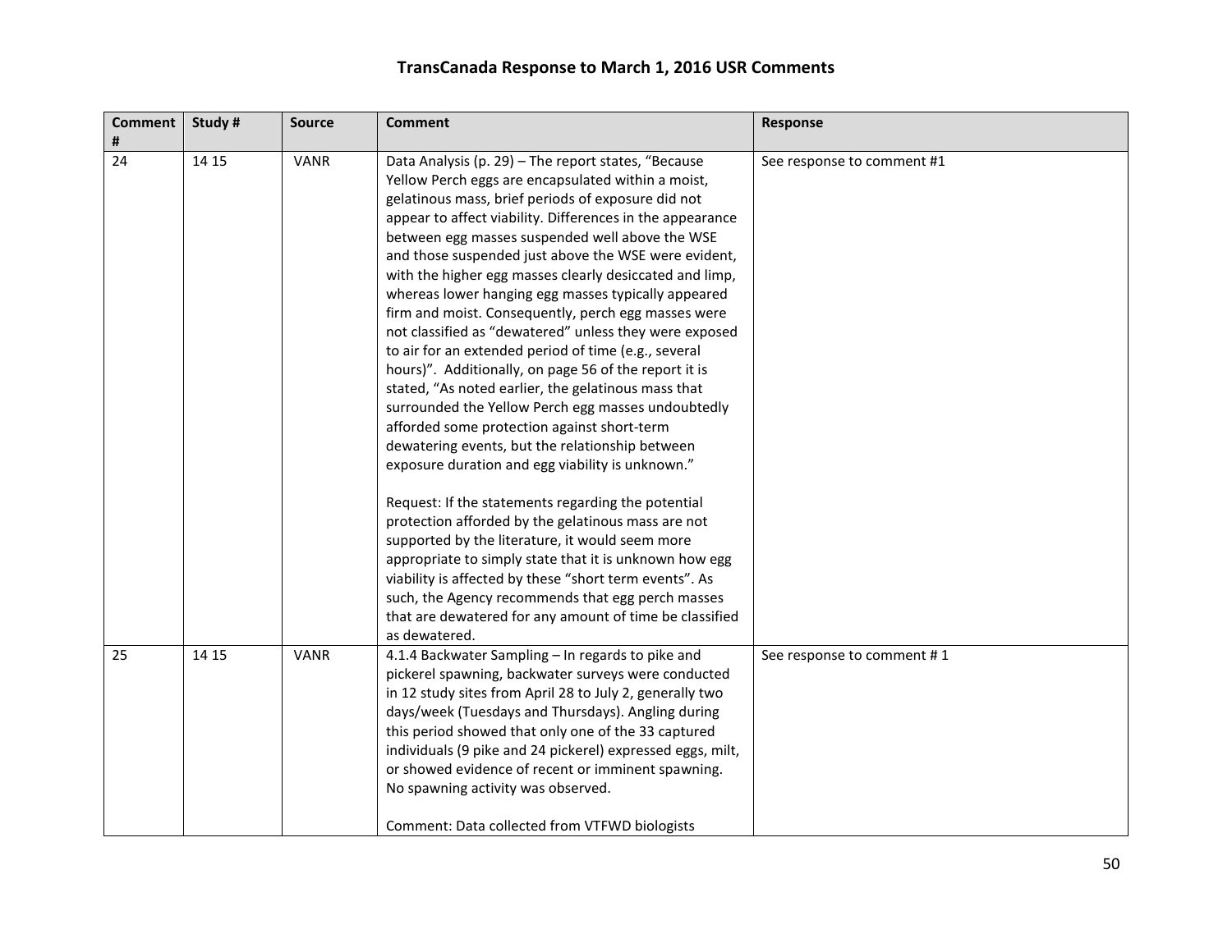# TransCanada Response to March 1, 2016 USR Comments

| Comment # | Study # | Source | Comment | Response |
|---|---|---|---|---|
| 24 | 14 15 | VANR | Data Analysis (p. 29) – The report states, "Because Yellow Perch eggs are encapsulated within a moist, gelatinous mass, brief periods of exposure did not appear to affect viability. Differences in the appearance between egg masses suspended well above the WSE and those suspended just above the WSE were evident, with the higher egg masses clearly desiccated and limp, whereas lower hanging egg masses typically appeared firm and moist. Consequently, perch egg masses were not classified as "dewatered" unless they were exposed to air for an extended period of time (e.g., several hours)". Additionally, on page 56 of the report it is stated, "As noted earlier, the gelatinous mass that surrounded the Yellow Perch egg masses undoubtedly afforded some protection against short-term dewatering events, but the relationship between exposure duration and egg viability is unknown."<br><br>Request: If the statements regarding the potential protection afforded by the gelatinous mass are not supported by the literature, it would seem more appropriate to simply state that it is unknown how egg viability is affected by these "short term events". As such, the Agency recommends that egg perch masses that are dewatered for any amount of time be classified as dewatered. | See response to comment #1 |
| 25 | 14 15 | VANR | 4.1.4 Backwater Sampling – In regards to pike and pickerel spawning, backwater surveys were conducted in 12 study sites from April 28 to July 2, generally two days/week (Tuesdays and Thursdays). Angling during this period showed that only one of the 33 captured individuals (9 pike and 24 pickerel) expressed eggs, milt, or showed evidence of recent or imminent spawning. No spawning activity was observed.<br><br>Comment: Data collected from VTFWD biologists | See response to comment # 1 |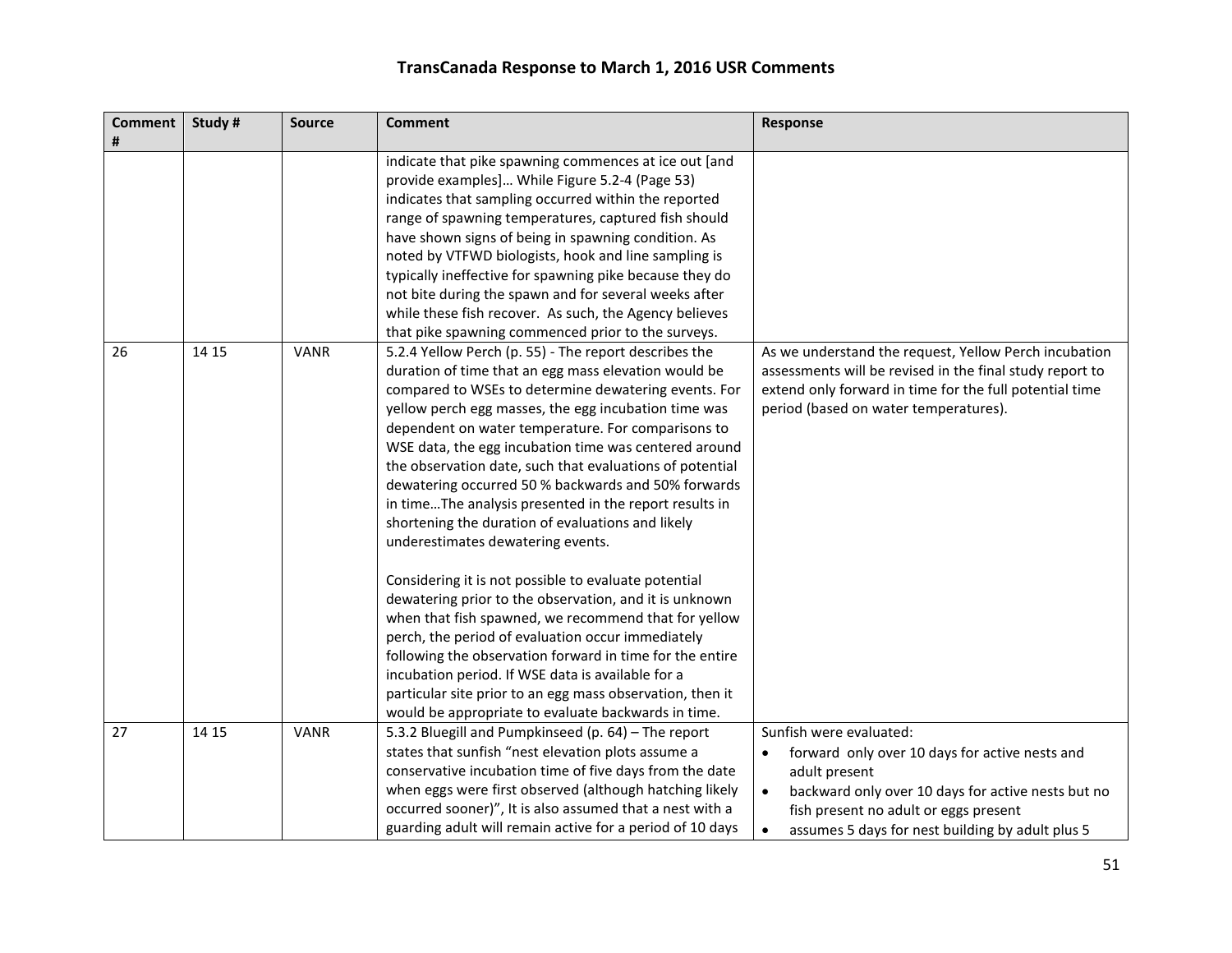## TransCanada Response to March 1, 2016 USR Comments

| Comment # | Study # | Source | Comment | Response |
|---|---|---|---|---|
| | | | indicate that pike spawning commences at ice out [and provide examples]… While Figure 5.2-4 (Page 53) indicates that sampling occurred within the reported range of spawning temperatures, captured fish should have shown signs of being in spawning condition. As noted by VTFWD biologists, hook and line sampling is typically ineffective for spawning pike because they do not bite during the spawn and for several weeks after while these fish recover. As such, the Agency believes that pike spawning commenced prior to the surveys. | |
| 26 | 14 15 | VANR | 5.2.4 Yellow Perch (p. 55) - The report describes the duration of time that an egg mass elevation would be compared to WSEs to determine dewatering events. For yellow perch egg masses, the egg incubation time was dependent on water temperature. For comparisons to WSE data, the egg incubation time was centered around the observation date, such that evaluations of potential dewatering occurred 50 % backwards and 50% forwards in time…The analysis presented in the report results in shortening the duration of evaluations and likely underestimates dewatering events.<br><br>Considering it is not possible to evaluate potential dewatering prior to the observation, and it is unknown when that fish spawned, we recommend that for yellow perch, the period of evaluation occur immediately following the observation forward in time for the entire incubation period. If WSE data is available for a particular site prior to an egg mass observation, then it would be appropriate to evaluate backwards in time. | As we understand the request, Yellow Perch incubation assessments will be revised in the final study report to extend only forward in time for the full potential time period (based on water temperatures). |
| 27 | 14 15 | VANR | 5.3.2 Bluegill and Pumpkinseed (p. 64) – The report states that sunfish "nest elevation plots assume a conservative incubation time of five days from the date when eggs were first observed (although hatching likely occurred sooner)", It is also assumed that a nest with a guarding adult will remain active for a period of 10 days | Sunfish were evaluated:<br>• forward only over 10 days for active nests and adult present<br>• backward only over 10 days for active nests but no fish present no adult or eggs present<br>• assumes 5 days for nest building by adult plus 5 |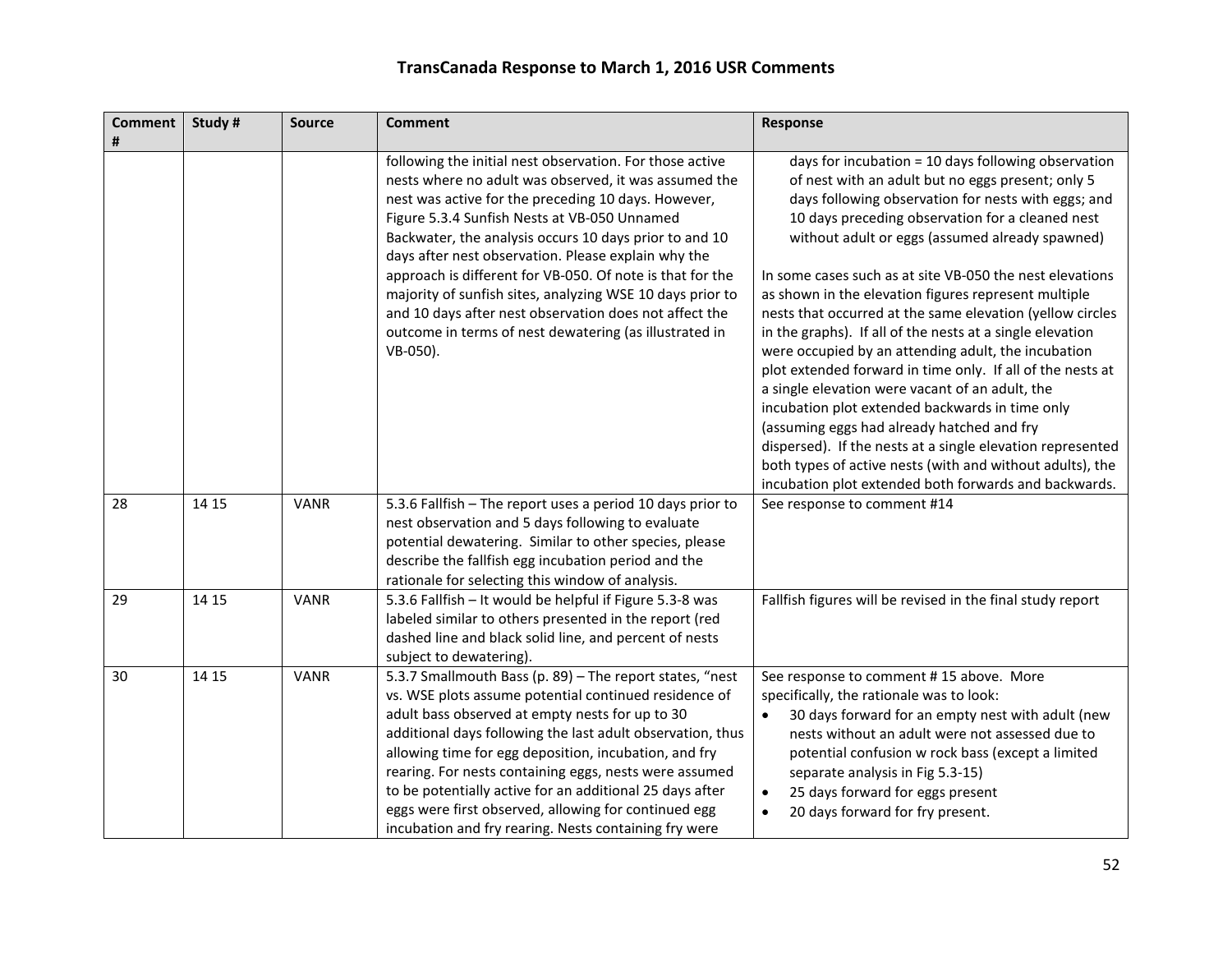# TransCanada Response to March 1, 2016 USR Comments

| Comment # | Study # | Source | Comment | Response |
|---|---|---|---|---|
| | | | following the initial nest observation. For those active nests where no adult was observed, it was assumed the nest was active for the preceding 10 days. However, Figure 5.3.4 Sunfish Nests at VB-050 Unnamed Backwater, the analysis occurs 10 days prior to and 10 days after nest observation. Please explain why the approach is different for VB-050. Of note is that for the majority of sunfish sites, analyzing WSE 10 days prior to and 10 days after nest observation does not affect the outcome in terms of nest dewatering (as illustrated in VB-050). | days for incubation = 10 days following observation of nest with an adult but no eggs present; only 5 days following observation for nests with eggs; and 10 days preceding observation for a cleaned nest without adult or eggs (assumed already spawned)<br><br>In some cases such as at site VB-050 the nest elevations as shown in the elevation figures represent multiple nests that occurred at the same elevation (yellow circles in the graphs). If all of the nests at a single elevation were occupied by an attending adult, the incubation plot extended forward in time only. If all of the nests at a single elevation were vacant of an adult, the incubation plot extended backwards in time only (assuming eggs had already hatched and fry dispersed). If the nests at a single elevation represented both types of active nests (with and without adults), the incubation plot extended both forwards and backwards. |
| 28 | 14 15 | VANR | 5.3.6 Fallfish – The report uses a period 10 days prior to nest observation and 5 days following to evaluate potential dewatering. Similar to other species, please describe the fallfish egg incubation period and the rationale for selecting this window of analysis. | See response to comment #14 |
| 29 | 14 15 | VANR | 5.3.6 Fallfish – It would be helpful if Figure 5.3-8 was labeled similar to others presented in the report (red dashed line and black solid line, and percent of nests subject to dewatering). | Fallfish figures will be revised in the final study report |
| 30 | 14 15 | VANR | 5.3.7 Smallmouth Bass (p. 89) – The report states, "nest vs. WSE plots assume potential continued residence of adult bass observed at empty nests for up to 30 additional days following the last adult observation, thus allowing time for egg deposition, incubation, and fry rearing. For nests containing eggs, nests were assumed to be potentially active for an additional 25 days after eggs were first observed, allowing for continued egg incubation and fry rearing. Nests containing fry were | See response to comment # 15 above. More specifically, the rationale was to look:<br>• 30 days forward for an empty nest with adult (new nests without an adult were not assessed due to potential confusion w rock bass (except a limited separate analysis in Fig 5.3-15)<br>• 25 days forward for eggs present<br>• 20 days forward for fry present. |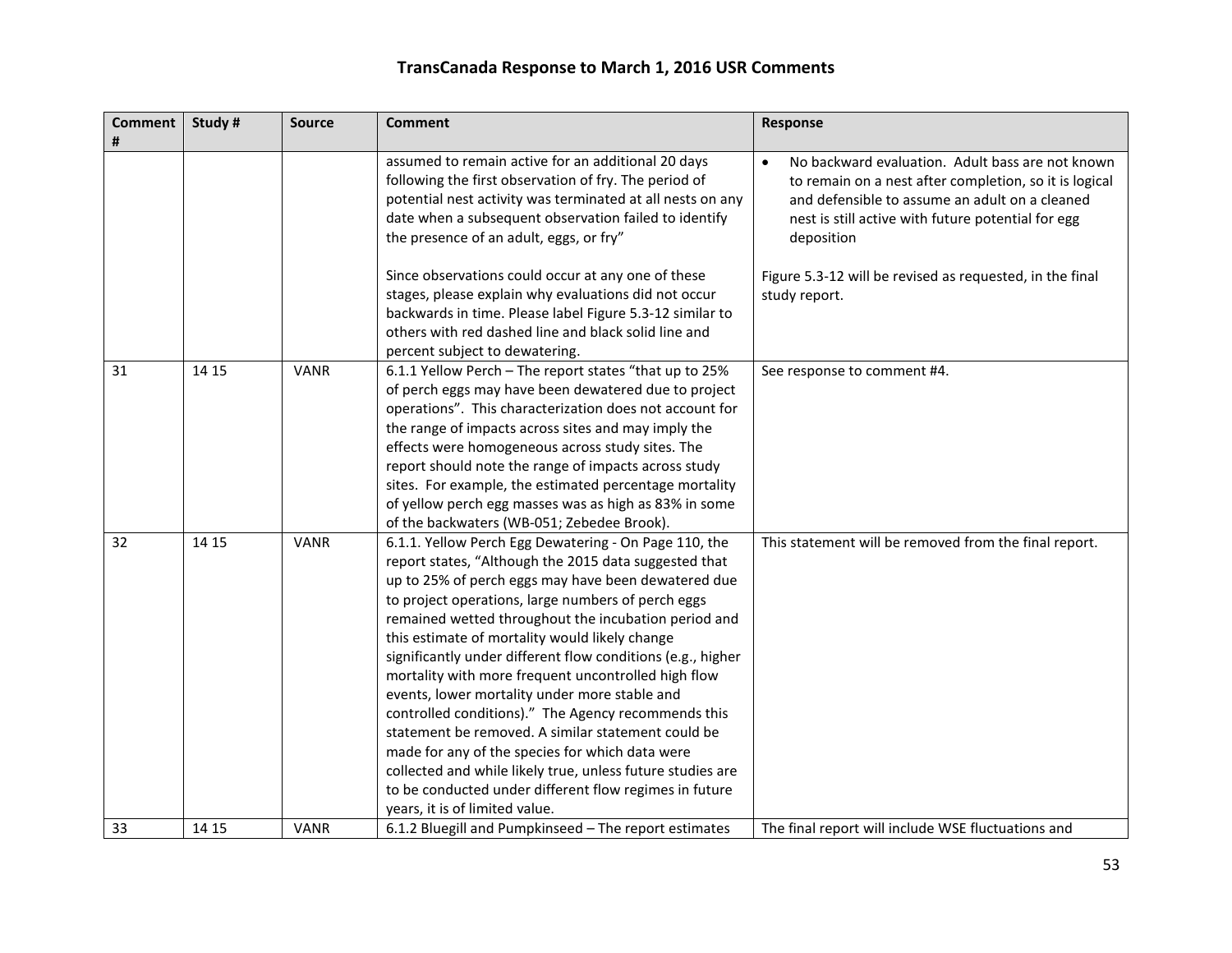# TransCanada Response to March 1, 2016 USR Comments

| Comment # | Study # | Source | Comment | Response |
|---|---|---|---|---|
| | | | assumed to remain active for an additional 20 days following the first observation of fry. The period of potential nest activity was terminated at all nests on any date when a subsequent observation failed to identify the presence of an adult, eggs, or fry"<br><br>Since observations could occur at any one of these stages, please explain why evaluations did not occur backwards in time. Please label Figure 5.3-12 similar to others with red dashed line and black solid line and percent subject to dewatering. | • No backward evaluation. Adult bass are not known to remain on a nest after completion, so it is logical and defensible to assume an adult on a cleaned nest is still active with future potential for egg deposition<br><br>Figure 5.3-12 will be revised as requested, in the final study report. |
| 31 | 14 15 | VANR | 6.1.1 Yellow Perch – The report states "that up to 25% of perch eggs may have been dewatered due to project operations". This characterization does not account for the range of impacts across sites and may imply the effects were homogeneous across study sites. The report should note the range of impacts across study sites. For example, the estimated percentage mortality of yellow perch egg masses was as high as 83% in some of the backwaters (WB-051; Zebedee Brook). | See response to comment #4. |
| 32 | 14 15 | VANR | 6.1.1. Yellow Perch Egg Dewatering - On Page 110, the report states, "Although the 2015 data suggested that up to 25% of perch eggs may have been dewatered due to project operations, large numbers of perch eggs remained wetted throughout the incubation period and this estimate of mortality would likely change significantly under different flow conditions (e.g., higher mortality with more frequent uncontrolled high flow events, lower mortality under more stable and controlled conditions)." The Agency recommends this statement be removed. A similar statement could be made for any of the species for which data were collected and while likely true, unless future studies are to be conducted under different flow regimes in future years, it is of limited value. | This statement will be removed from the final report. |
| 33 | 14 15 | VANR | 6.1.2 Bluegill and Pumpkinseed – The report estimates | The final report will include WSE fluctuations and |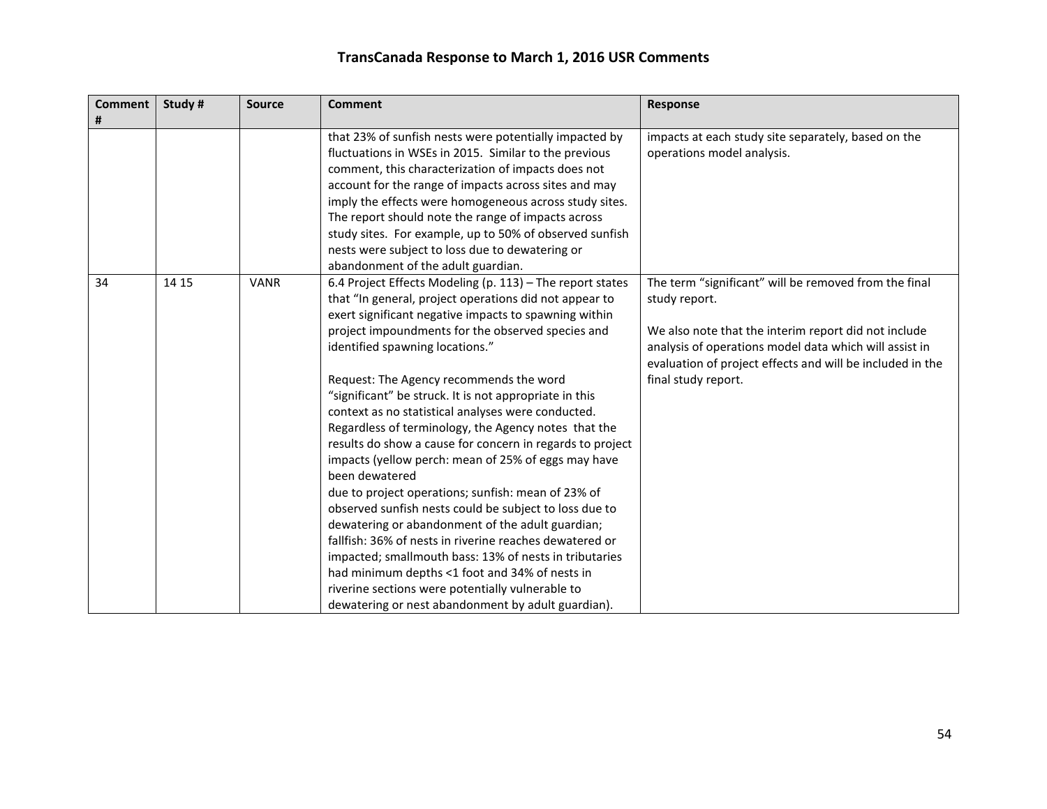# TransCanada Response to March 1, 2016 USR Comments

| Comment # | Study # | Source | Comment | Response |
|---|---|---|---|---|
| | | | that 23% of sunfish nests were potentially impacted by fluctuations in WSEs in 2015. Similar to the previous comment, this characterization of impacts does not account for the range of impacts across sites and may imply the effects were homogeneous across study sites. The report should note the range of impacts across study sites. For example, up to 50% of observed sunfish nests were subject to loss due to dewatering or abandonment of the adult guardian. | impacts at each study site separately, based on the operations model analysis. |
| 34 | 14 15 | VANR | 6.4 Project Effects Modeling (p. 113) – The report states that "In general, project operations did not appear to exert significant negative impacts to spawning within project impoundments for the observed species and identified spawning locations."<br><br>Request: The Agency recommends the word "significant" be struck. It is not appropriate in this context as no statistical analyses were conducted. Regardless of terminology, the Agency notes that the results do show a cause for concern in regards to project impacts (yellow perch: mean of 25% of eggs may have been dewatered<br>due to project operations; sunfish: mean of 23% of observed sunfish nests could be subject to loss due to dewatering or abandonment of the adult guardian; fallfish: 36% of nests in riverine reaches dewatered or impacted; smallmouth bass: 13% of nests in tributaries had minimum depths <1 foot and 34% of nests in riverine sections were potentially vulnerable to dewatering or nest abandonment by adult guardian). | The term "significant" will be removed from the final study report.<br><br>We also note that the interim report did not include analysis of operations model data which will assist in evaluation of project effects and will be included in the final study report. |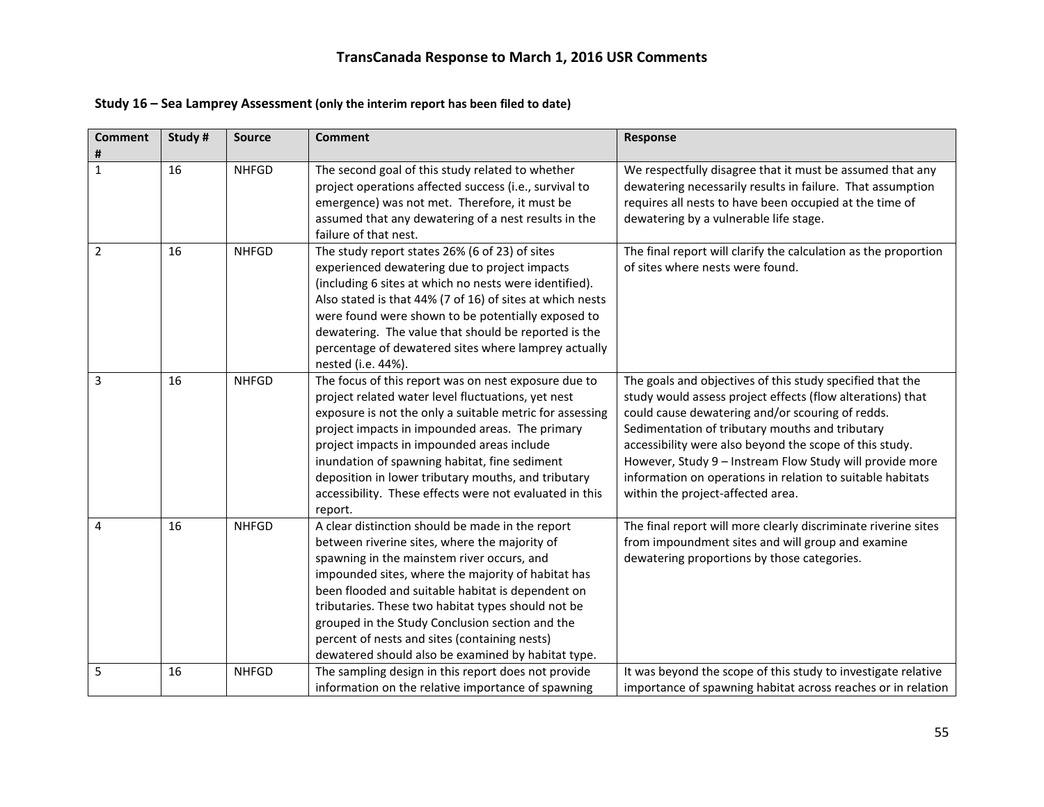## TransCanada Response to March 1, 2016 USR Comments

### Study 16 – Sea Lamprey Assessment (only the interim report has been filed to date)

| Comment # | Study # | Source | Comment | Response |
|---|---|---|---|---|
| 1 | 16 | NHFGD | The second goal of this study related to whether project operations affected success (i.e., survival to emergence) was not met. Therefore, it must be assumed that any dewatering of a nest results in the failure of that nest. | We respectfully disagree that it must be assumed that any dewatering necessarily results in failure. That assumption requires all nests to have been occupied at the time of dewatering by a vulnerable life stage. |
| 2 | 16 | NHFGD | The study report states 26% (6 of 23) of sites experienced dewatering due to project impacts (including 6 sites at which no nests were identified). Also stated is that 44% (7 of 16) of sites at which nests were found were shown to be potentially exposed to dewatering. The value that should be reported is the percentage of dewatered sites where lamprey actually nested (i.e. 44%). | The final report will clarify the calculation as the proportion of sites where nests were found. |
| 3 | 16 | NHFGD | The focus of this report was on nest exposure due to project related water level fluctuations, yet nest exposure is not the only a suitable metric for assessing project impacts in impounded areas. The primary project impacts in impounded areas include inundation of spawning habitat, fine sediment deposition in lower tributary mouths, and tributary accessibility. These effects were not evaluated in this report. | The goals and objectives of this study specified that the study would assess project effects (flow alterations) that could cause dewatering and/or scouring of redds. Sedimentation of tributary mouths and tributary accessibility were also beyond the scope of this study. However, Study 9 – Instream Flow Study will provide more information on operations in relation to suitable habitats within the project-affected area. |
| 4 | 16 | NHFGD | A clear distinction should be made in the report between riverine sites, where the majority of spawning in the mainstem river occurs, and impounded sites, where the majority of habitat has been flooded and suitable habitat is dependent on tributaries. These two habitat types should not be grouped in the Study Conclusion section and the percent of nests and sites (containing nests) dewatered should also be examined by habitat type. | The final report will more clearly discriminate riverine sites from impoundment sites and will group and examine dewatering proportions by those categories. |
| 5 | 16 | NHFGD | The sampling design in this report does not provide information on the relative importance of spawning | It was beyond the scope of this study to investigate relative importance of spawning habitat across reaches or in relation |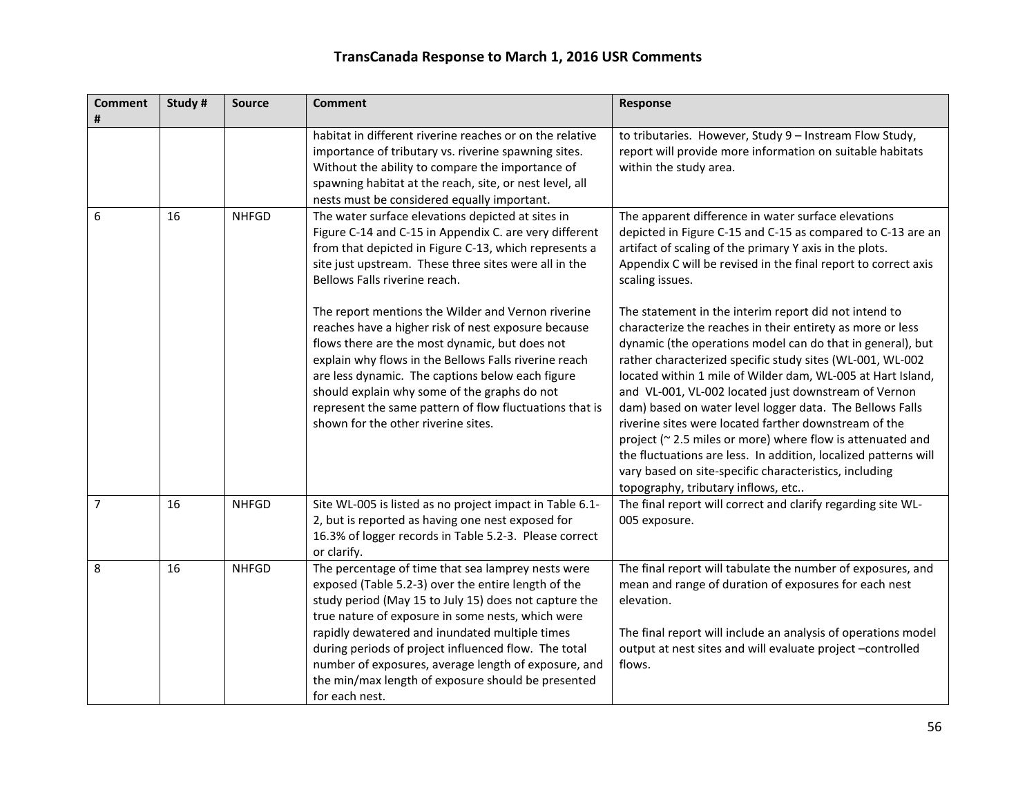# TransCanada Response to March 1, 2016 USR Comments

| Comment # | Study # | Source | Comment | Response |
|---|---|---|---|---|
| | | | habitat in different riverine reaches or on the relative importance of tributary vs. riverine spawning sites. Without the ability to compare the importance of spawning habitat at the reach, site, or nest level, all nests must be considered equally important. | to tributaries. However, Study 9 – Instream Flow Study, report will provide more information on suitable habitats within the study area. |
| 6 | 16 | NHFGD | The water surface elevations depicted at sites in Figure C-14 and C-15 in Appendix C. are very different from that depicted in Figure C-13, which represents a site just upstream. These three sites were all in the Bellows Falls riverine reach.<br><br>The report mentions the Wilder and Vernon riverine reaches have a higher risk of nest exposure because flows there are the most dynamic, but does not explain why flows in the Bellows Falls riverine reach are less dynamic. The captions below each figure should explain why some of the graphs do not represent the same pattern of flow fluctuations that is shown for the other riverine sites. | The apparent difference in water surface elevations depicted in Figure C-15 and C-15 as compared to C-13 are an artifact of scaling of the primary Y axis in the plots. Appendix C will be revised in the final report to correct axis scaling issues.<br><br>The statement in the interim report did not intend to characterize the reaches in their entirety as more or less dynamic (the operations model can do that in general), but rather characterized specific study sites (WL-001, WL-002 located within 1 mile of Wilder dam, WL-005 at Hart Island, and VL-001, VL-002 located just downstream of Vernon dam) based on water level logger data. The Bellows Falls riverine sites were located farther downstream of the project (~ 2.5 miles or more) where flow is attenuated and the fluctuations are less. In addition, localized patterns will vary based on site-specific characteristics, including topography, tributary inflows, etc.. |
| 7 | 16 | NHFGD | Site WL-005 is listed as no project impact in Table 6.1-2, but is reported as having one nest exposed for 16.3% of logger records in Table 5.2-3. Please correct or clarify. | The final report will correct and clarify regarding site WL-005 exposure. |
| 8 | 16 | NHFGD | The percentage of time that sea lamprey nests were exposed (Table 5.2-3) over the entire length of the study period (May 15 to July 15) does not capture the true nature of exposure in some nests, which were rapidly dewatered and inundated multiple times during periods of project influenced flow. The total number of exposures, average length of exposure, and the min/max length of exposure should be presented for each nest. | The final report will tabulate the number of exposures, and mean and range of duration of exposures for each nest elevation.<br><br>The final report will include an analysis of operations model output at nest sites and will evaluate project –controlled flows. |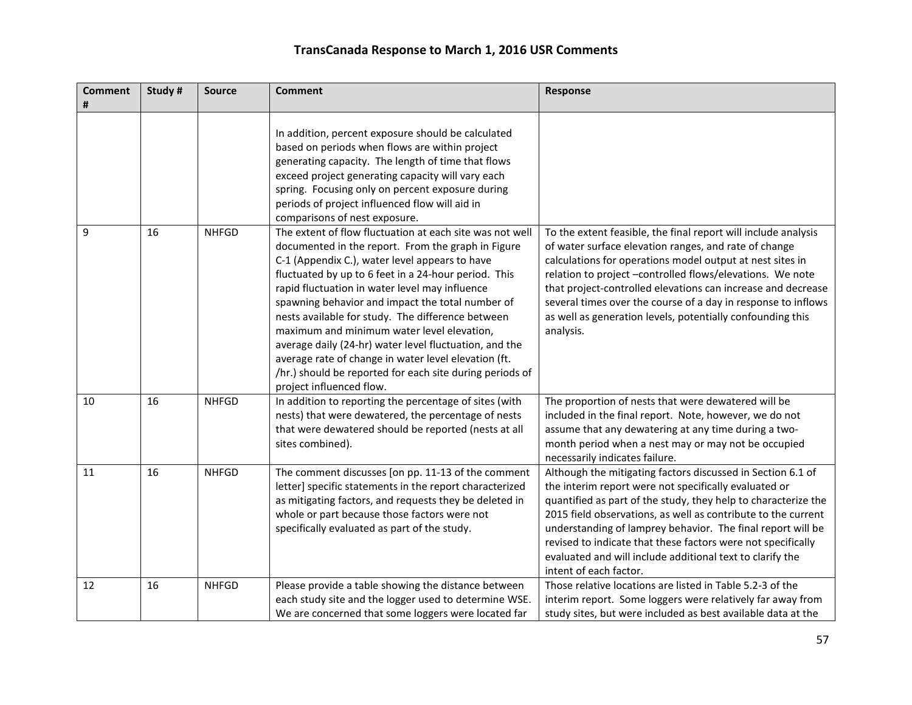# TransCanada Response to March 1, 2016 USR Comments

| Comment # | Study # | Source | Comment | Response |
|---|---|---|---|---|
| | | | In addition, percent exposure should be calculated based on periods when flows are within project generating capacity. The length of time that flows exceed project generating capacity will vary each spring. Focusing only on percent exposure during periods of project influenced flow will aid in comparisons of nest exposure. | |
| 9 | 16 | NHFGD | The extent of flow fluctuation at each site was not well documented in the report. From the graph in Figure C-1 (Appendix C.), water level appears to have fluctuated by up to 6 feet in a 24-hour period. This rapid fluctuation in water level may influence spawning behavior and impact the total number of nests available for study. The difference between maximum and minimum water level elevation, average daily (24-hr) water level fluctuation, and the average rate of change in water level elevation (ft. /hr.) should be reported for each site during periods of project influenced flow. | To the extent feasible, the final report will include analysis of water surface elevation ranges, and rate of change calculations for operations model output at nest sites in relation to project –controlled flows/elevations. We note that project-controlled elevations can increase and decrease several times over the course of a day in response to inflows as well as generation levels, potentially confounding this analysis. |
| 10 | 16 | NHFGD | In addition to reporting the percentage of sites (with nests) that were dewatered, the percentage of nests that were dewatered should be reported (nests at all sites combined). | The proportion of nests that were dewatered will be included in the final report. Note, however, we do not assume that any dewatering at any time during a two-month period when a nest may or may not be occupied necessarily indicates failure. |
| 11 | 16 | NHFGD | The comment discusses [on pp. 11-13 of the comment letter] specific statements in the report characterized as mitigating factors, and requests they be deleted in whole or part because those factors were not specifically evaluated as part of the study. | Although the mitigating factors discussed in Section 6.1 of the interim report were not specifically evaluated or quantified as part of the study, they help to characterize the 2015 field observations, as well as contribute to the current understanding of lamprey behavior. The final report will be revised to indicate that these factors were not specifically evaluated and will include additional text to clarify the intent of each factor. |
| 12 | 16 | NHFGD | Please provide a table showing the distance between each study site and the logger used to determine WSE. We are concerned that some loggers were located far | Those relative locations are listed in Table 5.2-3 of the interim report. Some loggers were relatively far away from study sites, but were included as best available data at the |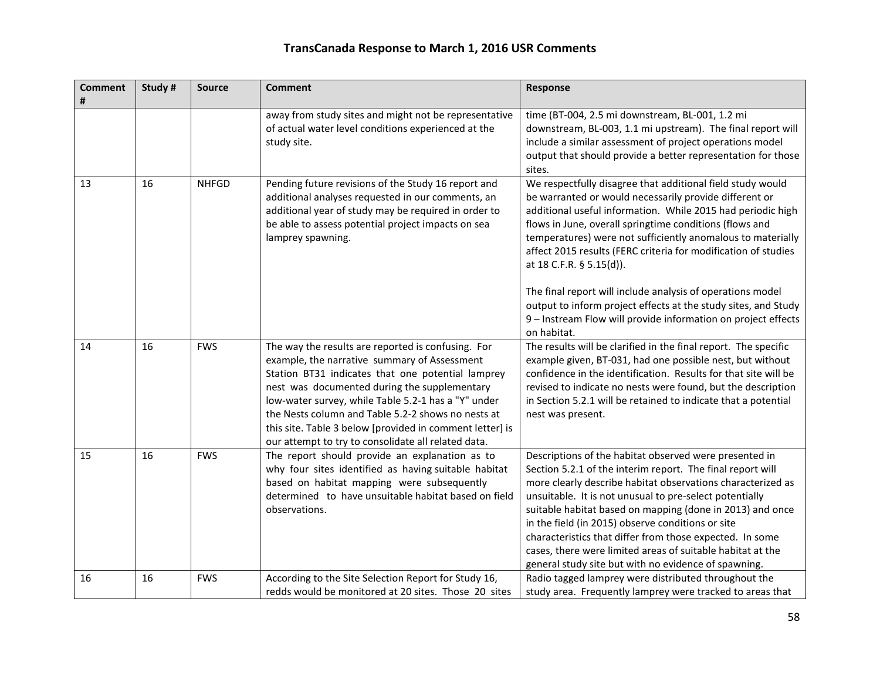# TransCanada Response to March 1, 2016 USR Comments

| Comment # | Study # | Source | Comment | Response |
|---|---|---|---|---|
| | | | away from study sites and might not be representative of actual water level conditions experienced at the study site. | time (BT-004, 2.5 mi downstream, BL-001, 1.2 mi downstream, BL-003, 1.1 mi upstream). The final report will include a similar assessment of project operations model output that should provide a better representation for those sites. |
| 13 | 16 | NHFGD | Pending future revisions of the Study 16 report and additional analyses requested in our comments, an additional year of study may be required in order to be able to assess potential project impacts on sea lamprey spawning. | We respectfully disagree that additional field study would be warranted or would necessarily provide different or additional useful information. While 2015 had periodic high flows in June, overall springtime conditions (flows and temperatures) were not sufficiently anomalous to materially affect 2015 results (FERC criteria for modification of studies at 18 C.F.R. § 5.15(d)).<br><br>The final report will include analysis of operations model output to inform project effects at the study sites, and Study 9 – Instream Flow will provide information on project effects on habitat. |
| 14 | 16 | FWS | The way the results are reported is confusing. For example, the narrative summary of Assessment Station BT31 indicates that one potential lamprey nest was documented during the supplementary low-water survey, while Table 5.2-1 has a "Y" under the Nests column and Table 5.2-2 shows no nests at this site. Table 3 below [provided in comment letter] is our attempt to try to consolidate all related data. | The results will be clarified in the final report. The specific example given, BT-031, had one possible nest, but without confidence in the identification. Results for that site will be revised to indicate no nests were found, but the description in Section 5.2.1 will be retained to indicate that a potential nest was present. |
| 15 | 16 | FWS | The report should provide an explanation as to why four sites identified as having suitable habitat based on habitat mapping were subsequently determined to have unsuitable habitat based on field observations. | Descriptions of the habitat observed were presented in Section 5.2.1 of the interim report. The final report will more clearly describe habitat observations characterized as unsuitable. It is not unusual to pre-select potentially suitable habitat based on mapping (done in 2013) and once in the field (in 2015) observe conditions or site characteristics that differ from those expected. In some cases, there were limited areas of suitable habitat at the general study site but with no evidence of spawning. |
| 16 | 16 | FWS | According to the Site Selection Report for Study 16, redds would be monitored at 20 sites. Those 20 sites | Radio tagged lamprey were distributed throughout the study area. Frequently lamprey were tracked to areas that |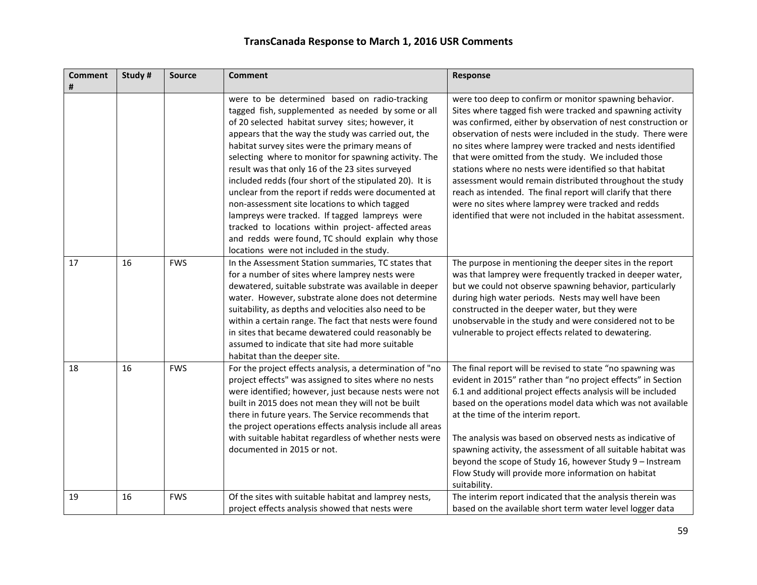## TransCanada Response to March 1, 2016 USR Comments

| Comment # | Study # | Source | Comment | Response |
|---|---|---|---|---|
| | | | were to be determined based on radio-tracking tagged fish, supplemented as needed by some or all of 20 selected habitat survey sites; however, it appears that the way the study was carried out, the habitat survey sites were the primary means of selecting where to monitor for spawning activity. The result was that only 16 of the 23 sites surveyed included redds (four short of the stipulated 20). It is unclear from the report if redds were documented at non-assessment site locations to which tagged lampreys were tracked. If tagged lampreys were tracked to locations within project- affected areas and redds were found, TC should explain why those locations were not included in the study. | were too deep to confirm or monitor spawning behavior. Sites where tagged fish were tracked and spawning activity was confirmed, either by observation of nest construction or observation of nests were included in the study. There were no sites where lamprey were tracked and nests identified that were omitted from the study. We included those stations where no nests were identified so that habitat assessment would remain distributed throughout the study reach as intended. The final report will clarify that there were no sites where lamprey were tracked and redds identified that were not included in the habitat assessment. |
| 17 | 16 | FWS | In the Assessment Station summaries, TC states that for a number of sites where lamprey nests were dewatered, suitable substrate was available in deeper water. However, substrate alone does not determine suitability, as depths and velocities also need to be within a certain range. The fact that nests were found in sites that became dewatered could reasonably be assumed to indicate that site had more suitable habitat than the deeper site. | The purpose in mentioning the deeper sites in the report was that lamprey were frequently tracked in deeper water, but we could not observe spawning behavior, particularly during high water periods. Nests may well have been constructed in the deeper water, but they were unobservable in the study and were considered not to be vulnerable to project effects related to dewatering. |
| 18 | 16 | FWS | For the project effects analysis, a determination of "no project effects" was assigned to sites where no nests were identified; however, just because nests were not built in 2015 does not mean they will not be built there in future years. The Service recommends that the project operations effects analysis include all areas with suitable habitat regardless of whether nests were documented in 2015 or not. | The final report will be revised to state "no spawning was evident in 2015" rather than "no project effects" in Section 6.1 and additional project effects analysis will be included based on the operations model data which was not available at the time of the interim report.<br><br>The analysis was based on observed nests as indicative of spawning activity, the assessment of all suitable habitat was beyond the scope of Study 16, however Study 9 – Instream Flow Study will provide more information on habitat suitability. |
| 19 | 16 | FWS | Of the sites with suitable habitat and lamprey nests, project effects analysis showed that nests were | The interim report indicated that the analysis therein was based on the available short term water level logger data |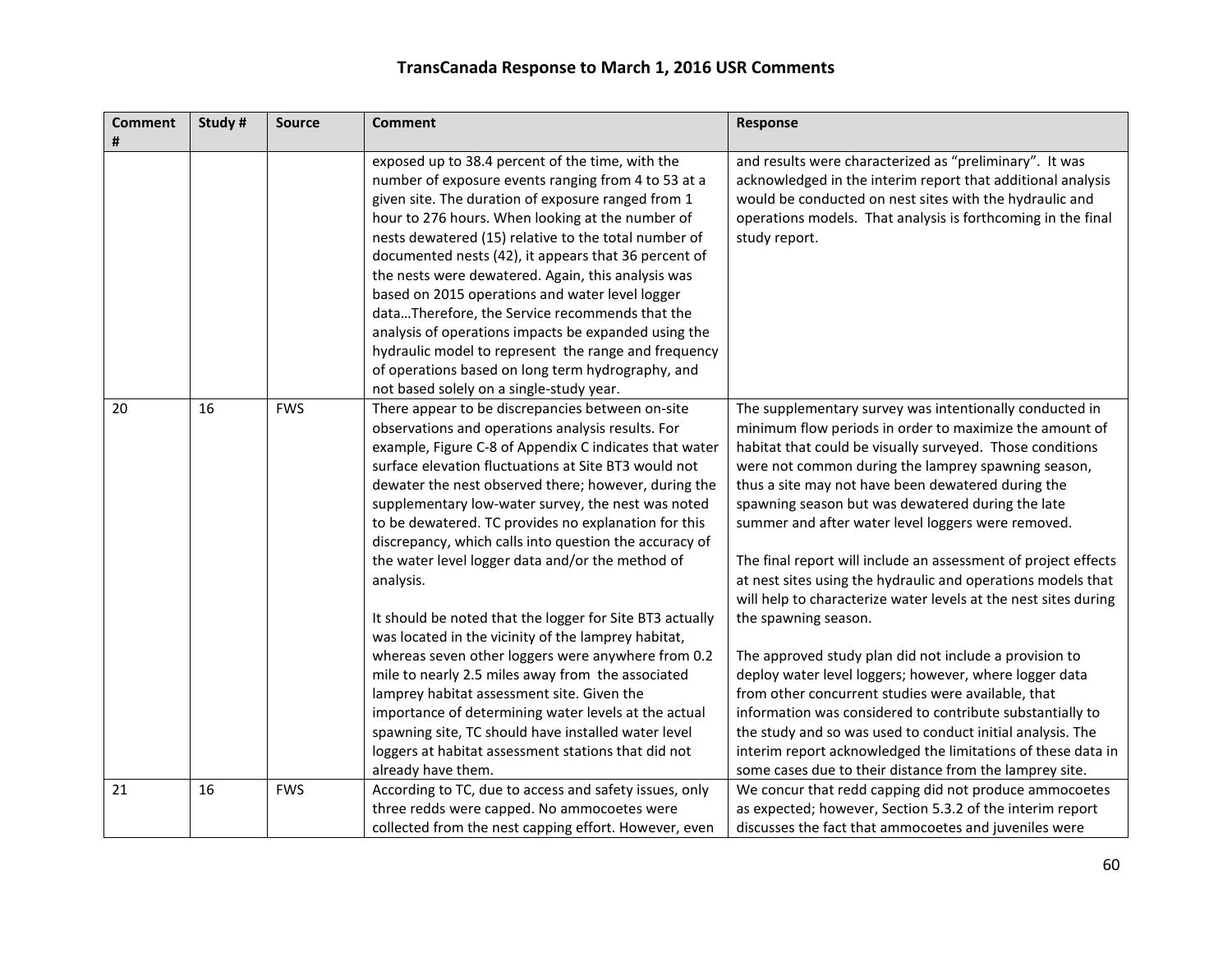# TransCanada Response to March 1, 2016 USR Comments

| Comment # | Study # | Source | Comment | Response |
|---|---|---|---|---|
| | | | exposed up to 38.4 percent of the time, with the number of exposure events ranging from 4 to 53 at a given site. The duration of exposure ranged from 1 hour to 276 hours. When looking at the number of nests dewatered (15) relative to the total number of documented nests (42), it appears that 36 percent of the nests were dewatered. Again, this analysis was based on 2015 operations and water level logger data…Therefore, the Service recommends that the analysis of operations impacts be expanded using the hydraulic model to represent the range and frequency of operations based on long term hydrography, and not based solely on a single-study year. | and results were characterized as "preliminary". It was acknowledged in the interim report that additional analysis would be conducted on nest sites with the hydraulic and operations models. That analysis is forthcoming in the final study report. |
| 20 | 16 | FWS | There appear to be discrepancies between on-site observations and operations analysis results. For example, Figure C-8 of Appendix C indicates that water surface elevation fluctuations at Site BT3 would not dewater the nest observed there; however, during the supplementary low-water survey, the nest was noted to be dewatered. TC provides no explanation for this discrepancy, which calls into question the accuracy of the water level logger data and/or the method of analysis.<br><br>It should be noted that the logger for Site BT3 actually was located in the vicinity of the lamprey habitat, whereas seven other loggers were anywhere from 0.2 mile to nearly 2.5 miles away from the associated lamprey habitat assessment site. Given the importance of determining water levels at the actual spawning site, TC should have installed water level loggers at habitat assessment stations that did not already have them. | The supplementary survey was intentionally conducted in minimum flow periods in order to maximize the amount of habitat that could be visually surveyed. Those conditions were not common during the lamprey spawning season, thus a site may not have been dewatered during the spawning season but was dewatered during the late summer and after water level loggers were removed.<br><br>The final report will include an assessment of project effects at nest sites using the hydraulic and operations models that will help to characterize water levels at the nest sites during the spawning season.<br><br>The approved study plan did not include a provision to deploy water level loggers; however, where logger data from other concurrent studies were available, that information was considered to contribute substantially to the study and so was used to conduct initial analysis. The interim report acknowledged the limitations of these data in some cases due to their distance from the lamprey site. |
| 21 | 16 | FWS | According to TC, due to access and safety issues, only three redds were capped. No ammocoetes were collected from the nest capping effort. However, even | We concur that redd capping did not produce ammocoetes as expected; however, Section 5.3.2 of the interim report discusses the fact that ammocoetes and juveniles were |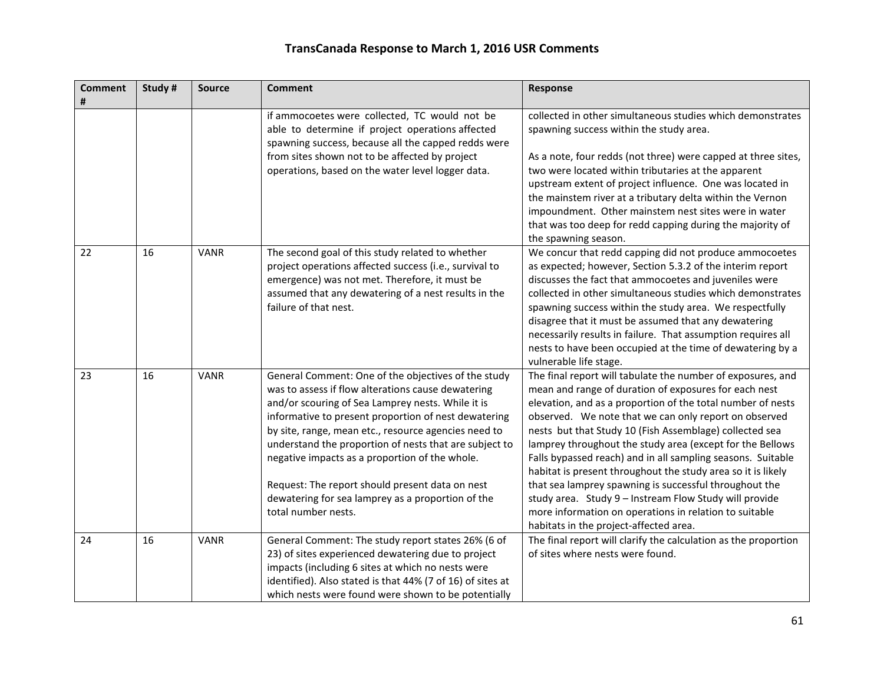# TransCanada Response to March 1, 2016 USR Comments

| Comment # | Study # | Source | Comment | Response |
|---|---|---|---|---|
| | | | if ammocoetes were collected, TC would not be able to determine if project operations affected spawning success, because all the capped redds were from sites shown not to be affected by project operations, based on the water level logger data. | collected in other simultaneous studies which demonstrates spawning success within the study area.<br><br>As a note, four redds (not three) were capped at three sites, two were located within tributaries at the apparent upstream extent of project influence. One was located in the mainstem river at a tributary delta within the Vernon impoundment. Other mainstem nest sites were in water that was too deep for redd capping during the majority of the spawning season. |
| 22 | 16 | VANR | The second goal of this study related to whether project operations affected success (i.e., survival to emergence) was not met. Therefore, it must be assumed that any dewatering of a nest results in the failure of that nest. | We concur that redd capping did not produce ammocoetes as expected; however, Section 5.3.2 of the interim report discusses the fact that ammocoetes and juveniles were collected in other simultaneous studies which demonstrates spawning success within the study area. We respectfully disagree that it must be assumed that any dewatering necessarily results in failure. That assumption requires all nests to have been occupied at the time of dewatering by a vulnerable life stage. |
| 23 | 16 | VANR | General Comment: One of the objectives of the study was to assess if flow alterations cause dewatering and/or scouring of Sea Lamprey nests. While it is informative to present proportion of nest dewatering by site, range, mean etc., resource agencies need to understand the proportion of nests that are subject to negative impacts as a proportion of the whole.<br><br>Request: The report should present data on nest dewatering for sea lamprey as a proportion of the total number nests. | The final report will tabulate the number of exposures, and mean and range of duration of exposures for each nest elevation, and as a proportion of the total number of nests observed. We note that we can only report on observed nests but that Study 10 (Fish Assemblage) collected sea lamprey throughout the study area (except for the Bellows Falls bypassed reach) and in all sampling seasons. Suitable habitat is present throughout the study area so it is likely that sea lamprey spawning is successful throughout the study area. Study 9 – Instream Flow Study will provide more information on operations in relation to suitable habitats in the project-affected area. |
| 24 | 16 | VANR | General Comment: The study report states 26% (6 of 23) of sites experienced dewatering due to project impacts (including 6 sites at which no nests were identified). Also stated is that 44% (7 of 16) of sites at which nests were found were shown to be potentially | The final report will clarify the calculation as the proportion of sites where nests were found. |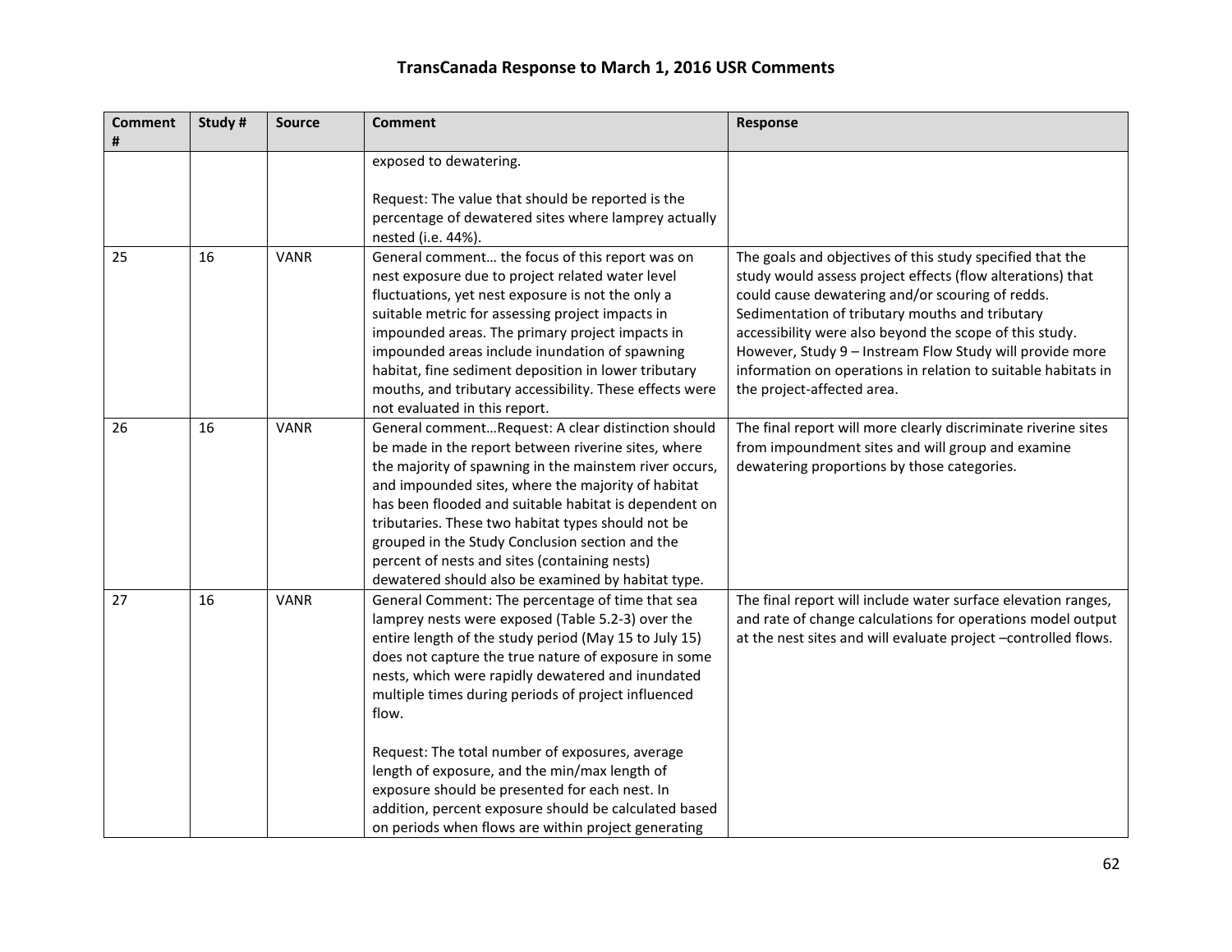# TransCanada Response to March 1, 2016 USR Comments

| Comment # | Study # | Source | Comment | Response |
|---|---|---|---|---|
| | | | exposed to dewatering.<br><br>Request: The value that should be reported is the percentage of dewatered sites where lamprey actually nested (i.e. 44%). | |
| 25 | 16 | VANR | General comment… the focus of this report was on nest exposure due to project related water level fluctuations, yet nest exposure is not the only a suitable metric for assessing project impacts in impounded areas. The primary project impacts in impounded areas include inundation of spawning habitat, fine sediment deposition in lower tributary mouths, and tributary accessibility. These effects were not evaluated in this report. | The goals and objectives of this study specified that the study would assess project effects (flow alterations) that could cause dewatering and/or scouring of redds. Sedimentation of tributary mouths and tributary accessibility were also beyond the scope of this study. However, Study 9 – Instream Flow Study will provide more information on operations in relation to suitable habitats in the project-affected area. |
| 26 | 16 | VANR | General comment…Request: A clear distinction should be made in the report between riverine sites, where the majority of spawning in the mainstem river occurs, and impounded sites, where the majority of habitat has been flooded and suitable habitat is dependent on tributaries. These two habitat types should not be grouped in the Study Conclusion section and the percent of nests and sites (containing nests) dewatered should also be examined by habitat type. | The final report will more clearly discriminate riverine sites from impoundment sites and will group and examine dewatering proportions by those categories. |
| 27 | 16 | VANR | General Comment: The percentage of time that sea lamprey nests were exposed (Table 5.2-3) over the entire length of the study period (May 15 to July 15) does not capture the true nature of exposure in some nests, which were rapidly dewatered and inundated multiple times during periods of project influenced flow.<br><br>Request: The total number of exposures, average length of exposure, and the min/max length of exposure should be presented for each nest. In addition, percent exposure should be calculated based on periods when flows are within project generating | The final report will include water surface elevation ranges, and rate of change calculations for operations model output at the nest sites and will evaluate project –controlled flows. |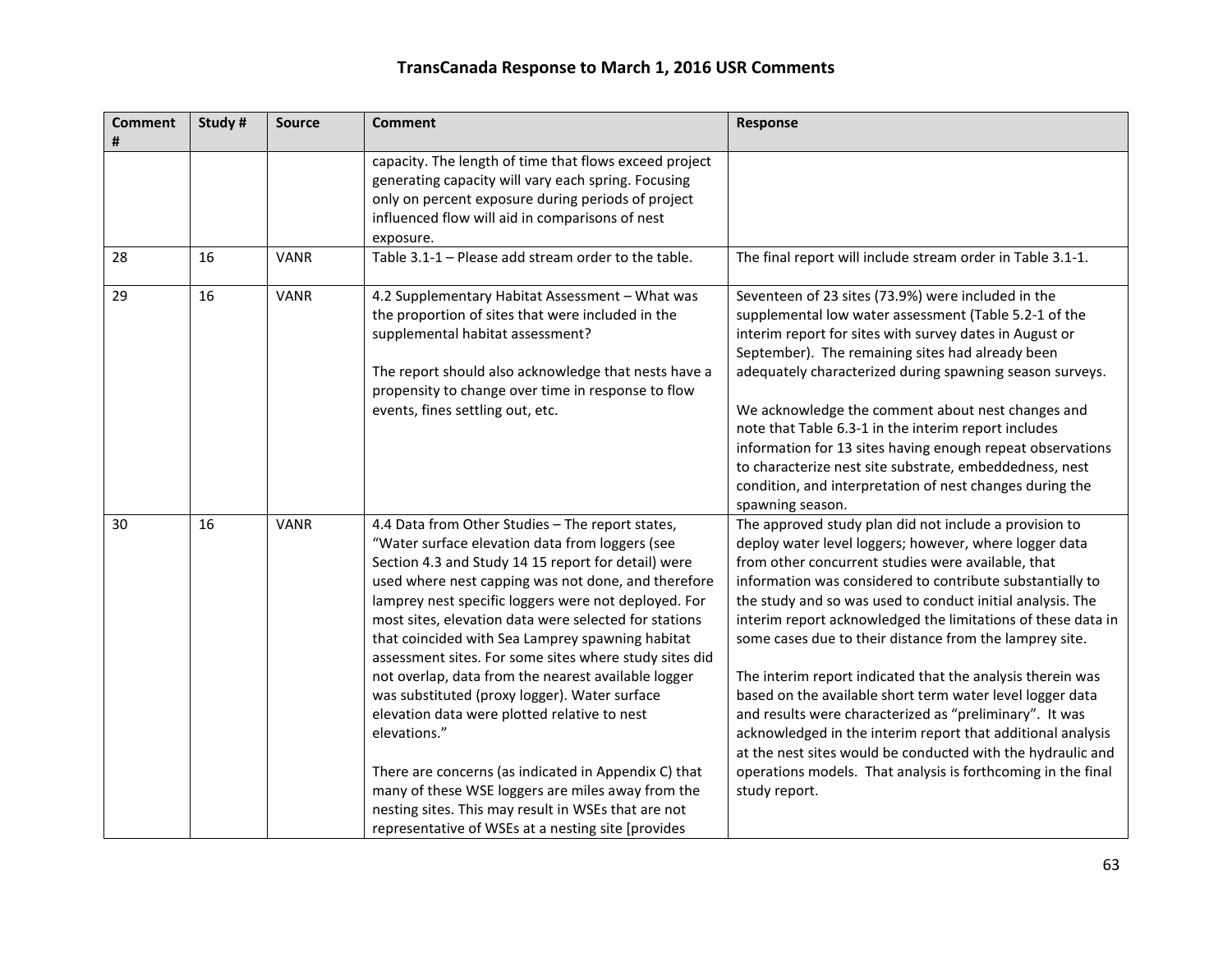## TransCanada Response to March 1, 2016 USR Comments

| Comment # | Study # | Source | Comment | Response |
|---|---|---|---|---|
| | | | capacity. The length of time that flows exceed project generating capacity will vary each spring. Focusing only on percent exposure during periods of project influenced flow will aid in comparisons of nest exposure. | |
| 28 | 16 | VANR | Table 3.1-1 – Please add stream order to the table. | The final report will include stream order in Table 3.1-1. |
| 29 | 16 | VANR | 4.2 Supplementary Habitat Assessment – What was the proportion of sites that were included in the supplemental habitat assessment?<br><br>The report should also acknowledge that nests have a propensity to change over time in response to flow events, fines settling out, etc. | Seventeen of 23 sites (73.9%) were included in the supplemental low water assessment (Table 5.2-1 of the interim report for sites with survey dates in August or September). The remaining sites had already been adequately characterized during spawning season surveys.<br><br>We acknowledge the comment about nest changes and note that Table 6.3-1 in the interim report includes information for 13 sites having enough repeat observations to characterize nest site substrate, embeddedness, nest condition, and interpretation of nest changes during the spawning season. |
| 30 | 16 | VANR | 4.4 Data from Other Studies – The report states, "Water surface elevation data from loggers (see Section 4.3 and Study 14 15 report for detail) were used where nest capping was not done, and therefore lamprey nest specific loggers were not deployed. For most sites, elevation data were selected for stations that coincided with Sea Lamprey spawning habitat assessment sites. For some sites where study sites did not overlap, data from the nearest available logger was substituted (proxy logger). Water surface elevation data were plotted relative to nest elevations."<br><br>There are concerns (as indicated in Appendix C) that many of these WSE loggers are miles away from the nesting sites. This may result in WSEs that are not representative of WSEs at a nesting site [provides | The approved study plan did not include a provision to deploy water level loggers; however, where logger data from other concurrent studies were available, that information was considered to contribute substantially to the study and so was used to conduct initial analysis. The interim report acknowledged the limitations of these data in some cases due to their distance from the lamprey site.<br><br>The interim report indicated that the analysis therein was based on the available short term water level logger data and results were characterized as "preliminary". It was acknowledged in the interim report that additional analysis at the nest sites would be conducted with the hydraulic and operations models. That analysis is forthcoming in the final study report. |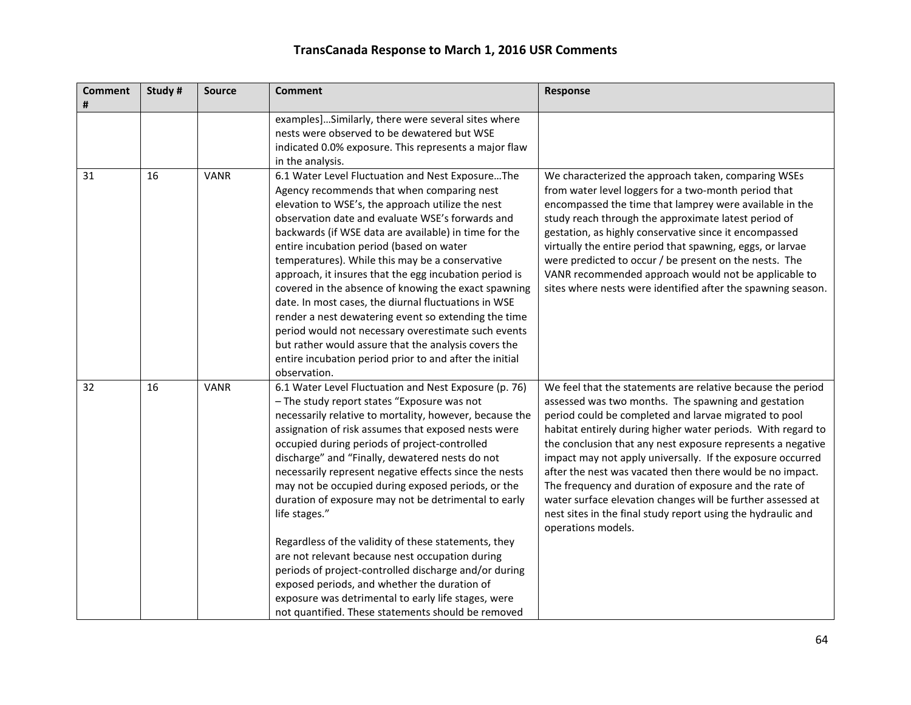# TransCanada Response to March 1, 2016 USR Comments

| Comment # | Study # | Source | Comment | Response |
|---|---|---|---|---|
| | | | examples]…Similarly, there were several sites where nests were observed to be dewatered but WSE indicated 0.0% exposure. This represents a major flaw in the analysis. | |
| 31 | 16 | VANR | 6.1 Water Level Fluctuation and Nest Exposure…The Agency recommends that when comparing nest elevation to WSE's, the approach utilize the nest observation date and evaluate WSE's forwards and backwards (if WSE data are available) in time for the entire incubation period (based on water temperatures). While this may be a conservative approach, it insures that the egg incubation period is covered in the absence of knowing the exact spawning date. In most cases, the diurnal fluctuations in WSE render a nest dewatering event so extending the time period would not necessary overestimate such events but rather would assure that the analysis covers the entire incubation period prior to and after the initial observation. | We characterized the approach taken, comparing WSEs from water level loggers for a two-month period that encompassed the time that lamprey were available in the study reach through the approximate latest period of gestation, as highly conservative since it encompassed virtually the entire period that spawning, eggs, or larvae were predicted to occur / be present on the nests. The VANR recommended approach would not be applicable to sites where nests were identified after the spawning season. |
| 32 | 16 | VANR | 6.1 Water Level Fluctuation and Nest Exposure (p. 76) – The study report states "Exposure was not necessarily relative to mortality, however, because the assignation of risk assumes that exposed nests were occupied during periods of project-controlled discharge" and "Finally, dewatered nests do not necessarily represent negative effects since the nests may not be occupied during exposed periods, or the duration of exposure may not be detrimental to early life stages."<br><br>Regardless of the validity of these statements, they are not relevant because nest occupation during periods of project-controlled discharge and/or during exposed periods, and whether the duration of exposure was detrimental to early life stages, were not quantified. These statements should be removed | We feel that the statements are relative because the period assessed was two months. The spawning and gestation period could be completed and larvae migrated to pool habitat entirely during higher water periods. With regard to the conclusion that any nest exposure represents a negative impact may not apply universally. If the exposure occurred after the nest was vacated then there would be no impact. The frequency and duration of exposure and the rate of water surface elevation changes will be further assessed at nest sites in the final study report using the hydraulic and operations models. |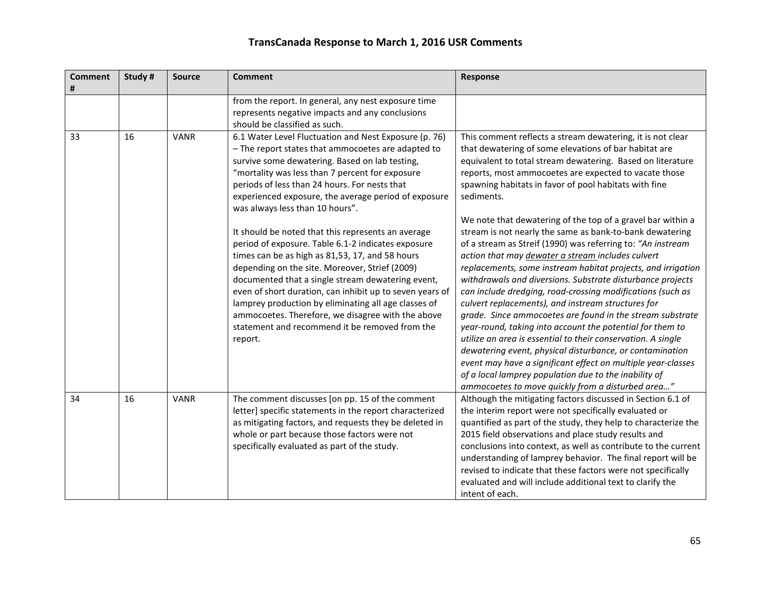# TransCanada Response to March 1, 2016 USR Comments

| Comment # | Study # | Source | Comment | Response |
|---|---|---|---|---|
| | | | from the report. In general, any nest exposure time represents negative impacts and any conclusions should be classified as such. | |
| 33 | 16 | VANR | 6.1 Water Level Fluctuation and Nest Exposure (p. 76) – The report states that ammocoetes are adapted to survive some dewatering. Based on lab testing, "mortality was less than 7 percent for exposure periods of less than 24 hours. For nests that experienced exposure, the average period of exposure was always less than 10 hours".<br><br>It should be noted that this represents an average period of exposure. Table 6.1-2 indicates exposure times can be as high as 81,53, 17, and 58 hours depending on the site. Moreover, Strief (2009) documented that a single stream dewatering event, even of short duration, can inhibit up to seven years of lamprey production by eliminating all age classes of ammocoetes. Therefore, we disagree with the above statement and recommend it be removed from the report. | This comment reflects a stream dewatering, it is not clear that dewatering of some elevations of bar habitat are equivalent to total stream dewatering. Based on literature reports, most ammocoetes are expected to vacate those spawning habitats in favor of pool habitats with fine sediments.<br><br>We note that dewatering of the top of a gravel bar within a stream is not nearly the same as bank-to-bank dewatering of a stream as Streif (1990) was referring to: *"An instream action that may <u>dewater a stream</u> includes culvert replacements, some instream habitat projects, and irrigation withdrawals and diversions. Substrate disturbance projects can include dredging, road-crossing modifications (such as culvert replacements), and instream structures for grade. Since ammocoetes are found in the stream substrate year-round, taking into account the potential for them to utilize an area is essential to their conservation. A single dewatering event, physical disturbance, or contamination event may have a significant effect on multiple year-classes of a local lamprey population due to the inability of ammocoetes to move quickly from a disturbed area…"* |
| 34 | 16 | VANR | The comment discusses [on pp. 15 of the comment letter] specific statements in the report characterized as mitigating factors, and requests they be deleted in whole or part because those factors were not specifically evaluated as part of the study. | Although the mitigating factors discussed in Section 6.1 of the interim report were not specifically evaluated or quantified as part of the study, they help to characterize the 2015 field observations and place study results and conclusions into context, as well as contribute to the current understanding of lamprey behavior. The final report will be revised to indicate that these factors were not specifically evaluated and will include additional text to clarify the intent of each. |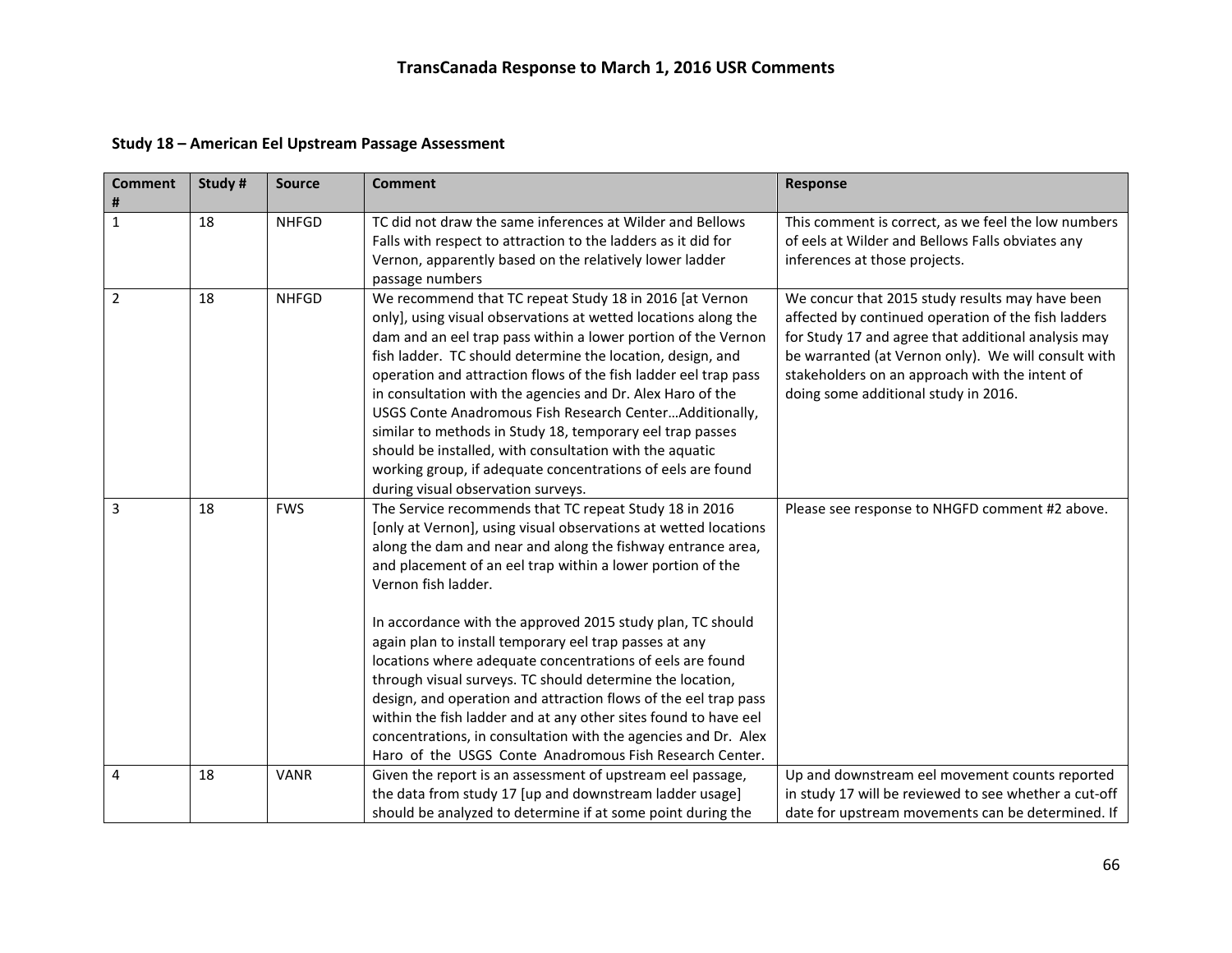# TransCanada Response to March 1, 2016 USR Comments

### Study 18 – American Eel Upstream Passage Assessment

| Comment # | Study # | Source | Comment | Response |
|---|---|---|---|---|
| 1 | 18 | NHFGD | TC did not draw the same inferences at Wilder and Bellows Falls with respect to attraction to the ladders as it did for Vernon, apparently based on the relatively lower ladder passage numbers | This comment is correct, as we feel the low numbers of eels at Wilder and Bellows Falls obviates any inferences at those projects. |
| 2 | 18 | NHFGD | We recommend that TC repeat Study 18 in 2016 [at Vernon only], using visual observations at wetted locations along the dam and an eel trap pass within a lower portion of the Vernon fish ladder. TC should determine the location, design, and operation and attraction flows of the fish ladder eel trap pass in consultation with the agencies and Dr. Alex Haro of the USGS Conte Anadromous Fish Research Center…Additionally, similar to methods in Study 18, temporary eel trap passes should be installed, with consultation with the aquatic working group, if adequate concentrations of eels are found during visual observation surveys. | We concur that 2015 study results may have been affected by continued operation of the fish ladders for Study 17 and agree that additional analysis may be warranted (at Vernon only). We will consult with stakeholders on an approach with the intent of doing some additional study in 2016. |
| 3 | 18 | FWS | The Service recommends that TC repeat Study 18 in 2016 [only at Vernon], using visual observations at wetted locations along the dam and near and along the fishway entrance area, and placement of an eel trap within a lower portion of the Vernon fish ladder.<br><br>In accordance with the approved 2015 study plan, TC should again plan to install temporary eel trap passes at any locations where adequate concentrations of eels are found through visual surveys. TC should determine the location, design, and operation and attraction flows of the eel trap pass within the fish ladder and at any other sites found to have eel concentrations, in consultation with the agencies and Dr. Alex Haro of the USGS Conte Anadromous Fish Research Center. | Please see response to NHGFD comment #2 above. |
| 4 | 18 | VANR | Given the report is an assessment of upstream eel passage, the data from study 17 [up and downstream ladder usage] should be analyzed to determine if at some point during the | Up and downstream eel movement counts reported in study 17 will be reviewed to see whether a cut-off date for upstream movements can be determined. If |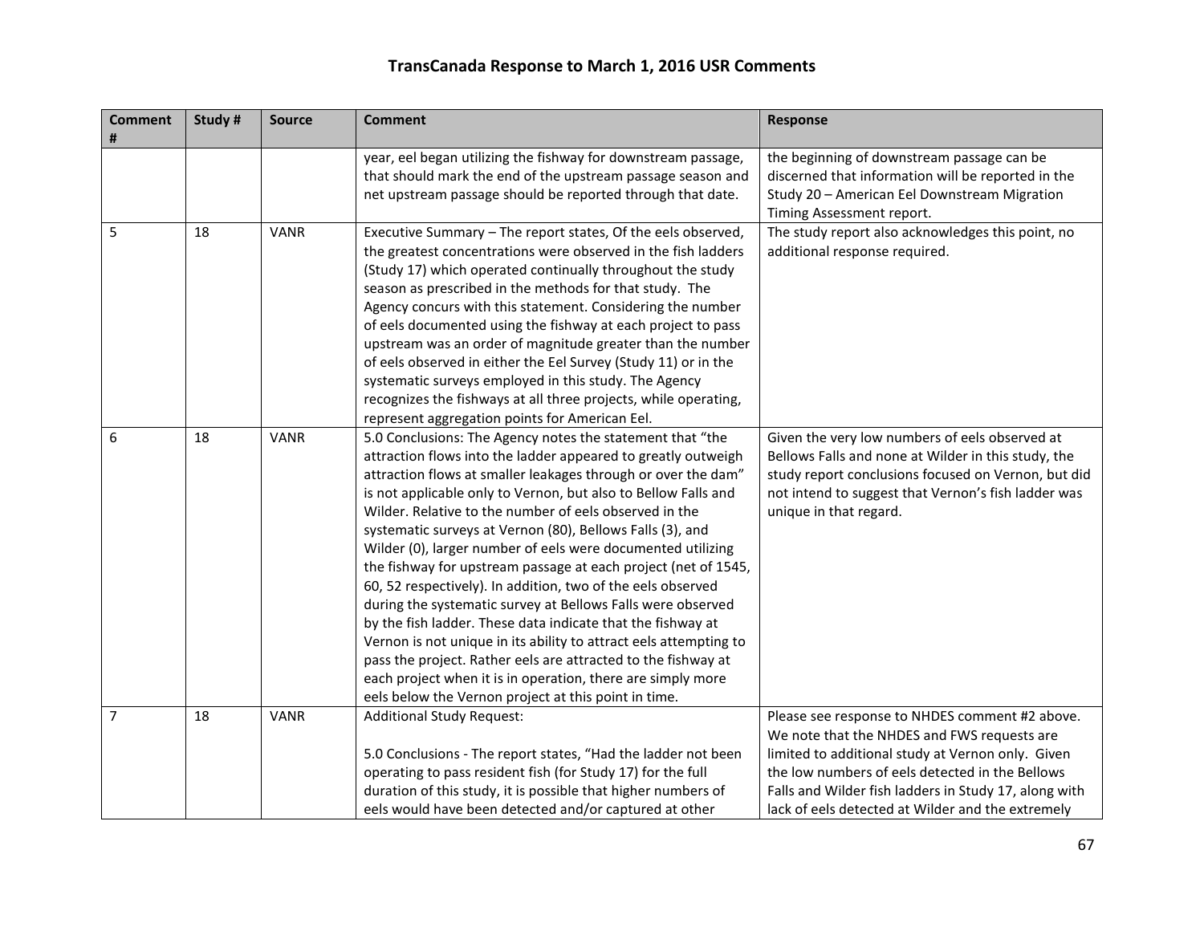# TransCanada Response to March 1, 2016 USR Comments

| Comment # | Study # | Source | Comment | Response |
|---|---|---|---|---|
| | | | year, eel began utilizing the fishway for downstream passage, that should mark the end of the upstream passage season and net upstream passage should be reported through that date. | the beginning of downstream passage can be discerned that information will be reported in the Study 20 – American Eel Downstream Migration Timing Assessment report. |
| 5 | 18 | VANR | Executive Summary – The report states, Of the eels observed, the greatest concentrations were observed in the fish ladders (Study 17) which operated continually throughout the study season as prescribed in the methods for that study. The Agency concurs with this statement. Considering the number of eels documented using the fishway at each project to pass upstream was an order of magnitude greater than the number of eels observed in either the Eel Survey (Study 11) or in the systematic surveys employed in this study. The Agency recognizes the fishways at all three projects, while operating, represent aggregation points for American Eel. | The study report also acknowledges this point, no additional response required. |
| 6 | 18 | VANR | 5.0 Conclusions: The Agency notes the statement that "the attraction flows into the ladder appeared to greatly outweigh attraction flows at smaller leakages through or over the dam" is not applicable only to Vernon, but also to Bellow Falls and Wilder. Relative to the number of eels observed in the systematic surveys at Vernon (80), Bellows Falls (3), and Wilder (0), larger number of eels were documented utilizing the fishway for upstream passage at each project (net of 1545, 60, 52 respectively). In addition, two of the eels observed during the systematic survey at Bellows Falls were observed by the fish ladder. These data indicate that the fishway at Vernon is not unique in its ability to attract eels attempting to pass the project. Rather eels are attracted to the fishway at each project when it is in operation, there are simply more eels below the Vernon project at this point in time. | Given the very low numbers of eels observed at Bellows Falls and none at Wilder in this study, the study report conclusions focused on Vernon, but did not intend to suggest that Vernon's fish ladder was unique in that regard. |
| 7 | 18 | VANR | Additional Study Request:<br><br>5.0 Conclusions - The report states, "Had the ladder not been operating to pass resident fish (for Study 17) for the full duration of this study, it is possible that higher numbers of eels would have been detected and/or captured at other | Please see response to NHDES comment #2 above. We note that the NHDES and FWS requests are limited to additional study at Vernon only. Given the low numbers of eels detected in the Bellows Falls and Wilder fish ladders in Study 17, along with lack of eels detected at Wilder and the extremely |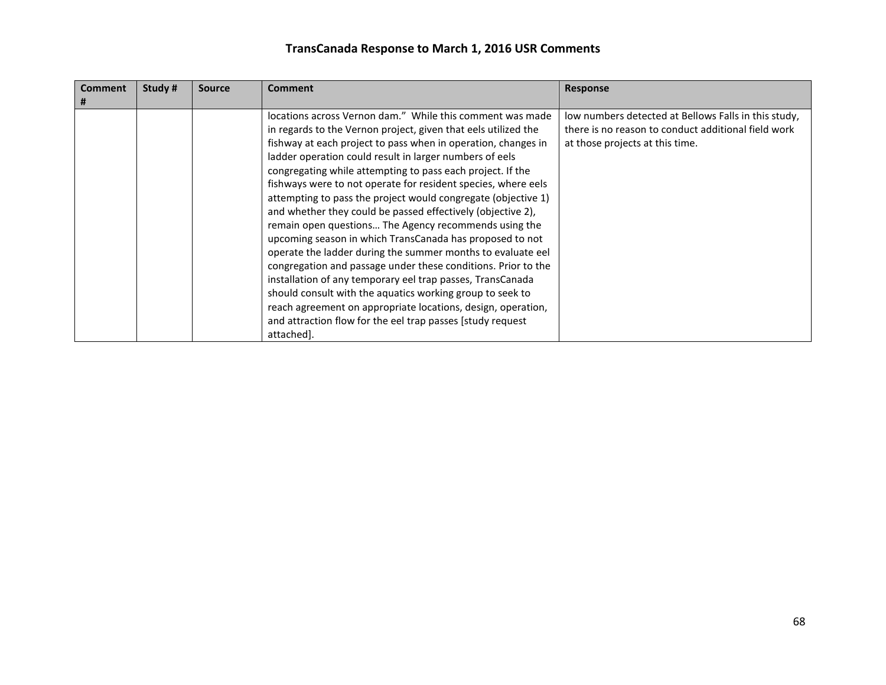# TransCanada Response to March 1, 2016 USR Comments

| Comment # | Study # | Source | Comment | Response |
|---|---|---|---|---|
| | | | locations across Vernon dam." While this comment was made in regards to the Vernon project, given that eels utilized the fishway at each project to pass when in operation, changes in ladder operation could result in larger numbers of eels congregating while attempting to pass each project. If the fishways were to not operate for resident species, where eels attempting to pass the project would congregate (objective 1) and whether they could be passed effectively (objective 2), remain open questions… The Agency recommends using the upcoming season in which TransCanada has proposed to not operate the ladder during the summer months to evaluate eel congregation and passage under these conditions. Prior to the installation of any temporary eel trap passes, TransCanada should consult with the aquatics working group to seek to reach agreement on appropriate locations, design, operation, and attraction flow for the eel trap passes [study request attached]. | low numbers detected at Bellows Falls in this study, there is no reason to conduct additional field work at those projects at this time. |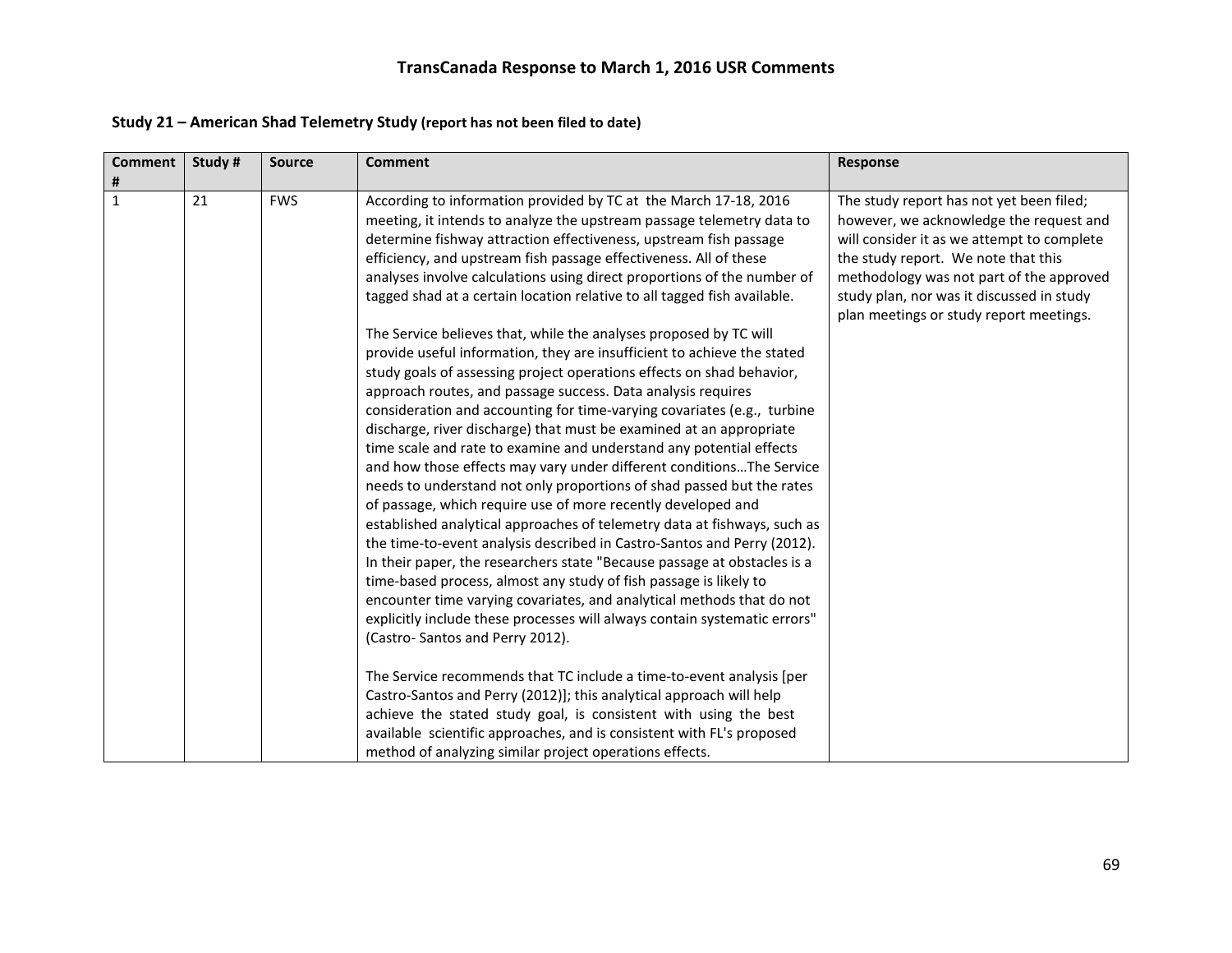# TransCanada Response to March 1, 2016 USR Comments

**Study 21 – American Shad Telemetry Study (report has not been filed to date)**

| Comment # | Study # | Source | Comment | Response |
|---|---|---|---|---|
| 1 | 21 | FWS | According to information provided by TC at the March 17-18, 2016 meeting, it intends to analyze the upstream passage telemetry data to determine fishway attraction effectiveness, upstream fish passage efficiency, and upstream fish passage effectiveness. All of these analyses involve calculations using direct proportions of the number of tagged shad at a certain location relative to all tagged fish available.<br><br>The Service believes that, while the analyses proposed by TC will provide useful information, they are insufficient to achieve the stated study goals of assessing project operations effects on shad behavior, approach routes, and passage success. Data analysis requires consideration and accounting for time-varying covariates (e.g., turbine discharge, river discharge) that must be examined at an appropriate time scale and rate to examine and understand any potential effects and how those effects may vary under different conditions…The Service needs to understand not only proportions of shad passed but the rates of passage, which require use of more recently developed and established analytical approaches of telemetry data at fishways, such as the time-to-event analysis described in Castro-Santos and Perry (2012). In their paper, the researchers state "Because passage at obstacles is a time-based process, almost any study of fish passage is likely to encounter time varying covariates, and analytical methods that do not explicitly include these processes will always contain systematic errors" (Castro- Santos and Perry 2012).<br><br>The Service recommends that TC include a time-to-event analysis [per Castro-Santos and Perry (2012)]; this analytical approach will help achieve the stated study goal, is consistent with using the best available scientific approaches, and is consistent with FL's proposed method of analyzing similar project operations effects. | The study report has not yet been filed; however, we acknowledge the request and will consider it as we attempt to complete the study report. We note that this methodology was not part of the approved study plan, nor was it discussed in study plan meetings or study report meetings. |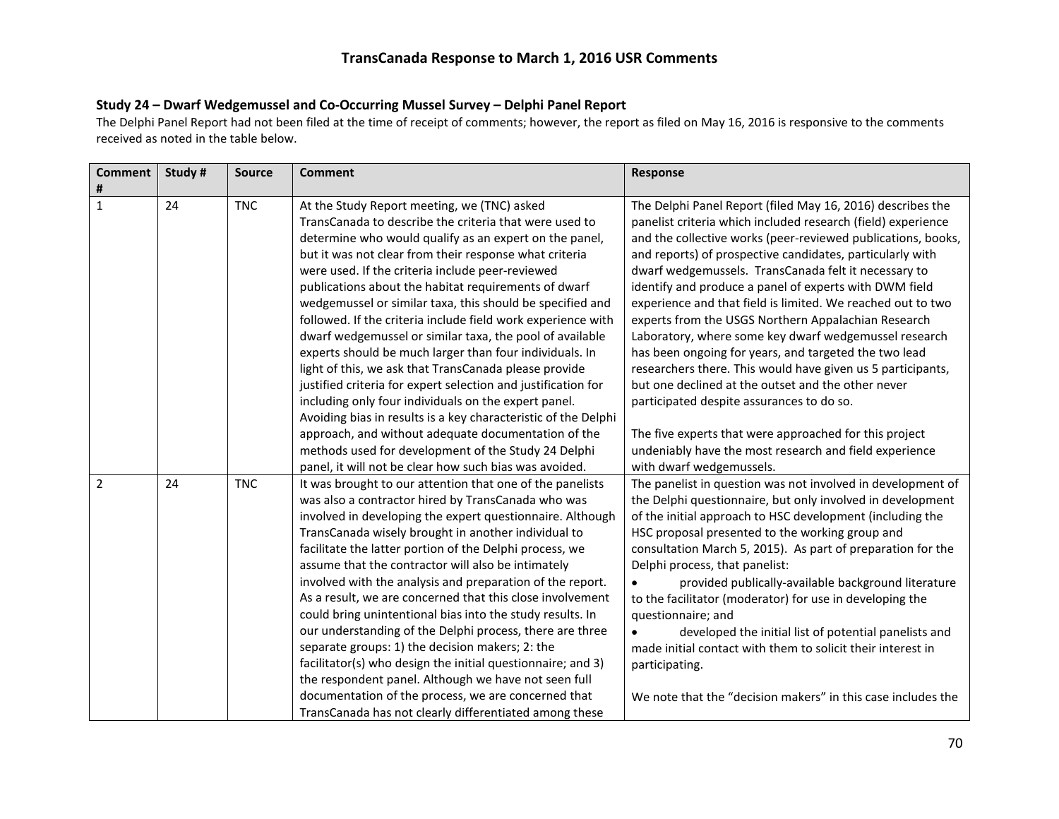## TransCanada Response to March 1, 2016 USR Comments

### Study 24 – Dwarf Wedgemussel and Co-Occurring Mussel Survey – Delphi Panel Report

The Delphi Panel Report had not been filed at the time of receipt of comments; however, the report as filed on May 16, 2016 is responsive to the comments received as noted in the table below.

| Comment # | Study # | Source | Comment | Response |
|---|---|---|---|---|
| 1 | 24 | TNC | At the Study Report meeting, we (TNC) asked TransCanada to describe the criteria that were used to determine who would qualify as an expert on the panel, but it was not clear from their response what criteria were used. If the criteria include peer-reviewed publications about the habitat requirements of dwarf wedgemussel or similar taxa, this should be specified and followed. If the criteria include field work experience with dwarf wedgemussel or similar taxa, the pool of available experts should be much larger than four individuals. In light of this, we ask that TransCanada please provide justified criteria for expert selection and justification for including only four individuals on the expert panel. Avoiding bias in results is a key characteristic of the Delphi approach, and without adequate documentation of the methods used for development of the Study 24 Delphi panel, it will not be clear how such bias was avoided. | The Delphi Panel Report (filed May 16, 2016) describes the panelist criteria which included research (field) experience and the collective works (peer-reviewed publications, books, and reports) of prospective candidates, particularly with dwarf wedgemussels. TransCanada felt it necessary to identify and produce a panel of experts with DWM field experience and that field is limited. We reached out to two experts from the USGS Northern Appalachian Research Laboratory, where some key dwarf wedgemussel research has been ongoing for years, and targeted the two lead researchers there. This would have given us 5 participants, but one declined at the outset and the other never participated despite assurances to do so.<br><br>The five experts that were approached for this project undeniably have the most research and field experience with dwarf wedgemussels. |
| 2 | 24 | TNC | It was brought to our attention that one of the panelists was also a contractor hired by TransCanada who was involved in developing the expert questionnaire. Although TransCanada wisely brought in another individual to facilitate the latter portion of the Delphi process, we assume that the contractor will also be intimately involved with the analysis and preparation of the report. As a result, we are concerned that this close involvement could bring unintentional bias into the study results. In our understanding of the Delphi process, there are three separate groups: 1) the decision makers; 2: the facilitator(s) who design the initial questionnaire; and 3) the respondent panel. Although we have not seen full documentation of the process, we are concerned that TransCanada has not clearly differentiated among these | The panelist in question was not involved in development of the Delphi questionnaire, but only involved in development of the initial approach to HSC development (including the HSC proposal presented to the working group and consultation March 5, 2015). As part of preparation for the Delphi process, that panelist:<br>• provided publically-available background literature to the facilitator (moderator) for use in developing the questionnaire; and<br>• developed the initial list of potential panelists and made initial contact with them to solicit their interest in participating.<br><br>We note that the "decision makers" in this case includes the |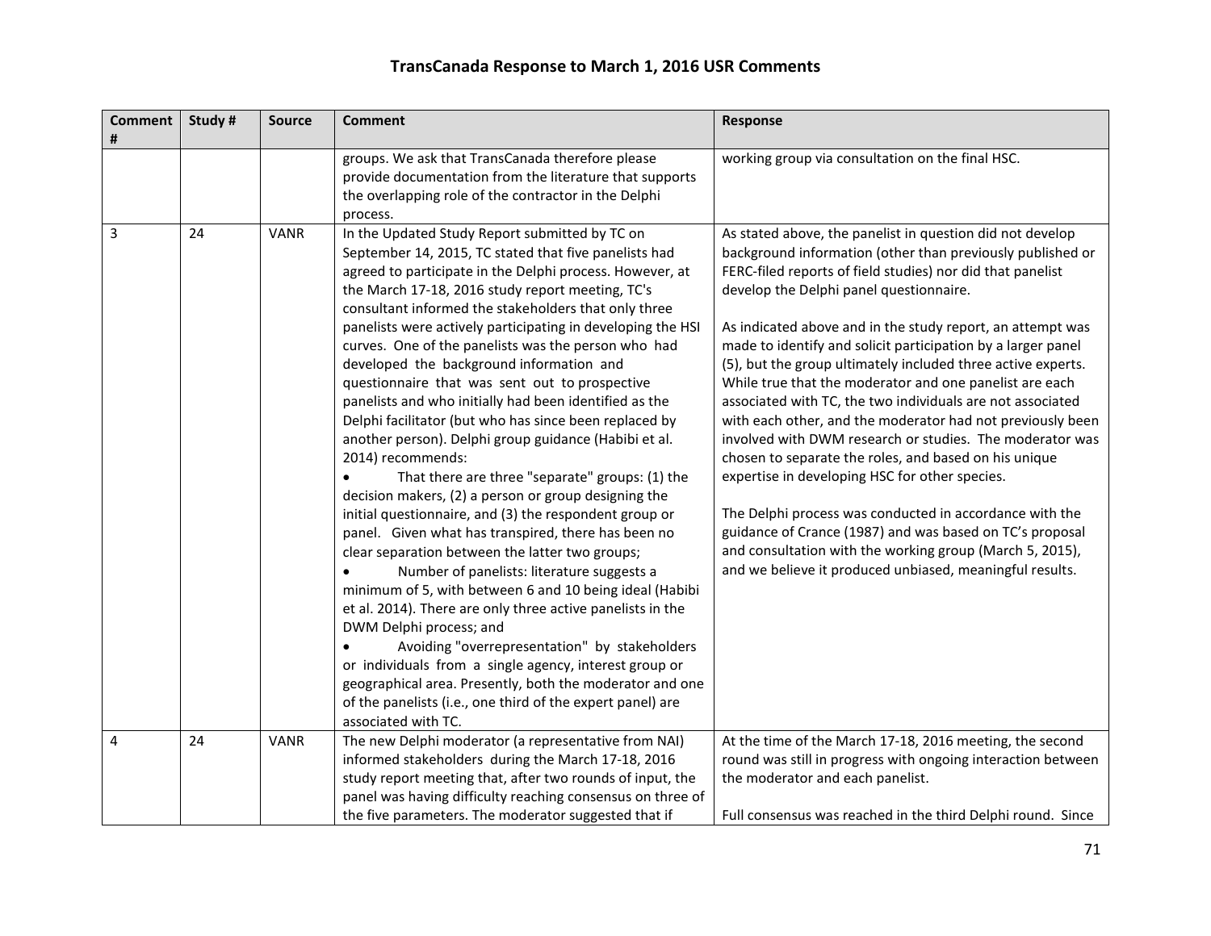# TransCanada Response to March 1, 2016 USR Comments

| Comment # | Study # | Source | Comment | Response |
|---|---|---|---|---|
| | | | groups. We ask that TransCanada therefore please provide documentation from the literature that supports the overlapping role of the contractor in the Delphi process. | working group via consultation on the final HSC. |
| 3 | 24 | VANR | In the Updated Study Report submitted by TC on September 14, 2015, TC stated that five panelists had agreed to participate in the Delphi process. However, at the March 17-18, 2016 study report meeting, TC's consultant informed the stakeholders that only three panelists were actively participating in developing the HSI curves. One of the panelists was the person who had developed the background information and questionnaire that was sent out to prospective panelists and who initially had been identified as the Delphi facilitator (but who has since been replaced by another person). Delphi group guidance (Habibi et al. 2014) recommends:<br>• That there are three "separate" groups: (1) the decision makers, (2) a person or group designing the initial questionnaire, and (3) the respondent group or panel. Given what has transpired, there has been no clear separation between the latter two groups;<br>• Number of panelists: literature suggests a minimum of 5, with between 6 and 10 being ideal (Habibi et al. 2014). There are only three active panelists in the DWM Delphi process; and<br>• Avoiding "overrepresentation" by stakeholders or individuals from a single agency, interest group or geographical area. Presently, both the moderator and one of the panelists (i.e., one third of the expert panel) are associated with TC. | As stated above, the panelist in question did not develop background information (other than previously published or FERC-filed reports of field studies) nor did that panelist develop the Delphi panel questionnaire.<br><br>As indicated above and in the study report, an attempt was made to identify and solicit participation by a larger panel (5), but the group ultimately included three active experts. While true that the moderator and one panelist are each associated with TC, the two individuals are not associated with each other, and the moderator had not previously been involved with DWM research or studies. The moderator was chosen to separate the roles, and based on his unique expertise in developing HSC for other species.<br><br>The Delphi process was conducted in accordance with the guidance of Crance (1987) and was based on TC's proposal and consultation with the working group (March 5, 2015), and we believe it produced unbiased, meaningful results. |
| 4 | 24 | VANR | The new Delphi moderator (a representative from NAI) informed stakeholders during the March 17-18, 2016 study report meeting that, after two rounds of input, the panel was having difficulty reaching consensus on three of the five parameters. The moderator suggested that if | At the time of the March 17-18, 2016 meeting, the second round was still in progress with ongoing interaction between the moderator and each panelist.<br><br>Full consensus was reached in the third Delphi round. Since |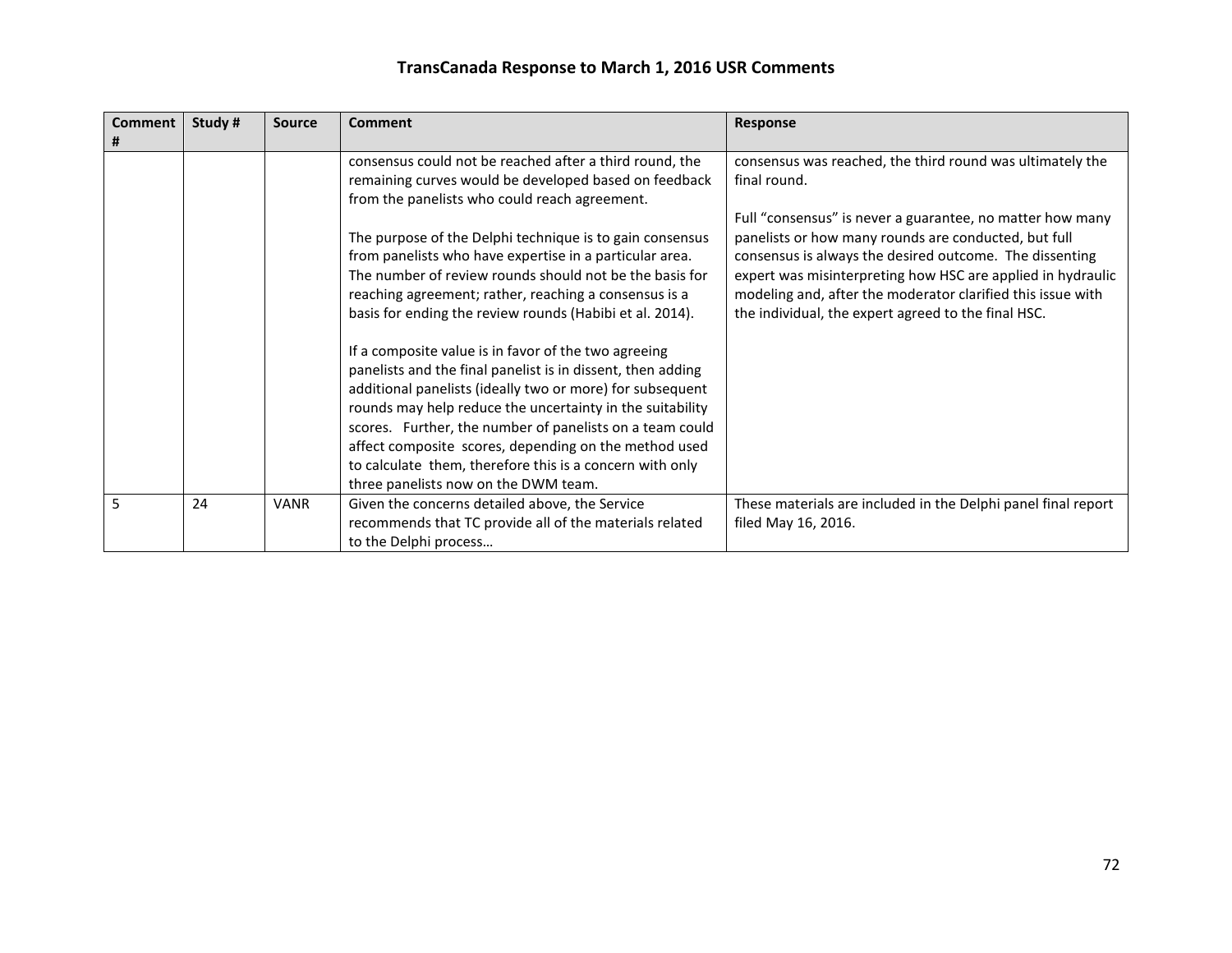# TransCanada Response to March 1, 2016 USR Comments

| Comment # | Study # | Source | Comment | Response |
|---|---|---|---|---|
| | | | consensus could not be reached after a third round, the remaining curves would be developed based on feedback from the panelists who could reach agreement.<br><br>The purpose of the Delphi technique is to gain consensus from panelists who have expertise in a particular area. The number of review rounds should not be the basis for reaching agreement; rather, reaching a consensus is a basis for ending the review rounds (Habibi et al. 2014).<br><br>If a composite value is in favor of the two agreeing panelists and the final panelist is in dissent, then adding additional panelists (ideally two or more) for subsequent rounds may help reduce the uncertainty in the suitability scores. Further, the number of panelists on a team could affect composite scores, depending on the method used to calculate them, therefore this is a concern with only three panelists now on the DWM team. | consensus was reached, the third round was ultimately the final round.<br><br>Full "consensus" is never a guarantee, no matter how many panelists or how many rounds are conducted, but full consensus is always the desired outcome. The dissenting expert was misinterpreting how HSC are applied in hydraulic modeling and, after the moderator clarified this issue with the individual, the expert agreed to the final HSC. |
| 5 | 24 | VANR | Given the concerns detailed above, the Service recommends that TC provide all of the materials related to the Delphi process… | These materials are included in the Delphi panel final report filed May 16, 2016. |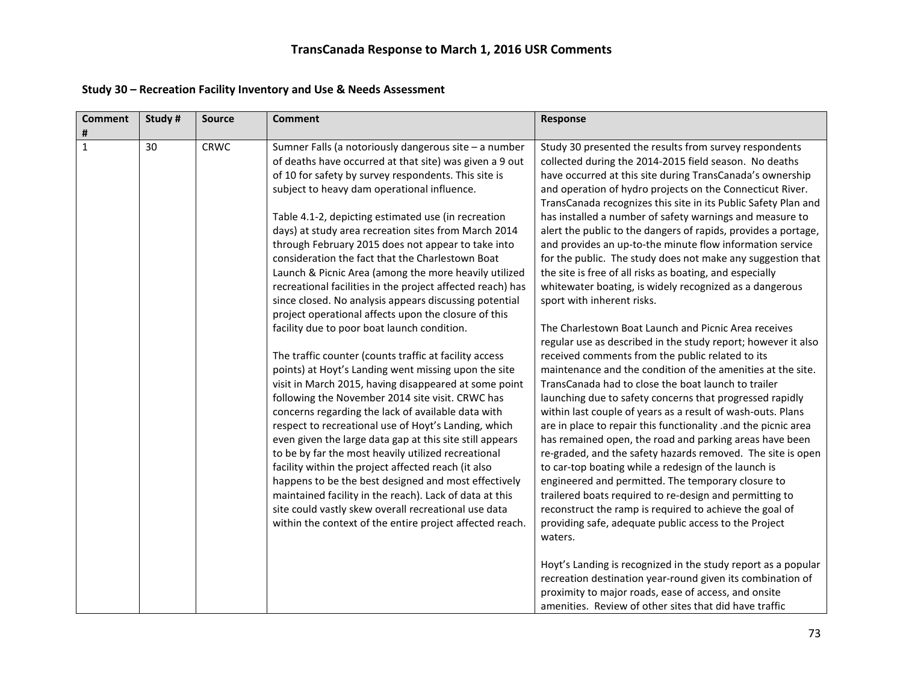## TransCanada Response to March 1, 2016 USR Comments

### Study 30 – Recreation Facility Inventory and Use & Needs Assessment

| Comment # | Study # | Source | Comment | Response |
|---|---|---|---|---|
| 1 | 30 | CRWC | Sumner Falls (a notoriously dangerous site – a number of deaths have occurred at that site) was given a 9 out of 10 for safety by survey respondents. This site is subject to heavy dam operational influence.<br><br>Table 4.1-2, depicting estimated use (in recreation days) at study area recreation sites from March 2014 through February 2015 does not appear to take into consideration the fact that the Charlestown Boat Launch & Picnic Area (among the more heavily utilized recreational facilities in the project affected reach) has since closed. No analysis appears discussing potential project operational affects upon the closure of this facility due to poor boat launch condition.<br><br>The traffic counter (counts traffic at facility access points) at Hoyt's Landing went missing upon the site visit in March 2015, having disappeared at some point following the November 2014 site visit. CRWC has concerns regarding the lack of available data with respect to recreational use of Hoyt's Landing, which even given the large data gap at this site still appears to be by far the most heavily utilized recreational facility within the project affected reach (it also happens to be the best designed and most effectively maintained facility in the reach). Lack of data at this site could vastly skew overall recreational use data within the context of the entire project affected reach. | Study 30 presented the results from survey respondents collected during the 2014-2015 field season. No deaths have occurred at this site during TransCanada's ownership and operation of hydro projects on the Connecticut River. TransCanada recognizes this site in its Public Safety Plan and has installed a number of safety warnings and measure to alert the public to the dangers of rapids, provides a portage, and provides an up-to-the minute flow information service for the public. The study does not make any suggestion that the site is free of all risks as boating, and especially whitewater boating, is widely recognized as a dangerous sport with inherent risks.<br><br>The Charlestown Boat Launch and Picnic Area receives regular use as described in the study report; however it also received comments from the public related to its maintenance and the condition of the amenities at the site. TransCanada had to close the boat launch to trailer launching due to safety concerns that progressed rapidly within last couple of years as a result of wash-outs. Plans are in place to repair this functionality .and the picnic area has remained open, the road and parking areas have been re-graded, and the safety hazards removed. The site is open to car-top boating while a redesign of the launch is engineered and permitted. The temporary closure to trailered boats required to re-design and permitting to reconstruct the ramp is required to achieve the goal of providing safe, adequate public access to the Project waters.<br><br>Hoyt's Landing is recognized in the study report as a popular recreation destination year-round given its combination of proximity to major roads, ease of access, and onsite amenities. Review of other sites that did have traffic |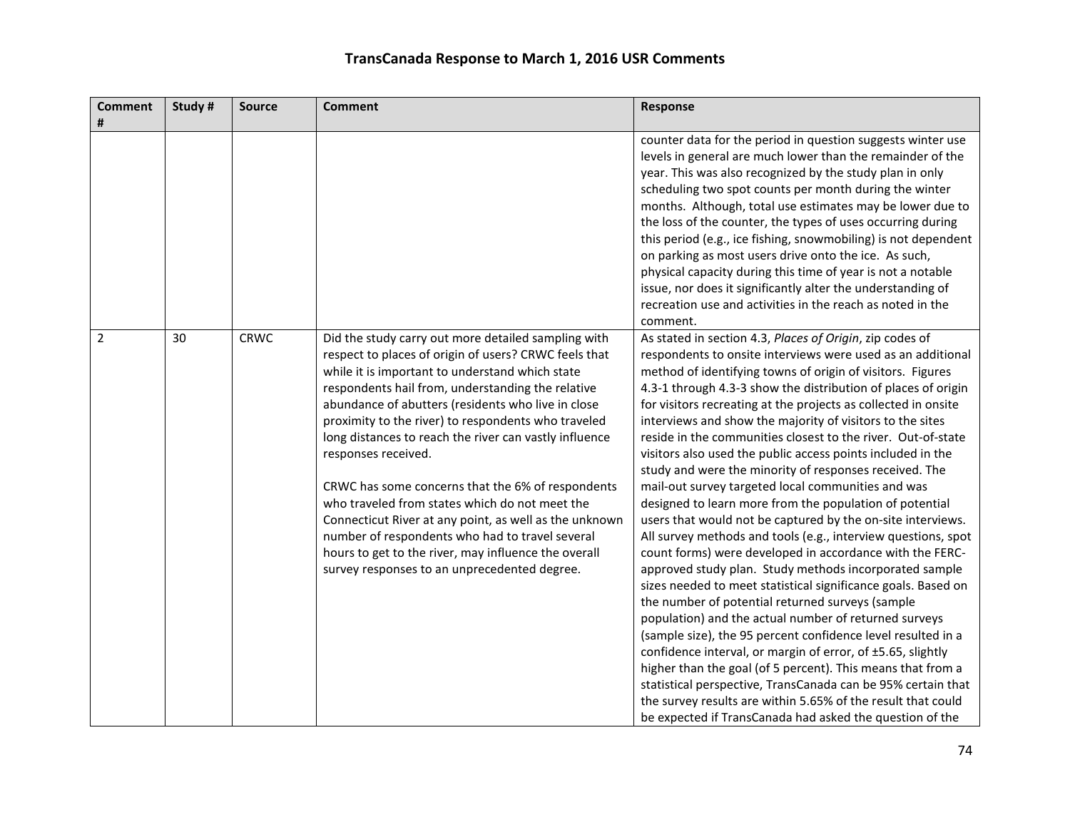# TransCanada Response to March 1, 2016 USR Comments

| Comment # | Study # | Source | Comment | Response |
|---|---|---|---|---|
| | | | | counter data for the period in question suggests winter use levels in general are much lower than the remainder of the year. This was also recognized by the study plan in only scheduling two spot counts per month during the winter months. Although, total use estimates may be lower due to the loss of the counter, the types of uses occurring during this period (e.g., ice fishing, snowmobiling) is not dependent on parking as most users drive onto the ice. As such, physical capacity during this time of year is not a notable issue, nor does it significantly alter the understanding of recreation use and activities in the reach as noted in the comment. |
| 2 | 30 | CRWC | Did the study carry out more detailed sampling with respect to places of origin of users? CRWC feels that while it is important to understand which state respondents hail from, understanding the relative abundance of abutters (residents who live in close proximity to the river) to respondents who traveled long distances to reach the river can vastly influence responses received.<br><br>CRWC has some concerns that the 6% of respondents who traveled from states which do not meet the Connecticut River at any point, as well as the unknown number of respondents who had to travel several hours to get to the river, may influence the overall survey responses to an unprecedented degree. | As stated in section 4.3, *Places of Origin*, zip codes of respondents to onsite interviews were used as an additional method of identifying towns of origin of visitors. Figures 4.3-1 through 4.3-3 show the distribution of places of origin for visitors recreating at the projects as collected in onsite interviews and show the majority of visitors to the sites reside in the communities closest to the river. Out-of-state visitors also used the public access points included in the study and were the minority of responses received. The mail-out survey targeted local communities and was designed to learn more from the population of potential users that would not be captured by the on-site interviews. All survey methods and tools (e.g., interview questions, spot count forms) were developed in accordance with the FERC-approved study plan. Study methods incorporated sample sizes needed to meet statistical significance goals. Based on the number of potential returned surveys (sample population) and the actual number of returned surveys (sample size), the 95 percent confidence level resulted in a confidence interval, or margin of error, of ±5.65, slightly higher than the goal (of 5 percent). This means that from a statistical perspective, TransCanada can be 95% certain that the survey results are within 5.65% of the result that could be expected if TransCanada had asked the question of the |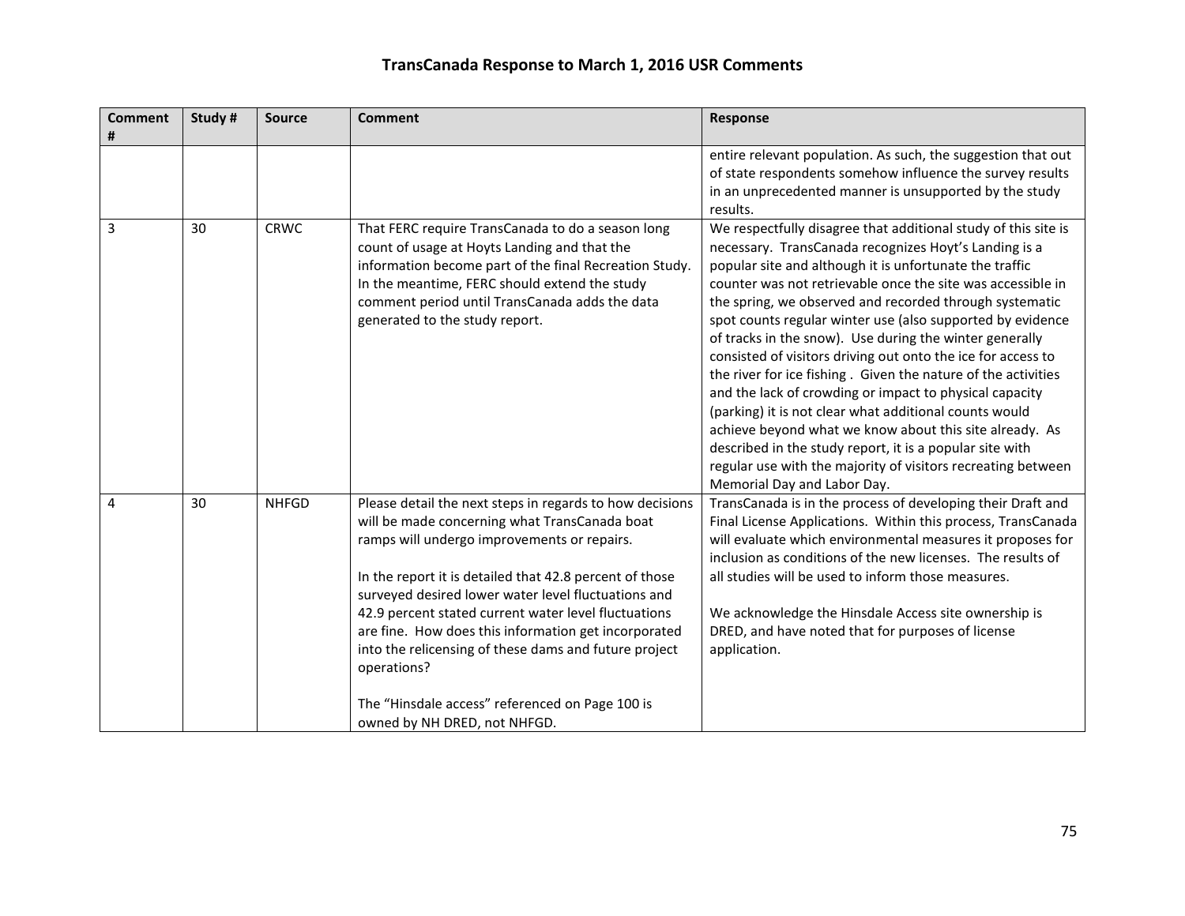# TransCanada Response to March 1, 2016 USR Comments

| Comment # | Study # | Source | Comment | Response |
|---|---|---|---|---|
| | | | | entire relevant population. As such, the suggestion that out of state respondents somehow influence the survey results in an unprecedented manner is unsupported by the study results. |
| 3 | 30 | CRWC | That FERC require TransCanada to do a season long count of usage at Hoyts Landing and that the information become part of the final Recreation Study. In the meantime, FERC should extend the study comment period until TransCanada adds the data generated to the study report. | We respectfully disagree that additional study of this site is necessary. TransCanada recognizes Hoyt's Landing is a popular site and although it is unfortunate the traffic counter was not retrievable once the site was accessible in the spring, we observed and recorded through systematic spot counts regular winter use (also supported by evidence of tracks in the snow). Use during the winter generally consisted of visitors driving out onto the ice for access to the river for ice fishing . Given the nature of the activities and the lack of crowding or impact to physical capacity (parking) it is not clear what additional counts would achieve beyond what we know about this site already. As described in the study report, it is a popular site with regular use with the majority of visitors recreating between Memorial Day and Labor Day. |
| 4 | 30 | NHFGD | Please detail the next steps in regards to how decisions will be made concerning what TransCanada boat ramps will undergo improvements or repairs.<br><br>In the report it is detailed that 42.8 percent of those surveyed desired lower water level fluctuations and 42.9 percent stated current water level fluctuations are fine. How does this information get incorporated into the relicensing of these dams and future project operations?<br><br>The "Hinsdale access" referenced on Page 100 is owned by NH DRED, not NHFGD. | TransCanada is in the process of developing their Draft and Final License Applications. Within this process, TransCanada will evaluate which environmental measures it proposes for inclusion as conditions of the new licenses. The results of all studies will be used to inform those measures.<br><br>We acknowledge the Hinsdale Access site ownership is DRED, and have noted that for purposes of license application. |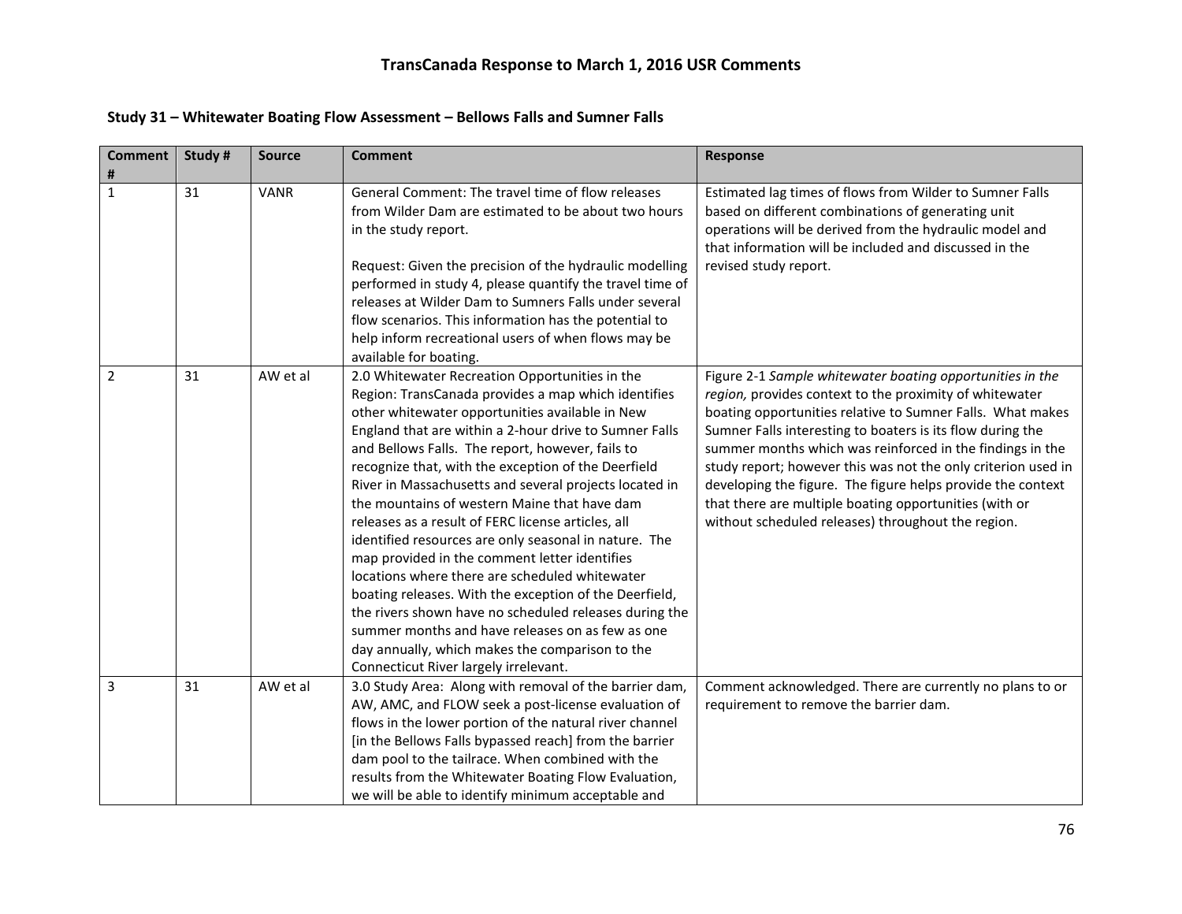# TransCanada Response to March 1, 2016 USR Comments

## Study 31 – Whitewater Boating Flow Assessment – Bellows Falls and Sumner Falls

| Comment # | Study # | Source | Comment | Response |
|---|---|---|---|---|
| 1 | 31 | VANR | General Comment: The travel time of flow releases from Wilder Dam are estimated to be about two hours in the study report.<br><br>Request: Given the precision of the hydraulic modelling performed in study 4, please quantify the travel time of releases at Wilder Dam to Sumners Falls under several flow scenarios. This information has the potential to help inform recreational users of when flows may be available for boating. | Estimated lag times of flows from Wilder to Sumner Falls based on different combinations of generating unit operations will be derived from the hydraulic model and that information will be included and discussed in the revised study report. |
| 2 | 31 | AW et al | 2.0 Whitewater Recreation Opportunities in the Region: TransCanada provides a map which identifies other whitewater opportunities available in New England that are within a 2-hour drive to Sumner Falls and Bellows Falls. The report, however, fails to recognize that, with the exception of the Deerfield River in Massachusetts and several projects located in the mountains of western Maine that have dam releases as a result of FERC license articles, all identified resources are only seasonal in nature. The map provided in the comment letter identifies locations where there are scheduled whitewater boating releases. With the exception of the Deerfield, the rivers shown have no scheduled releases during the summer months and have releases on as few as one day annually, which makes the comparison to the Connecticut River largely irrelevant. | Figure 2-1 *Sample whitewater boating opportunities in the region,* provides context to the proximity of whitewater boating opportunities relative to Sumner Falls. What makes Sumner Falls interesting to boaters is its flow during the summer months which was reinforced in the findings in the study report; however this was not the only criterion used in developing the figure. The figure helps provide the context that there are multiple boating opportunities (with or without scheduled releases) throughout the region. |
| 3 | 31 | AW et al | 3.0 Study Area: Along with removal of the barrier dam, AW, AMC, and FLOW seek a post-license evaluation of flows in the lower portion of the natural river channel [in the Bellows Falls bypassed reach] from the barrier dam pool to the tailrace. When combined with the results from the Whitewater Boating Flow Evaluation, we will be able to identify minimum acceptable and | Comment acknowledged. There are currently no plans to or requirement to remove the barrier dam. |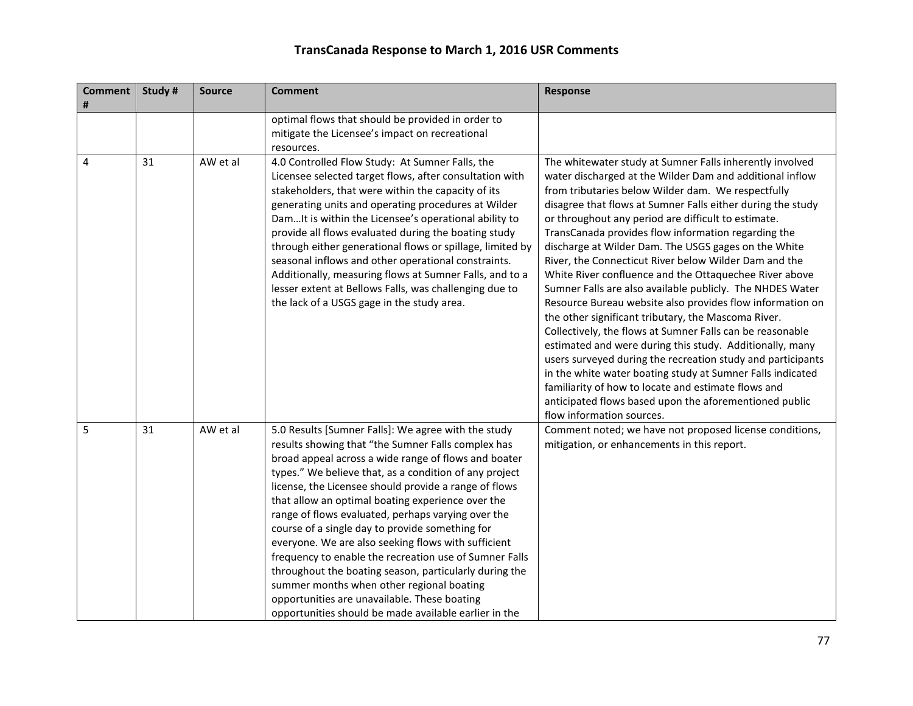# TransCanada Response to March 1, 2016 USR Comments

| Comment # | Study # | Source | Comment | Response |
|---|---|---|---|---|
| | | | optimal flows that should be provided in order to mitigate the Licensee's impact on recreational resources. | |
| 4 | 31 | AW et al | 4.0 Controlled Flow Study: At Sumner Falls, the Licensee selected target flows, after consultation with stakeholders, that were within the capacity of its generating units and operating procedures at Wilder Dam…It is within the Licensee's operational ability to provide all flows evaluated during the boating study through either generational flows or spillage, limited by seasonal inflows and other operational constraints. Additionally, measuring flows at Sumner Falls, and to a lesser extent at Bellows Falls, was challenging due to the lack of a USGS gage in the study area. | The whitewater study at Sumner Falls inherently involved water discharged at the Wilder Dam and additional inflow from tributaries below Wilder dam. We respectfully disagree that flows at Sumner Falls either during the study or throughout any period are difficult to estimate. TransCanada provides flow information regarding the discharge at Wilder Dam. The USGS gages on the White River, the Connecticut River below Wilder Dam and the White River confluence and the Ottaquechee River above Sumner Falls are also available publicly. The NHDES Water Resource Bureau website also provides flow information on the other significant tributary, the Mascoma River. Collectively, the flows at Sumner Falls can be reasonable estimated and were during this study. Additionally, many users surveyed during the recreation study and participants in the white water boating study at Sumner Falls indicated familiarity of how to locate and estimate flows and anticipated flows based upon the aforementioned public flow information sources. |
| 5 | 31 | AW et al | 5.0 Results [Sumner Falls]: We agree with the study results showing that "the Sumner Falls complex has broad appeal across a wide range of flows and boater types." We believe that, as a condition of any project license, the Licensee should provide a range of flows that allow an optimal boating experience over the range of flows evaluated, perhaps varying over the course of a single day to provide something for everyone. We are also seeking flows with sufficient frequency to enable the recreation use of Sumner Falls throughout the boating season, particularly during the summer months when other regional boating opportunities are unavailable. These boating opportunities should be made available earlier in the | Comment noted; we have not proposed license conditions, mitigation, or enhancements in this report. |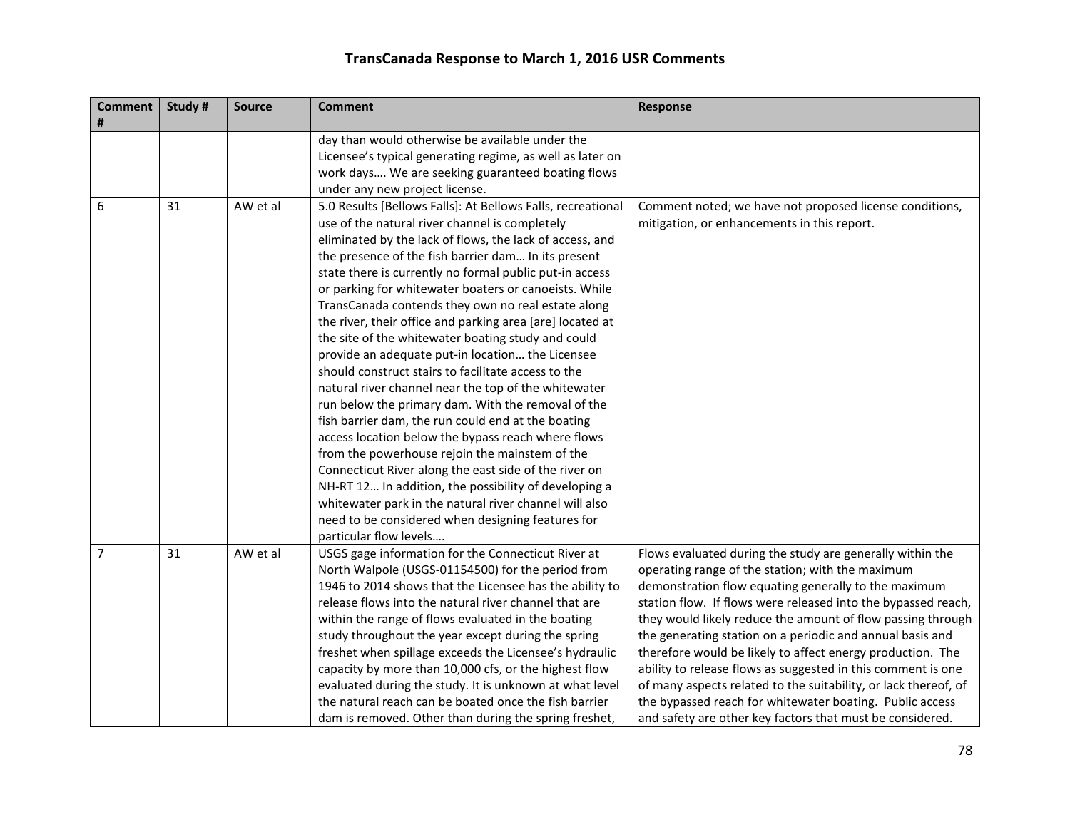# TransCanada Response to March 1, 2016 USR Comments

| Comment # | Study # | Source | Comment | Response |
|---|---|---|---|---|
| | | | day than would otherwise be available under the Licensee's typical generating regime, as well as later on work days…. We are seeking guaranteed boating flows under any new project license. | |
| 6 | 31 | AW et al | 5.0 Results [Bellows Falls]: At Bellows Falls, recreational use of the natural river channel is completely eliminated by the lack of flows, the lack of access, and the presence of the fish barrier dam… In its present state there is currently no formal public put-in access or parking for whitewater boaters or canoeists. While TransCanada contends they own no real estate along the river, their office and parking area [are] located at the site of the whitewater boating study and could provide an adequate put-in location… the Licensee should construct stairs to facilitate access to the natural river channel near the top of the whitewater run below the primary dam. With the removal of the fish barrier dam, the run could end at the boating access location below the bypass reach where flows from the powerhouse rejoin the mainstem of the Connecticut River along the east side of the river on NH-RT 12… In addition, the possibility of developing a whitewater park in the natural river channel will also need to be considered when designing features for particular flow levels…. | Comment noted; we have not proposed license conditions, mitigation, or enhancements in this report. |
| 7 | 31 | AW et al | USGS gage information for the Connecticut River at North Walpole (USGS-01154500) for the period from 1946 to 2014 shows that the Licensee has the ability to release flows into the natural river channel that are within the range of flows evaluated in the boating study throughout the year except during the spring freshet when spillage exceeds the Licensee's hydraulic capacity by more than 10,000 cfs, or the highest flow evaluated during the study. It is unknown at what level the natural reach can be boated once the fish barrier dam is removed. Other than during the spring freshet, | Flows evaluated during the study are generally within the operating range of the station; with the maximum demonstration flow equating generally to the maximum station flow. If flows were released into the bypassed reach, they would likely reduce the amount of flow passing through the generating station on a periodic and annual basis and therefore would be likely to affect energy production. The ability to release flows as suggested in this comment is one of many aspects related to the suitability, or lack thereof, of the bypassed reach for whitewater boating. Public access and safety are other key factors that must be considered. |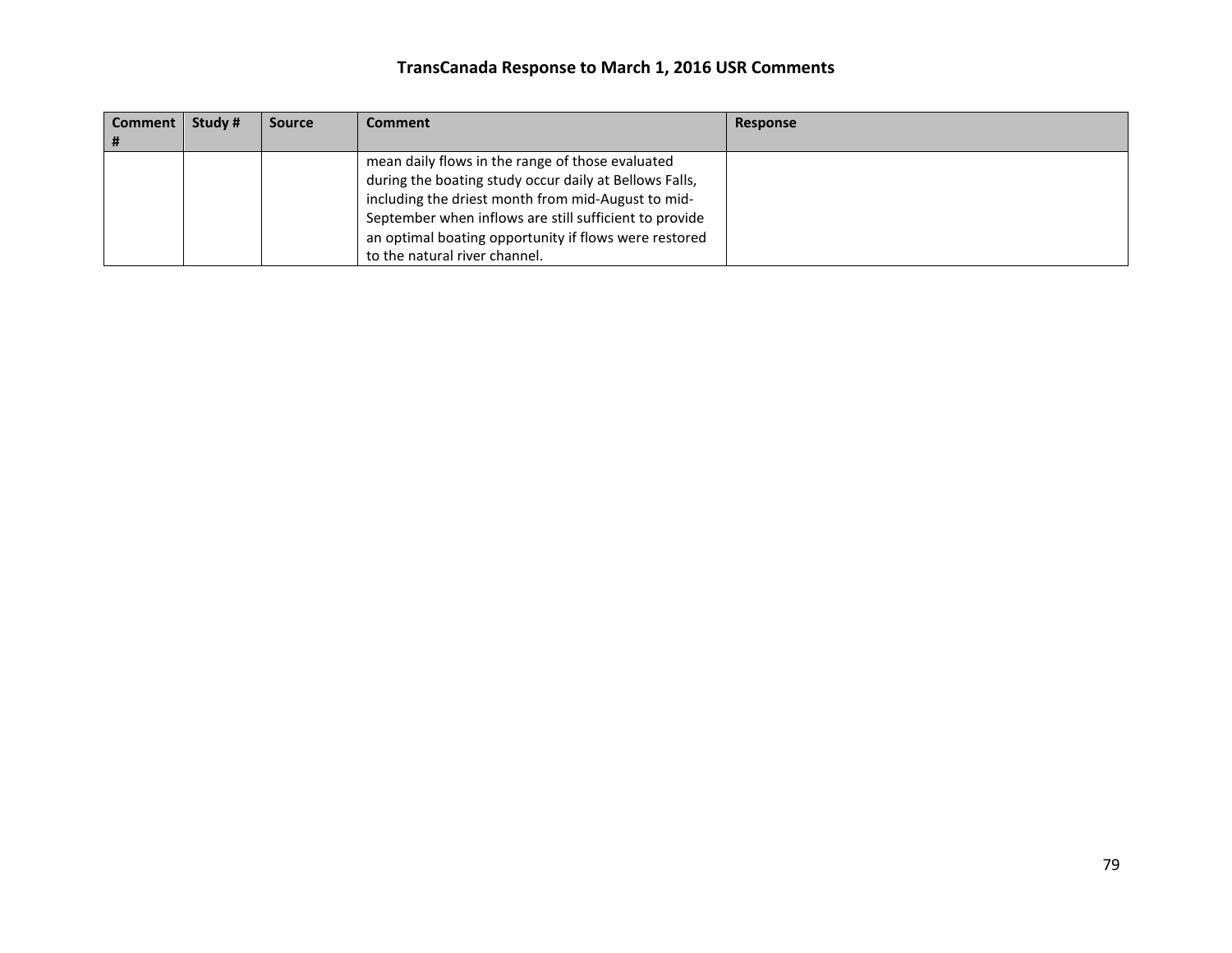# TransCanada Response to March 1, 2016 USR Comments

| Comment # | Study # | Source | Comment | Response |
|---|---|---|---|---|
| | | | mean daily flows in the range of those evaluated during the boating study occur daily at Bellows Falls, including the driest month from mid-August to mid-September when inflows are still sufficient to provide an optimal boating opportunity if flows were restored to the natural river channel. | |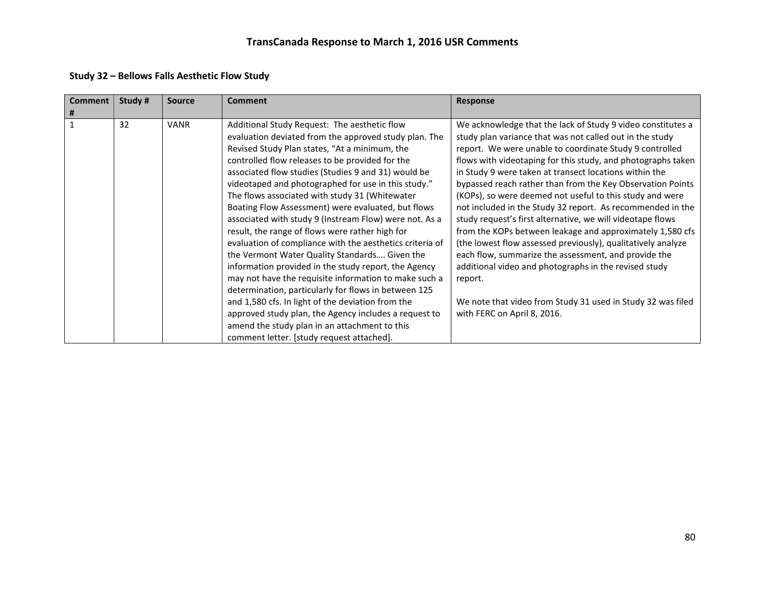# TransCanada Response to March 1, 2016 USR Comments

## Study 32 – Bellows Falls Aesthetic Flow Study

| Comment # | Study # | Source | Comment | Response |
|---|---|---|---|---|
| 1 | 32 | VANR | Additional Study Request: The aesthetic flow evaluation deviated from the approved study plan. The Revised Study Plan states, "At a minimum, the controlled flow releases to be provided for the associated flow studies (Studies 9 and 31) would be videotaped and photographed for use in this study." The flows associated with study 31 (Whitewater Boating Flow Assessment) were evaluated, but flows associated with study 9 (Instream Flow) were not. As a result, the range of flows were rather high for evaluation of compliance with the aesthetics criteria of the Vermont Water Quality Standards…. Given the information provided in the study report, the Agency may not have the requisite information to make such a determination, particularly for flows in between 125 and 1,580 cfs. In light of the deviation from the approved study plan, the Agency includes a request to amend the study plan in an attachment to this comment letter. [study request attached]. | We acknowledge that the lack of Study 9 video constitutes a study plan variance that was not called out in the study report. We were unable to coordinate Study 9 controlled flows with videotaping for this study, and photographs taken in Study 9 were taken at transect locations within the bypassed reach rather than from the Key Observation Points (KOPs), so were deemed not useful to this study and were not included in the Study 32 report. As recommended in the study request's first alternative, we will videotape flows from the KOPs between leakage and approximately 1,580 cfs (the lowest flow assessed previously), qualitatively analyze each flow, summarize the assessment, and provide the additional video and photographs in the revised study report.<br><br>We note that video from Study 31 used in Study 32 was filed with FERC on April 8, 2016. |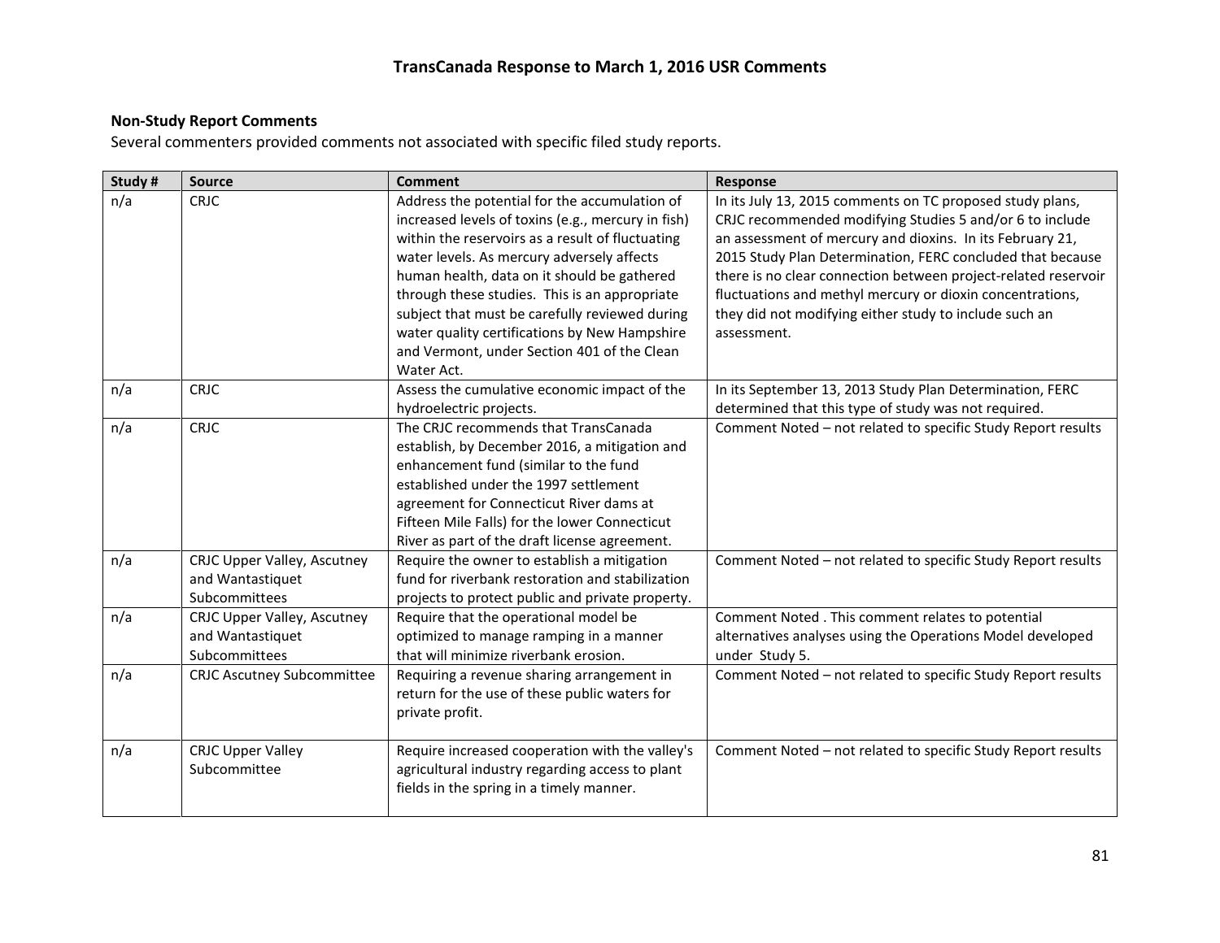# TransCanada Response to March 1, 2016 USR Comments

**Non-Study Report Comments**

Several commenters provided comments not associated with specific filed study reports.

| Study # | Source | Comment | Response |
|---|---|---|---|
| n/a | CRJC | Address the potential for the accumulation of increased levels of toxins (e.g., mercury in fish) within the reservoirs as a result of fluctuating water levels. As mercury adversely affects human health, data on it should be gathered through these studies. This is an appropriate subject that must be carefully reviewed during water quality certifications by New Hampshire and Vermont, under Section 401 of the Clean Water Act. | In its July 13, 2015 comments on TC proposed study plans, CRJC recommended modifying Studies 5 and/or 6 to include an assessment of mercury and dioxins. In its February 21, 2015 Study Plan Determination, FERC concluded that because there is no clear connection between project-related reservoir fluctuations and methyl mercury or dioxin concentrations, they did not modifying either study to include such an assessment. |
| n/a | CRJC | Assess the cumulative economic impact of the hydroelectric projects. | In its September 13, 2013 Study Plan Determination, FERC determined that this type of study was not required. |
| n/a | CRJC | The CRJC recommends that TransCanada establish, by December 2016, a mitigation and enhancement fund (similar to the fund established under the 1997 settlement agreement for Connecticut River dams at Fifteen Mile Falls) for the lower Connecticut River as part of the draft license agreement. | Comment Noted – not related to specific Study Report results |
| n/a | CRJC Upper Valley, Ascutney and Wantastiquet Subcommittees | Require the owner to establish a mitigation fund for riverbank restoration and stabilization projects to protect public and private property. | Comment Noted – not related to specific Study Report results |
| n/a | CRJC Upper Valley, Ascutney and Wantastiquet Subcommittees | Require that the operational model be optimized to manage ramping in a manner that will minimize riverbank erosion. | Comment Noted . This comment relates to potential alternatives analyses using the Operations Model developed under Study 5. |
| n/a | CRJC Ascutney Subcommittee | Requiring a revenue sharing arrangement in return for the use of these public waters for private profit. | Comment Noted – not related to specific Study Report results |
| n/a | CRJC Upper Valley Subcommittee | Require increased cooperation with the valley's agricultural industry regarding access to plant fields in the spring in a timely manner. | Comment Noted – not related to specific Study Report results |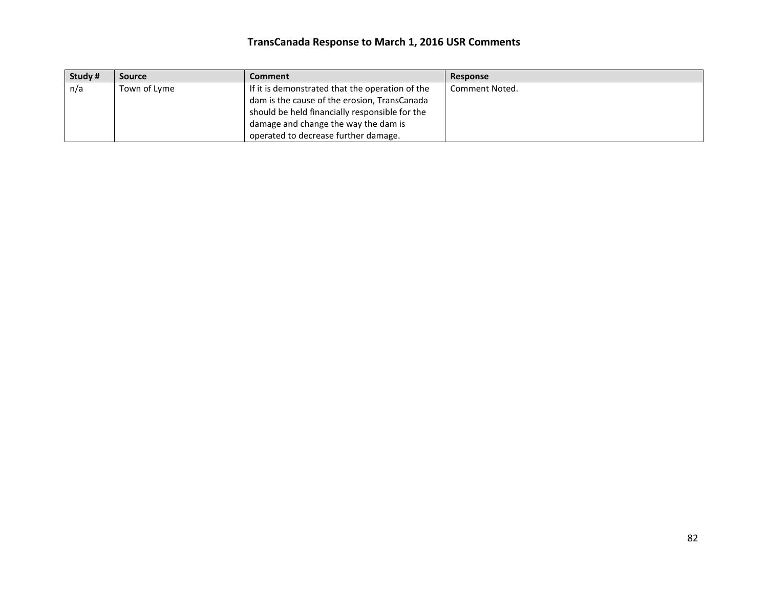# TransCanada Response to March 1, 2016 USR Comments

| Study # | Source | Comment | Response |
|---|---|---|---|
| n/a | Town of Lyme | If it is demonstrated that the operation of the dam is the cause of the erosion, TransCanada should be held financially responsible for the damage and change the way the dam is operated to decrease further damage. | Comment Noted. |